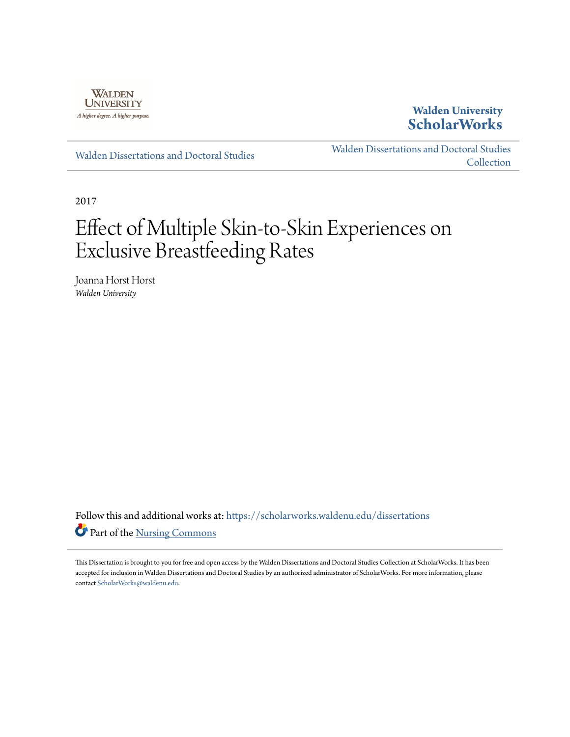Walden University
ScholarWorks

Walden Dissertations and Doctoral Studies

Walden Dissertations and Doctoral Studies Collection

2017

# Effect of Multiple Skin-to-Skin Experiences on Exclusive Breastfeeding Rates

Joanna Horst Horst
*Walden University*

Follow this and additional works at: https://scholarworks.waldenu.edu/dissertations

Part of the Nursing Commons

This Dissertation is brought to you for free and open access by the Walden Dissertations and Doctoral Studies Collection at ScholarWorks. It has been accepted for inclusion in Walden Dissertations and Doctoral Studies by an authorized administrator of ScholarWorks. For more information, please contact ScholarWorks@waldenu.edu.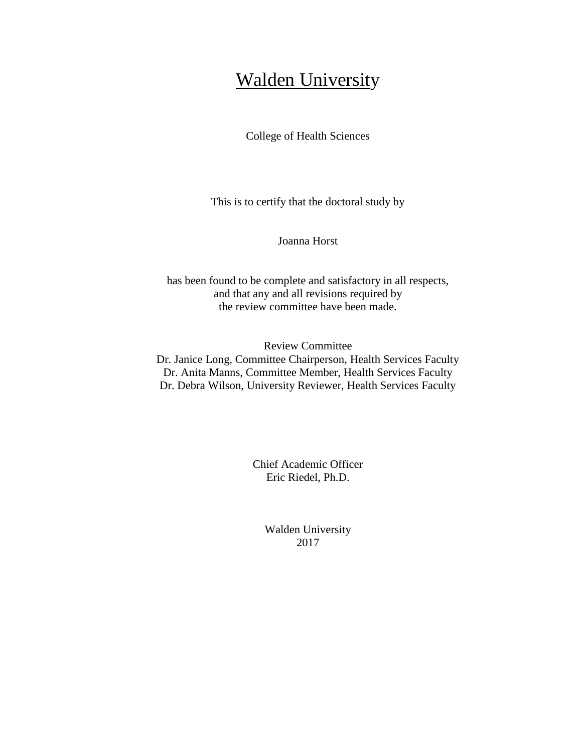# Walden University

College of Health Sciences

This is to certify that the doctoral study by

Joanna Horst

has been found to be complete and satisfactory in all respects,
and that any and all revisions required by
the review committee have been made.

Review Committee
Dr. Janice Long, Committee Chairperson, Health Services Faculty
Dr. Anita Manns, Committee Member, Health Services Faculty
Dr. Debra Wilson, University Reviewer, Health Services Faculty

Chief Academic Officer
Eric Riedel, Ph.D.

Walden University
2017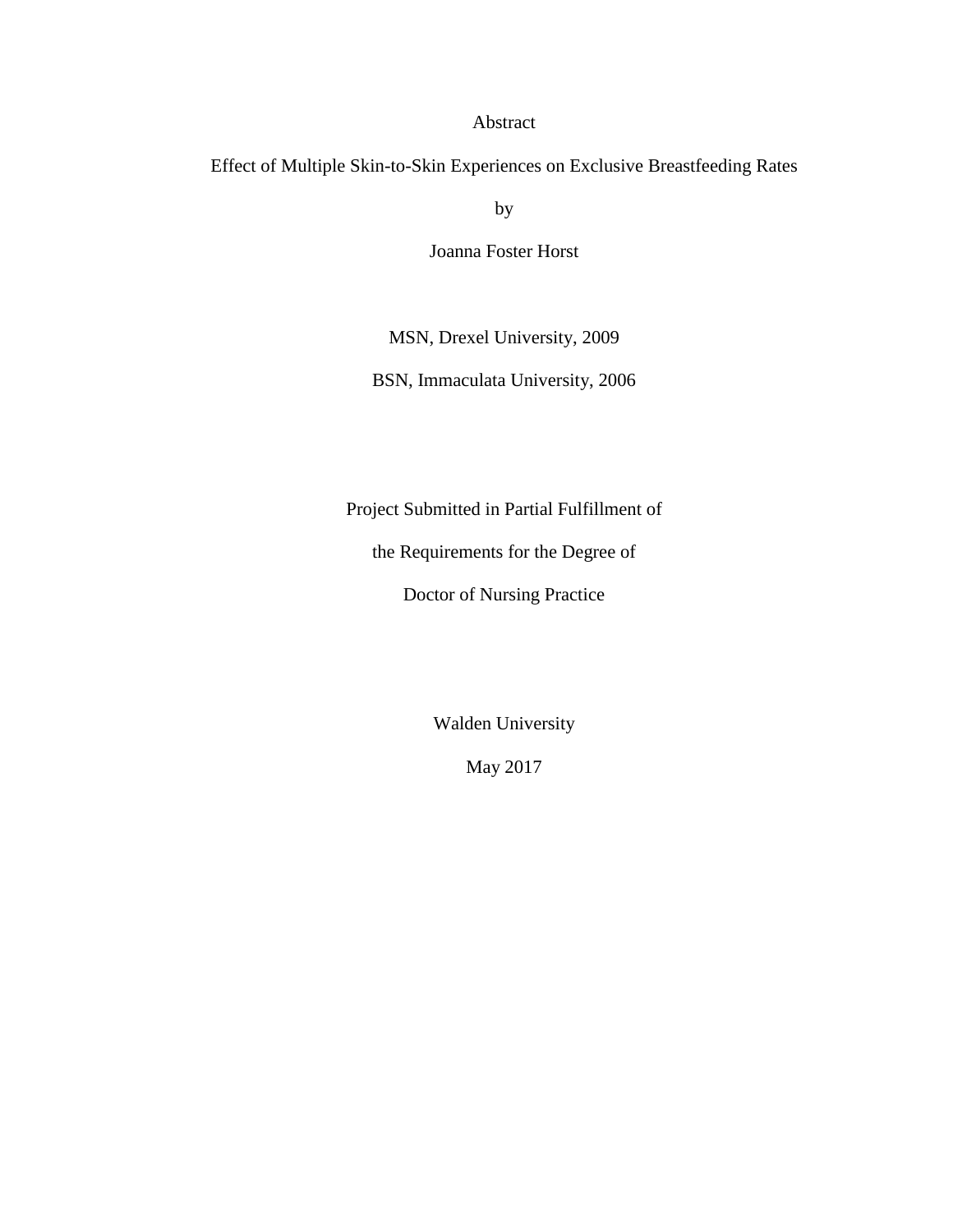Abstract

Effect of Multiple Skin-to-Skin Experiences on Exclusive Breastfeeding Rates

by

Joanna Foster Horst

MSN, Drexel University, 2009

BSN, Immaculata University, 2006

Project Submitted in Partial Fulfillment of

the Requirements for the Degree of

Doctor of Nursing Practice

Walden University

May 2017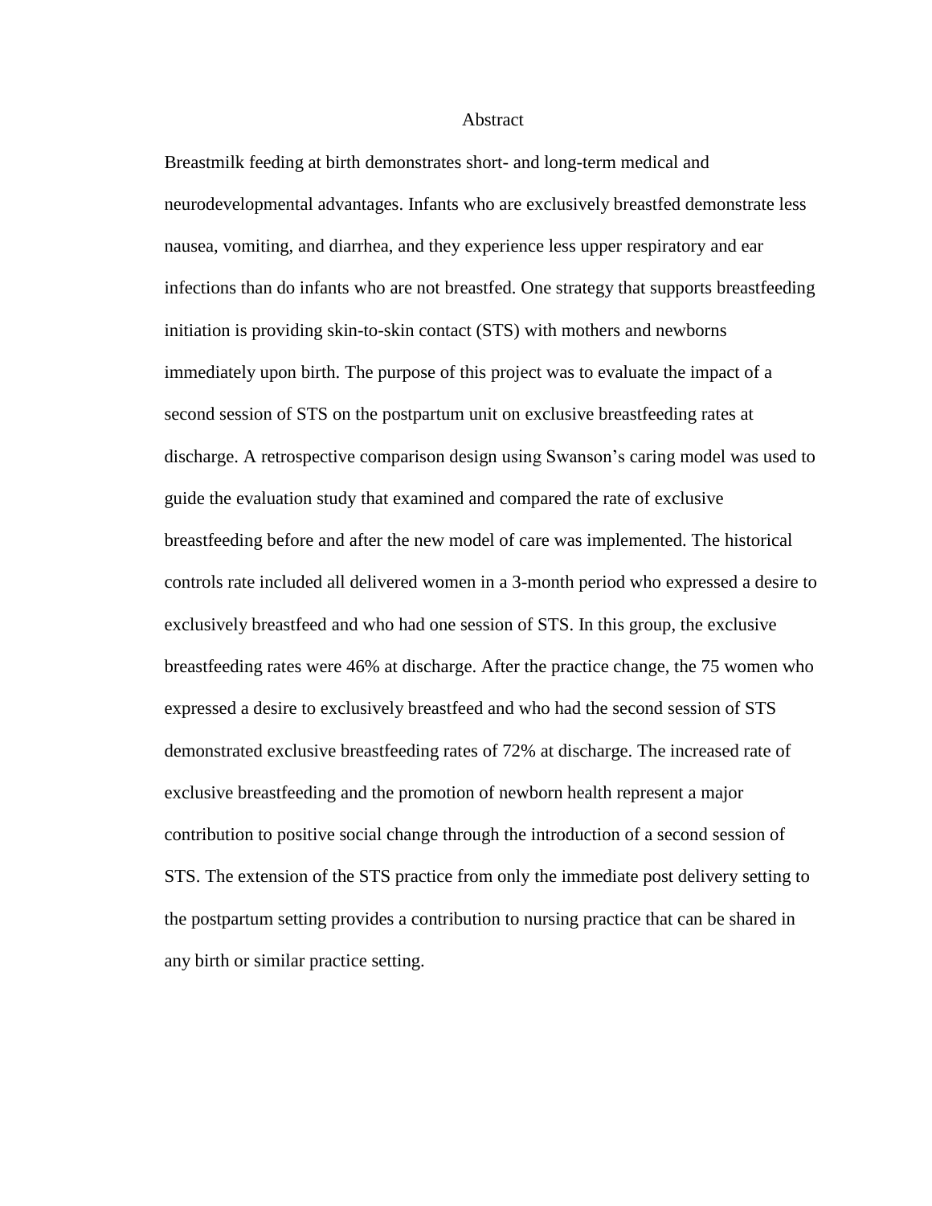# Abstract

Breastmilk feeding at birth demonstrates short- and long-term medical and neurodevelopmental advantages. Infants who are exclusively breastfed demonstrate less nausea, vomiting, and diarrhea, and they experience less upper respiratory and ear infections than do infants who are not breastfed. One strategy that supports breastfeeding initiation is providing skin-to-skin contact (STS) with mothers and newborns immediately upon birth. The purpose of this project was to evaluate the impact of a second session of STS on the postpartum unit on exclusive breastfeeding rates at discharge. A retrospective comparison design using Swanson's caring model was used to guide the evaluation study that examined and compared the rate of exclusive breastfeeding before and after the new model of care was implemented. The historical controls rate included all delivered women in a 3-month period who expressed a desire to exclusively breastfeed and who had one session of STS. In this group, the exclusive breastfeeding rates were 46% at discharge. After the practice change, the 75 women who expressed a desire to exclusively breastfeed and who had the second session of STS demonstrated exclusive breastfeeding rates of 72% at discharge. The increased rate of exclusive breastfeeding and the promotion of newborn health represent a major contribution to positive social change through the introduction of a second session of STS. The extension of the STS practice from only the immediate post delivery setting to the postpartum setting provides a contribution to nursing practice that can be shared in any birth or similar practice setting.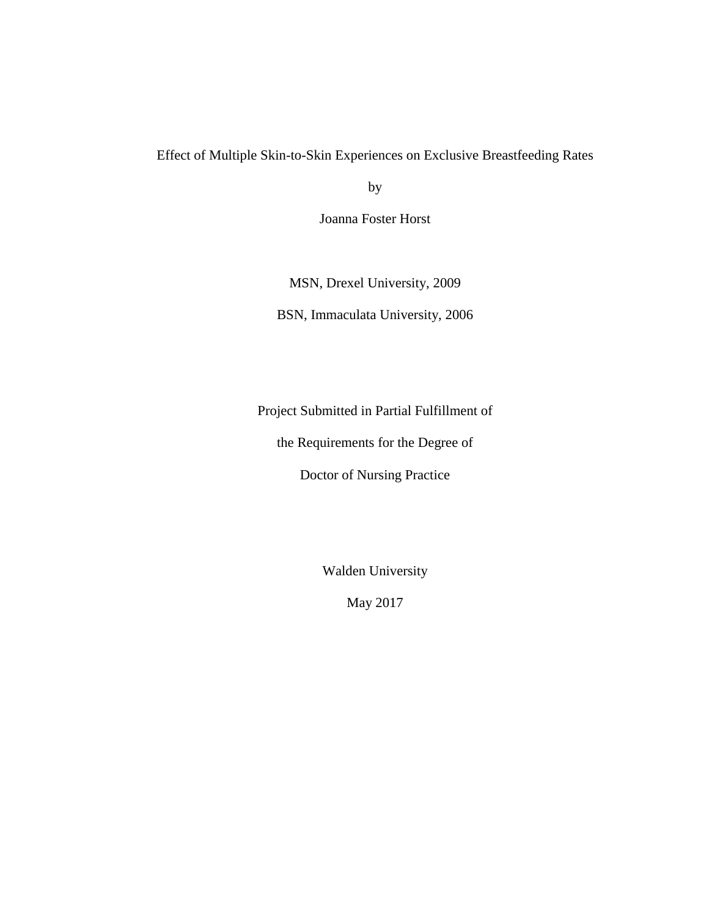Effect of Multiple Skin-to-Skin Experiences on Exclusive Breastfeeding Rates

by

Joanna Foster Horst

MSN, Drexel University, 2009

BSN, Immaculata University, 2006

Project Submitted in Partial Fulfillment of

the Requirements for the Degree of

Doctor of Nursing Practice

Walden University

May 2017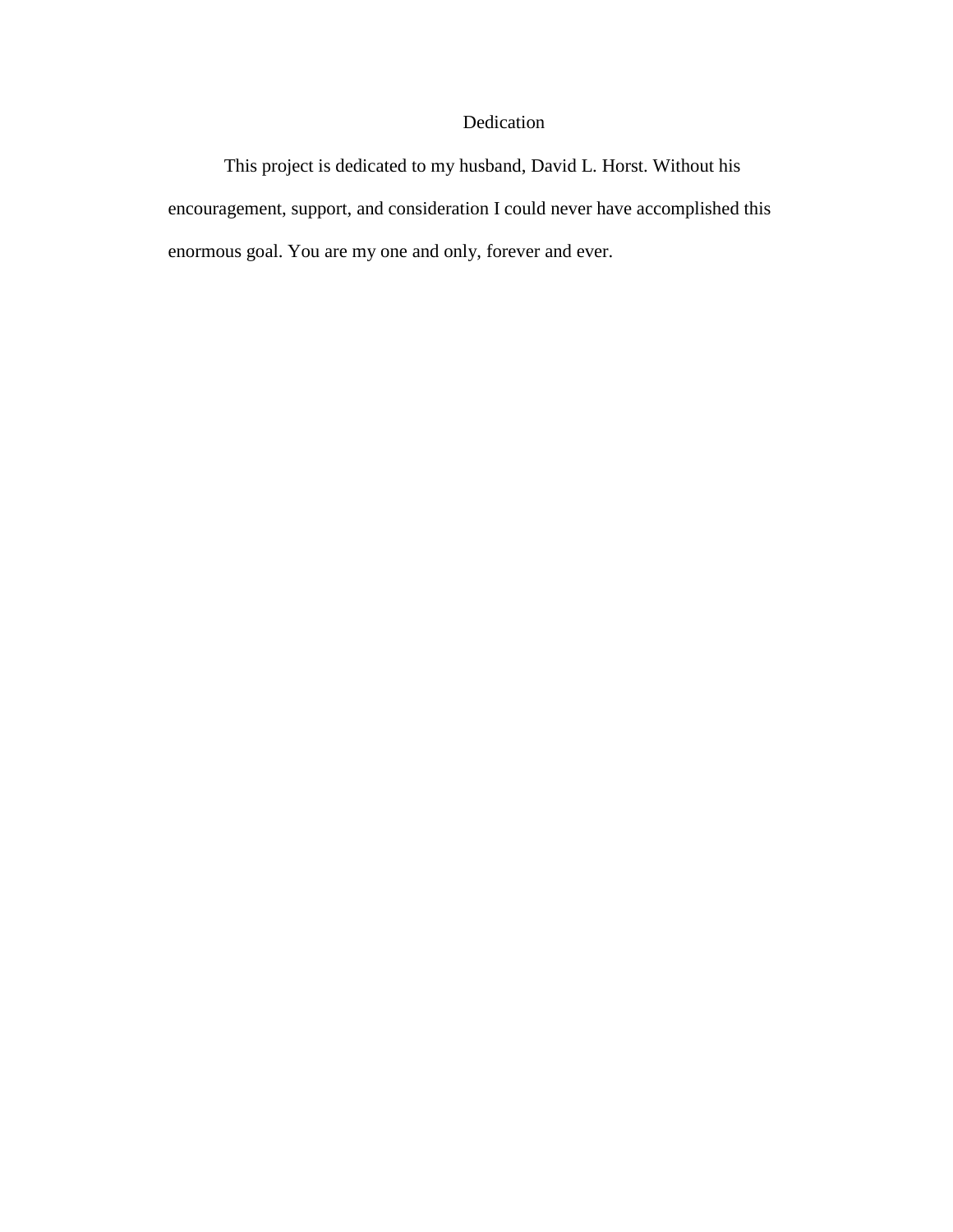# Dedication

This project is dedicated to my husband, David L. Horst. Without his encouragement, support, and consideration I could never have accomplished this enormous goal. You are my one and only, forever and ever.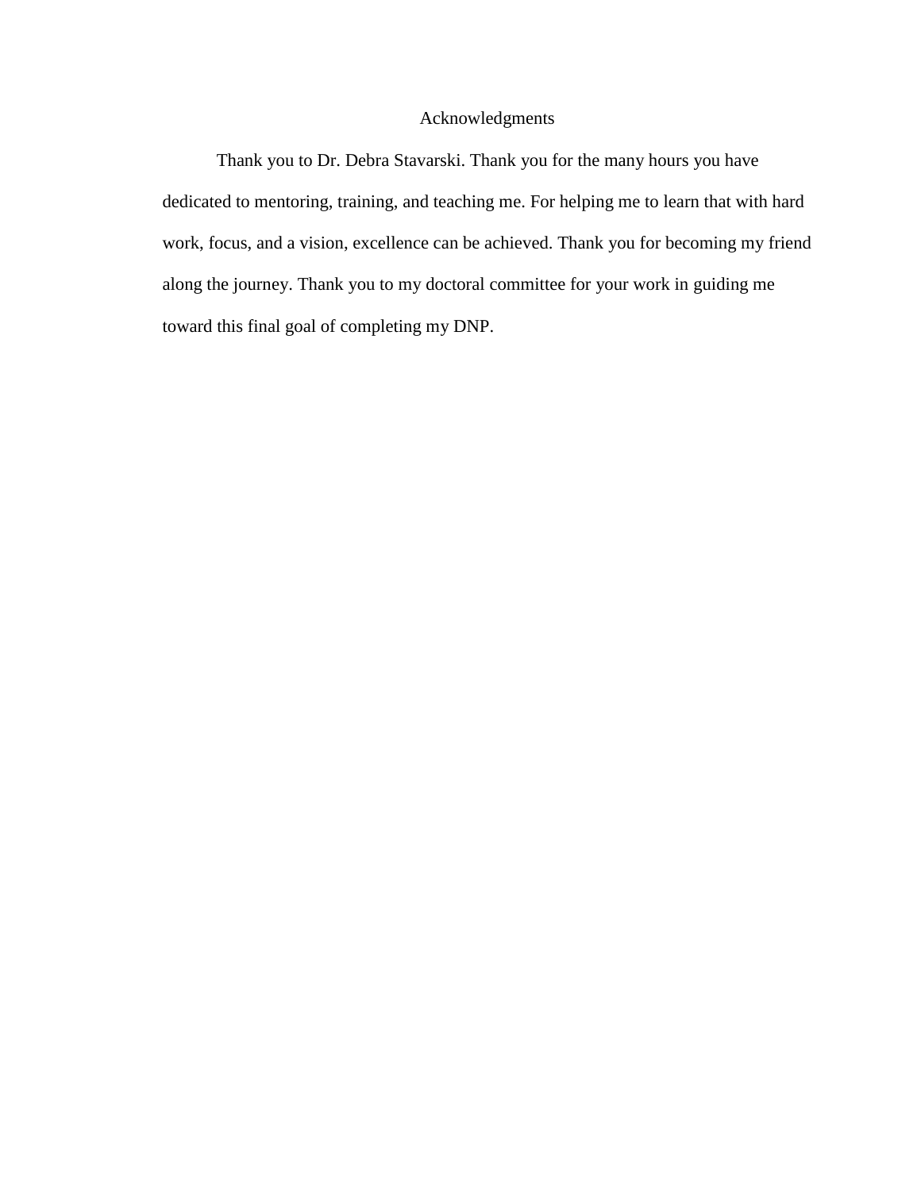# Acknowledgments

Thank you to Dr. Debra Stavarski. Thank you for the many hours you have dedicated to mentoring, training, and teaching me. For helping me to learn that with hard work, focus, and a vision, excellence can be achieved. Thank you for becoming my friend along the journey. Thank you to my doctoral committee for your work in guiding me toward this final goal of completing my DNP.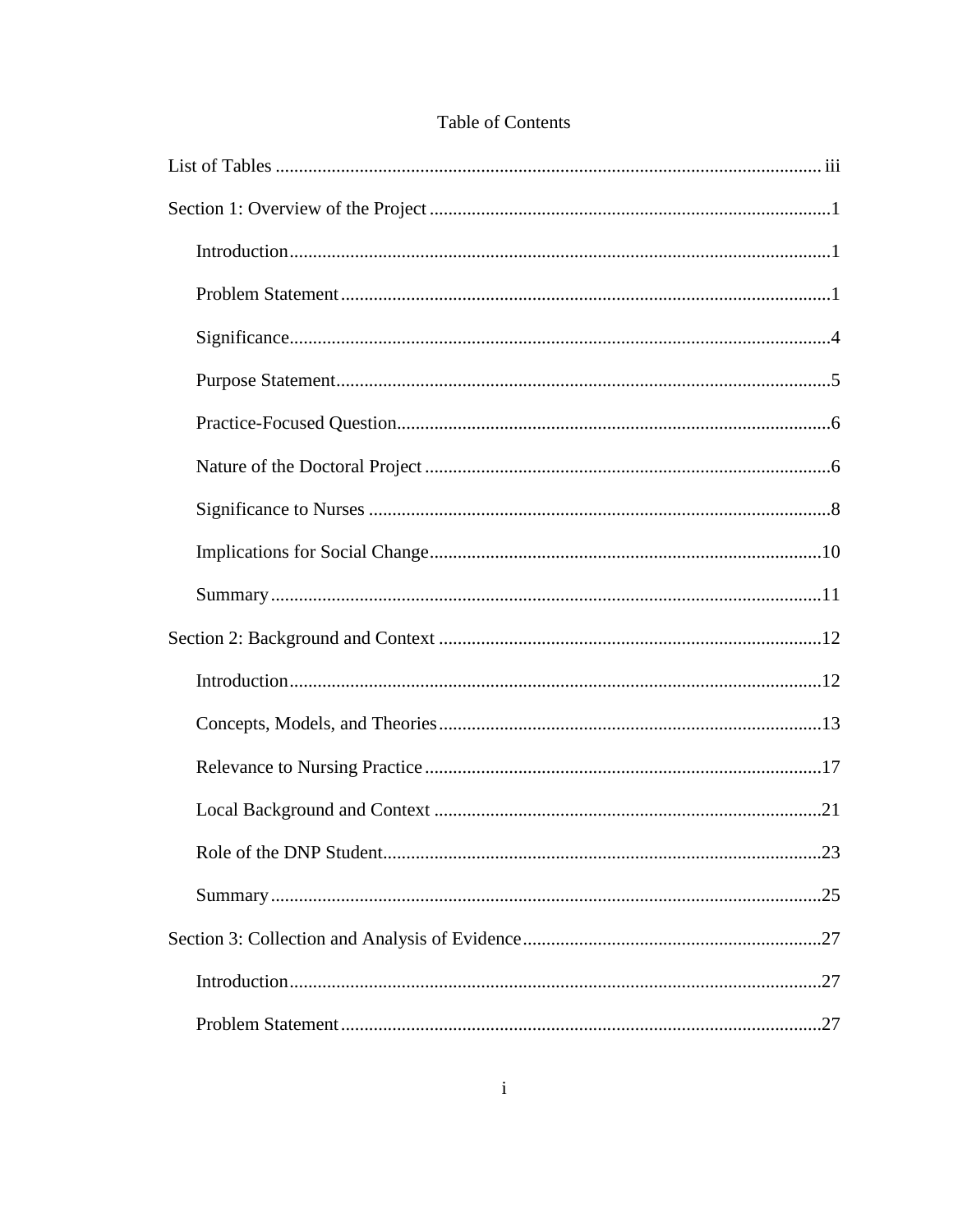# Table of Contents

List of Tables ..................................................................................................................... iii

Section 1: Overview of the Project .....................................................................................1

Introduction ...................................................................................................................1

Problem Statement .........................................................................................................1

Significance ...................................................................................................................4

Purpose Statement .........................................................................................................5

Practice-Focused Question ............................................................................................6

Nature of the Doctoral Project ......................................................................................6

Significance to Nurses ..................................................................................................8

Implications for Social Change ....................................................................................10

Summary .....................................................................................................................11

Section 2: Background and Context ..................................................................................12

Introduction .................................................................................................................12

Concepts, Models, and Theories .................................................................................13

Relevance to Nursing Practice .....................................................................................17

Local Background and Context ...................................................................................21

Role of the DNP Student .............................................................................................23

Summary .....................................................................................................................25

Section 3: Collection and Analysis of Evidence ................................................................27

Introduction .................................................................................................................27

Problem Statement .......................................................................................................27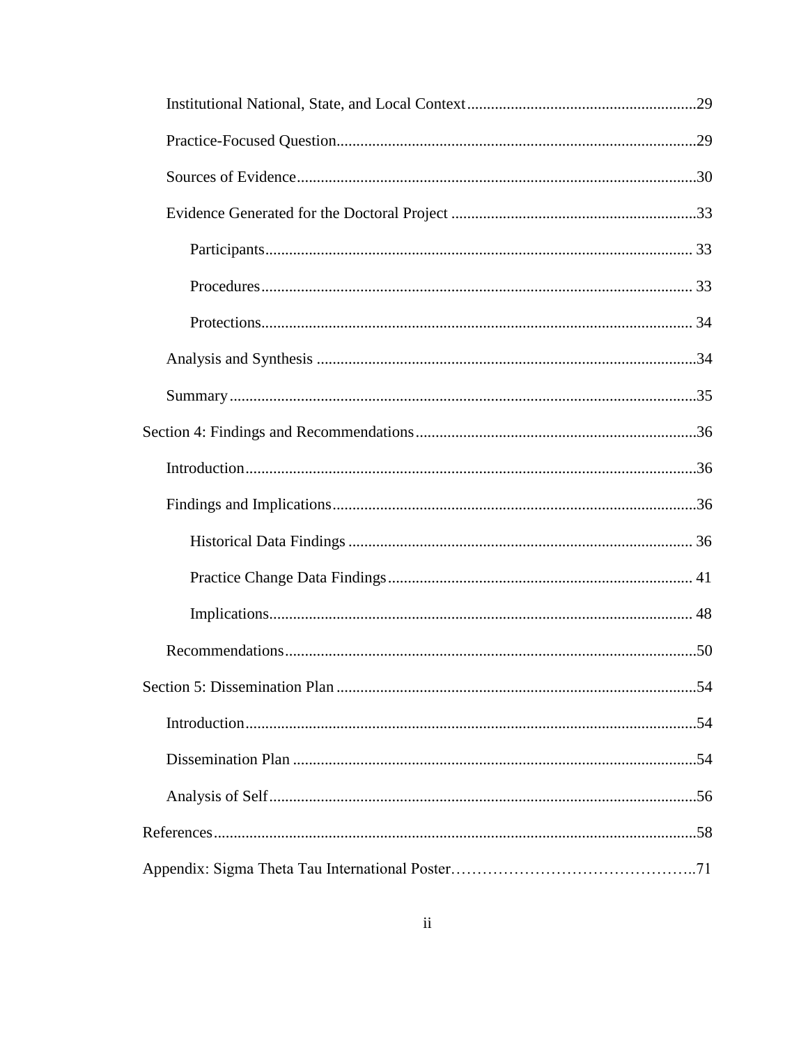Institutional National, State, and Local Context ........................................................29

Practice-Focused Question.........................................................................................29

Sources of Evidence....................................................................................................30

Evidence Generated for the Doctoral Project ............................................................33

Participants.......................................................................................................... 33

Procedures........................................................................................................... 33

Protections........................................................................................................... 34

Analysis and Synthesis ..............................................................................................34

Summary.....................................................................................................................35

Section 4: Findings and Recommendations.....................................................................36

Introduction.................................................................................................................36

Findings and Implications...........................................................................................36

Historical Data Findings ...................................................................................... 36

Practice Change Data Findings............................................................................ 41

Implications.......................................................................................................... 48

Recommendations.......................................................................................................50

Section 5: Dissemination Plan ..........................................................................................54

Introduction.................................................................................................................54

Dissemination Plan .....................................................................................................54

Analysis of Self...........................................................................................................56

References.........................................................................................................................58

Appendix: Sigma Theta Tau International Poster……………………………………..71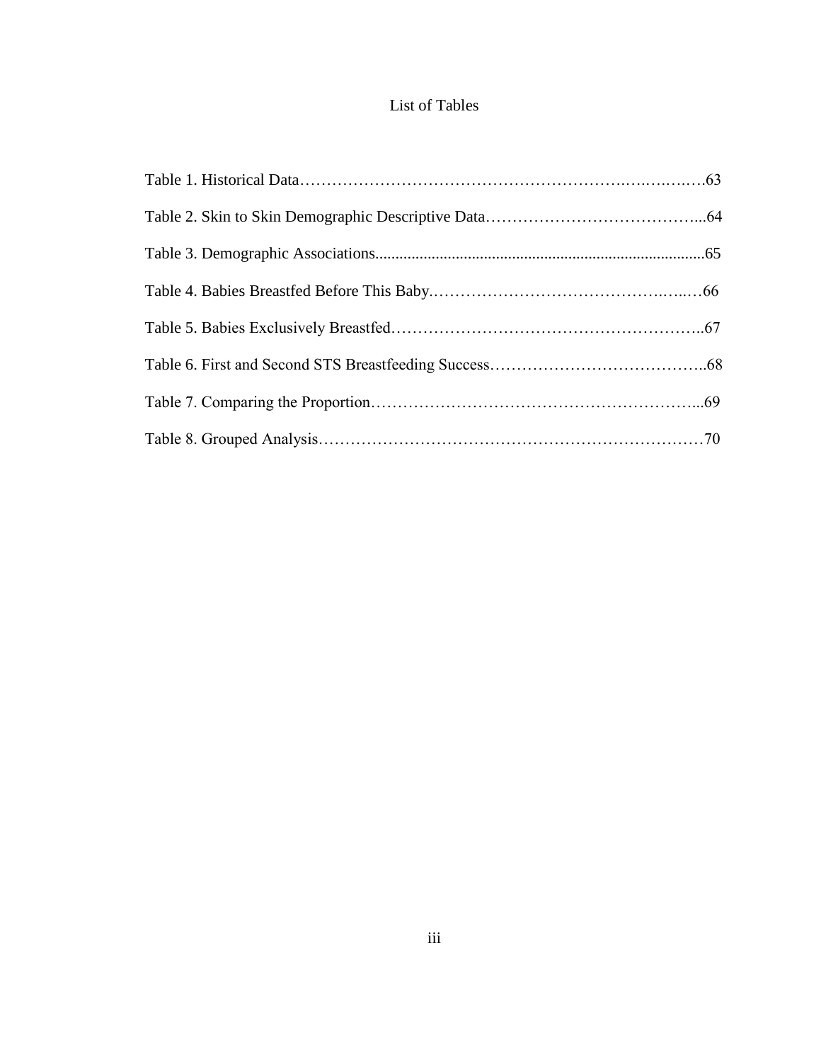# List of Tables

Table 1. Historical Data……………………………………………………….….….….….63

Table 2. Skin to Skin Demographic Descriptive Data…………………………………...64

Table 3. Demographic Associations..................................................................................65

Table 4. Babies Breastfed Before This Baby.…………………………………….….…66

Table 5. Babies Exclusively Breastfed…………………………………………………..67

Table 6. First and Second STS Breastfeeding Success…………………………………..68

Table 7. Comparing the Proportion……………………………………………………...69

Table 8. Grouped Analysis………………………………………………………………70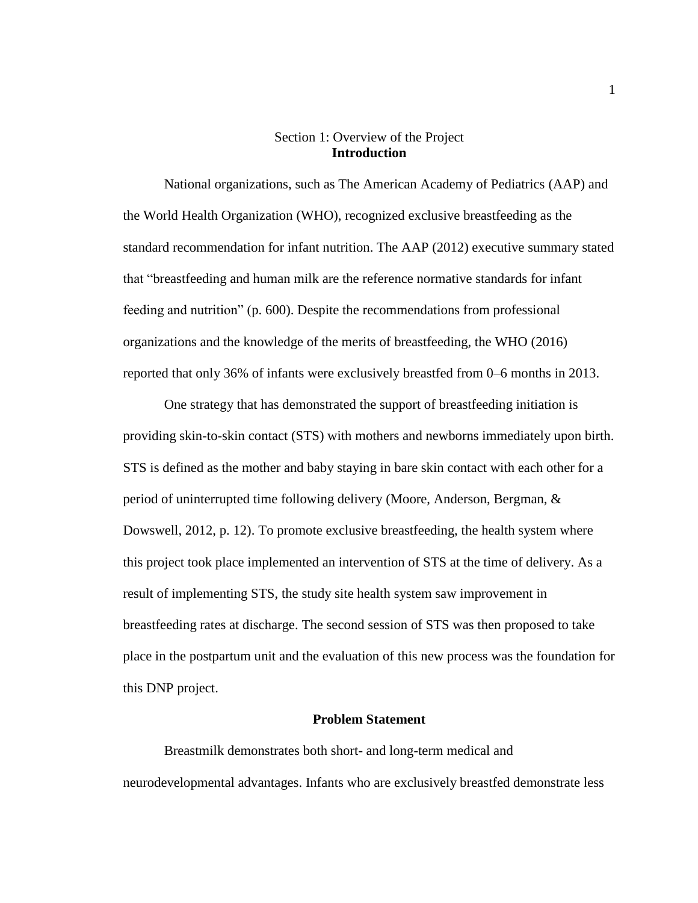Section 1: Overview of the Project

## Introduction

National organizations, such as The American Academy of Pediatrics (AAP) and the World Health Organization (WHO), recognized exclusive breastfeeding as the standard recommendation for infant nutrition. The AAP (2012) executive summary stated that "breastfeeding and human milk are the reference normative standards for infant feeding and nutrition" (p. 600). Despite the recommendations from professional organizations and the knowledge of the merits of breastfeeding, the WHO (2016) reported that only 36% of infants were exclusively breastfed from 0–6 months in 2013.

One strategy that has demonstrated the support of breastfeeding initiation is providing skin-to-skin contact (STS) with mothers and newborns immediately upon birth. STS is defined as the mother and baby staying in bare skin contact with each other for a period of uninterrupted time following delivery (Moore, Anderson, Bergman, & Dowswell, 2012, p. 12). To promote exclusive breastfeeding, the health system where this project took place implemented an intervention of STS at the time of delivery. As a result of implementing STS, the study site health system saw improvement in breastfeeding rates at discharge. The second session of STS was then proposed to take place in the postpartum unit and the evaluation of this new process was the foundation for this DNP project.

## Problem Statement

Breastmilk demonstrates both short- and long-term medical and neurodevelopmental advantages. Infants who are exclusively breastfed demonstrate less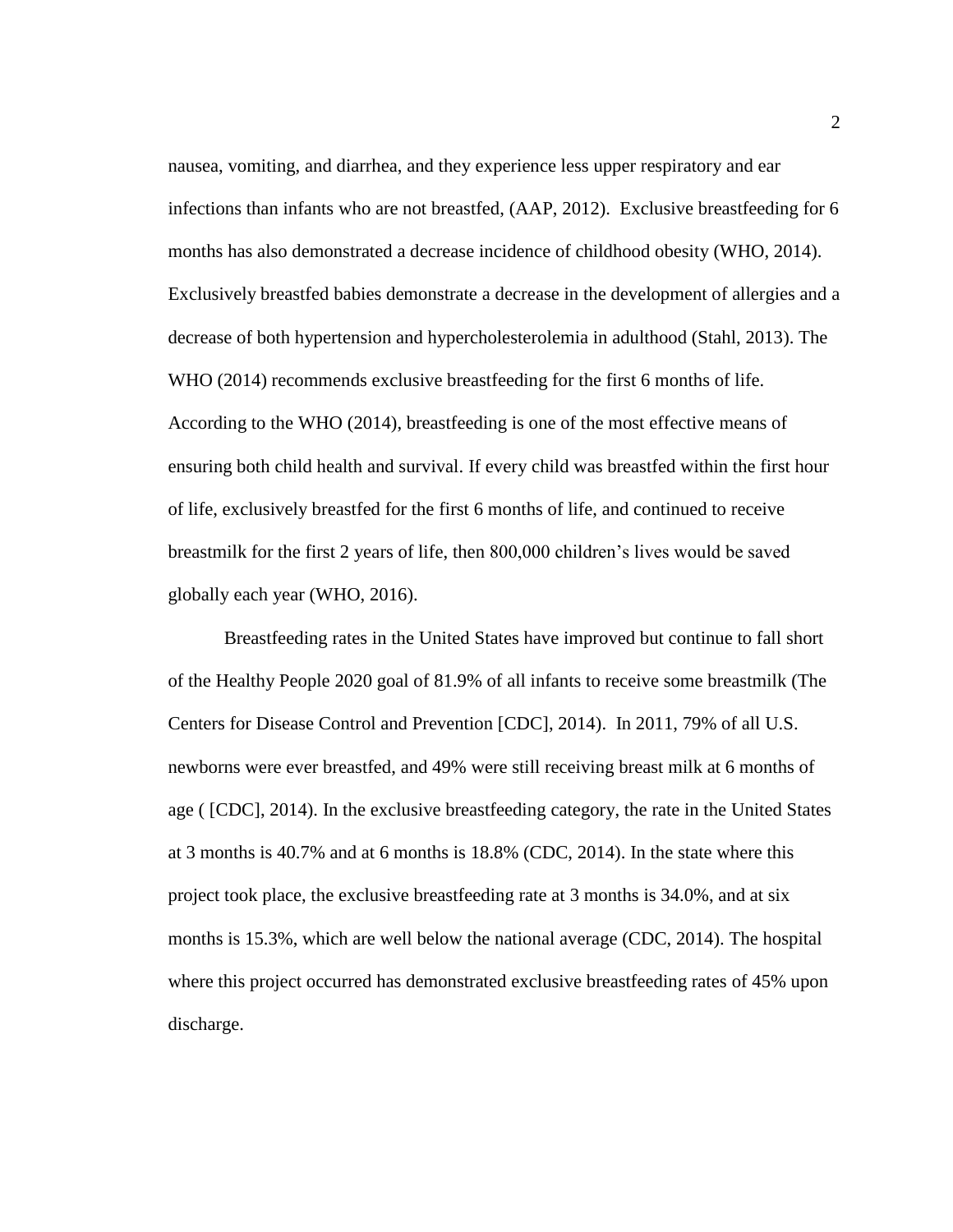nausea, vomiting, and diarrhea, and they experience less upper respiratory and ear infections than infants who are not breastfed, (AAP, 2012). Exclusive breastfeeding for 6 months has also demonstrated a decrease incidence of childhood obesity (WHO, 2014). Exclusively breastfed babies demonstrate a decrease in the development of allergies and a decrease of both hypertension and hypercholesterolemia in adulthood (Stahl, 2013). The WHO (2014) recommends exclusive breastfeeding for the first 6 months of life. According to the WHO (2014), breastfeeding is one of the most effective means of ensuring both child health and survival. If every child was breastfed within the first hour of life, exclusively breastfed for the first 6 months of life, and continued to receive breastmilk for the first 2 years of life, then 800,000 children's lives would be saved globally each year (WHO, 2016).

Breastfeeding rates in the United States have improved but continue to fall short of the Healthy People 2020 goal of 81.9% of all infants to receive some breastmilk (The Centers for Disease Control and Prevention [CDC], 2014). In 2011, 79% of all U.S. newborns were ever breastfed, and 49% were still receiving breast milk at 6 months of age ( [CDC], 2014). In the exclusive breastfeeding category, the rate in the United States at 3 months is 40.7% and at 6 months is 18.8% (CDC, 2014). In the state where this project took place, the exclusive breastfeeding rate at 3 months is 34.0%, and at six months is 15.3%, which are well below the national average (CDC, 2014). The hospital where this project occurred has demonstrated exclusive breastfeeding rates of 45% upon discharge.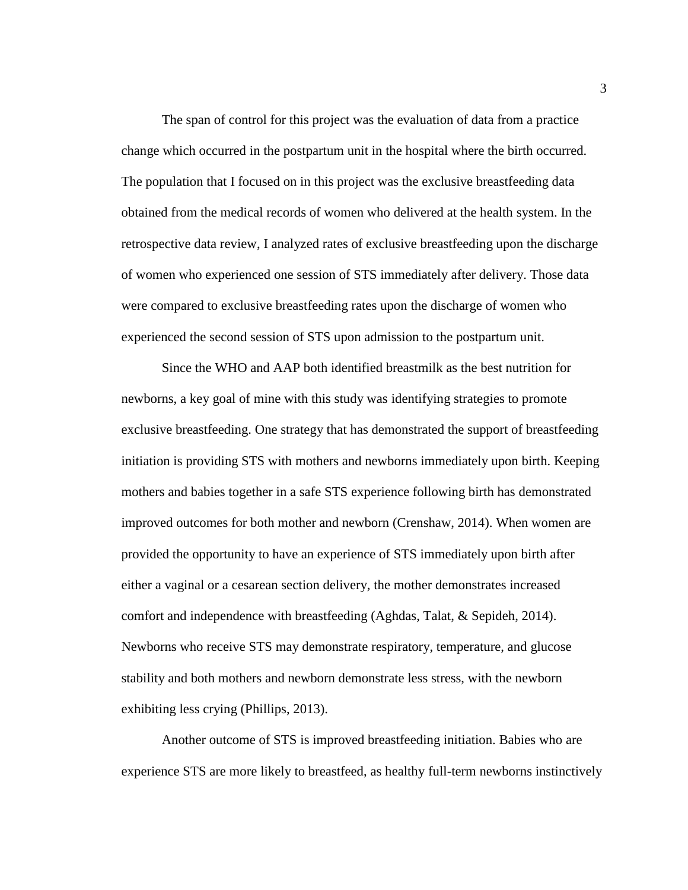The span of control for this project was the evaluation of data from a practice change which occurred in the postpartum unit in the hospital where the birth occurred. The population that I focused on in this project was the exclusive breastfeeding data obtained from the medical records of women who delivered at the health system. In the retrospective data review, I analyzed rates of exclusive breastfeeding upon the discharge of women who experienced one session of STS immediately after delivery. Those data were compared to exclusive breastfeeding rates upon the discharge of women who experienced the second session of STS upon admission to the postpartum unit.

Since the WHO and AAP both identified breastmilk as the best nutrition for newborns, a key goal of mine with this study was identifying strategies to promote exclusive breastfeeding. One strategy that has demonstrated the support of breastfeeding initiation is providing STS with mothers and newborns immediately upon birth. Keeping mothers and babies together in a safe STS experience following birth has demonstrated improved outcomes for both mother and newborn (Crenshaw, 2014). When women are provided the opportunity to have an experience of STS immediately upon birth after either a vaginal or a cesarean section delivery, the mother demonstrates increased comfort and independence with breastfeeding (Aghdas, Talat, & Sepideh, 2014). Newborns who receive STS may demonstrate respiratory, temperature, and glucose stability and both mothers and newborn demonstrate less stress, with the newborn exhibiting less crying (Phillips, 2013).

Another outcome of STS is improved breastfeeding initiation. Babies who are experience STS are more likely to breastfeed, as healthy full-term newborns instinctively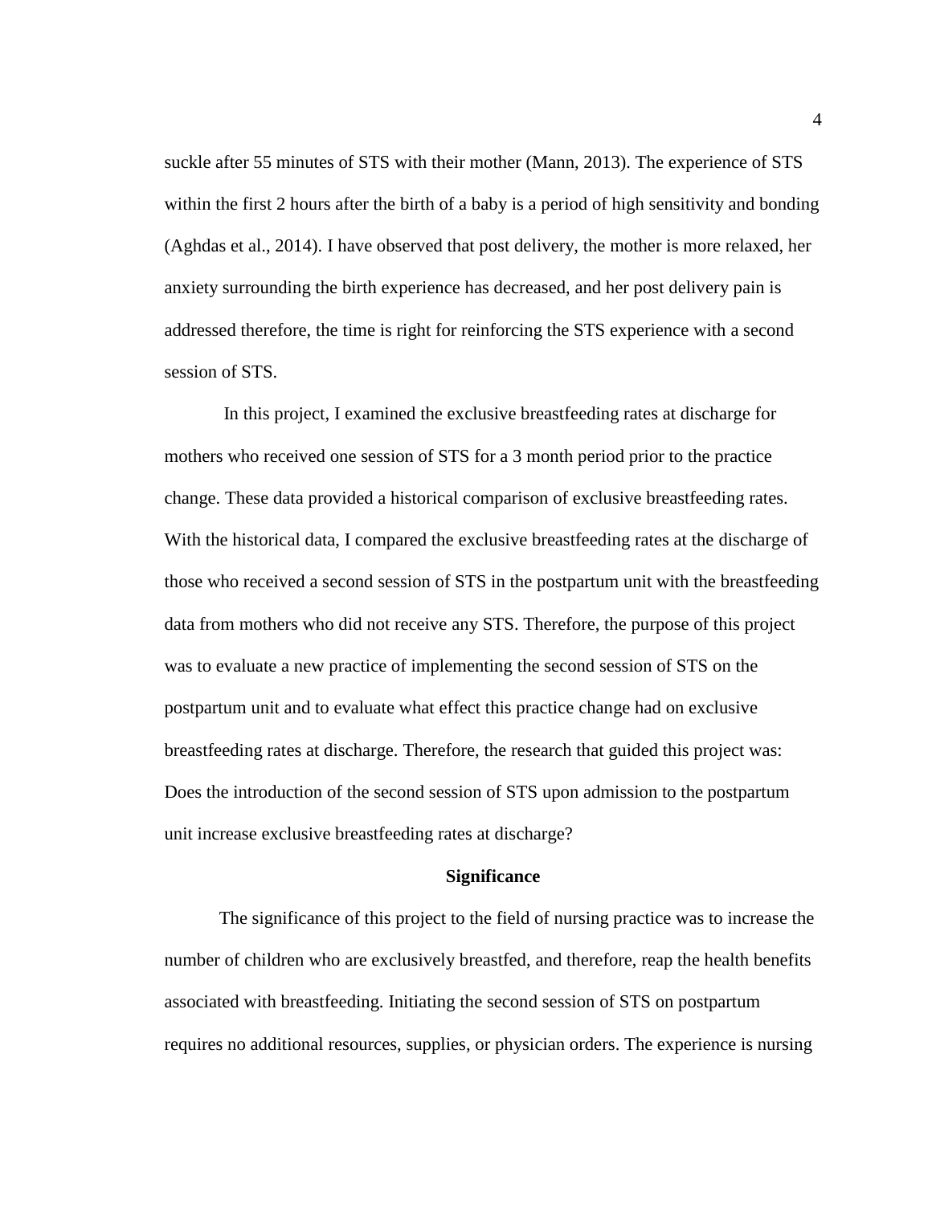suckle after 55 minutes of STS with their mother (Mann, 2013). The experience of STS within the first 2 hours after the birth of a baby is a period of high sensitivity and bonding (Aghdas et al., 2014). I have observed that post delivery, the mother is more relaxed, her anxiety surrounding the birth experience has decreased, and her post delivery pain is addressed therefore, the time is right for reinforcing the STS experience with a second session of STS.

In this project, I examined the exclusive breastfeeding rates at discharge for mothers who received one session of STS for a 3 month period prior to the practice change. These data provided a historical comparison of exclusive breastfeeding rates. With the historical data, I compared the exclusive breastfeeding rates at the discharge of those who received a second session of STS in the postpartum unit with the breastfeeding data from mothers who did not receive any STS. Therefore, the purpose of this project was to evaluate a new practice of implementing the second session of STS on the postpartum unit and to evaluate what effect this practice change had on exclusive breastfeeding rates at discharge. Therefore, the research that guided this project was: Does the introduction of the second session of STS upon admission to the postpartum unit increase exclusive breastfeeding rates at discharge?

## Significance

The significance of this project to the field of nursing practice was to increase the number of children who are exclusively breastfed, and therefore, reap the health benefits associated with breastfeeding. Initiating the second session of STS on postpartum requires no additional resources, supplies, or physician orders. The experience is nursing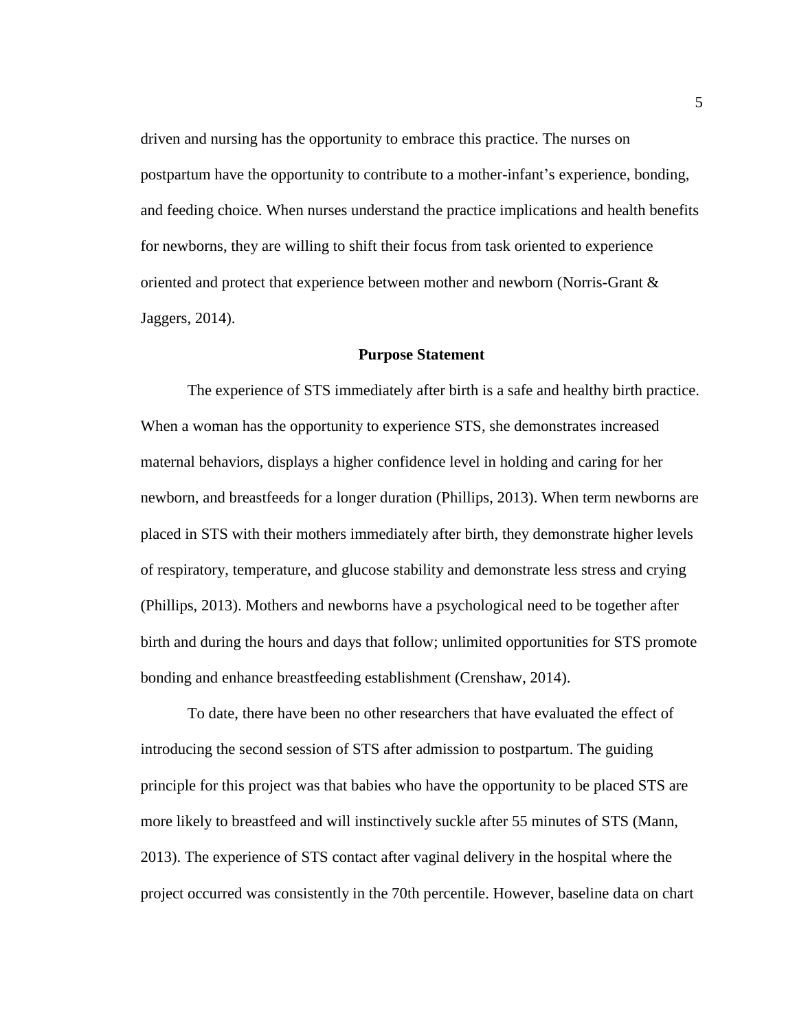driven and nursing has the opportunity to embrace this practice. The nurses on postpartum have the opportunity to contribute to a mother-infant's experience, bonding, and feeding choice. When nurses understand the practice implications and health benefits for newborns, they are willing to shift their focus from task oriented to experience oriented and protect that experience between mother and newborn (Norris-Grant & Jaggers, 2014).

## Purpose Statement

The experience of STS immediately after birth is a safe and healthy birth practice. When a woman has the opportunity to experience STS, she demonstrates increased maternal behaviors, displays a higher confidence level in holding and caring for her newborn, and breastfeeds for a longer duration (Phillips, 2013). When term newborns are placed in STS with their mothers immediately after birth, they demonstrate higher levels of respiratory, temperature, and glucose stability and demonstrate less stress and crying (Phillips, 2013). Mothers and newborns have a psychological need to be together after birth and during the hours and days that follow; unlimited opportunities for STS promote bonding and enhance breastfeeding establishment (Crenshaw, 2014).

To date, there have been no other researchers that have evaluated the effect of introducing the second session of STS after admission to postpartum. The guiding principle for this project was that babies who have the opportunity to be placed STS are more likely to breastfeed and will instinctively suckle after 55 minutes of STS (Mann, 2013). The experience of STS contact after vaginal delivery in the hospital where the project occurred was consistently in the 70th percentile. However, baseline data on chart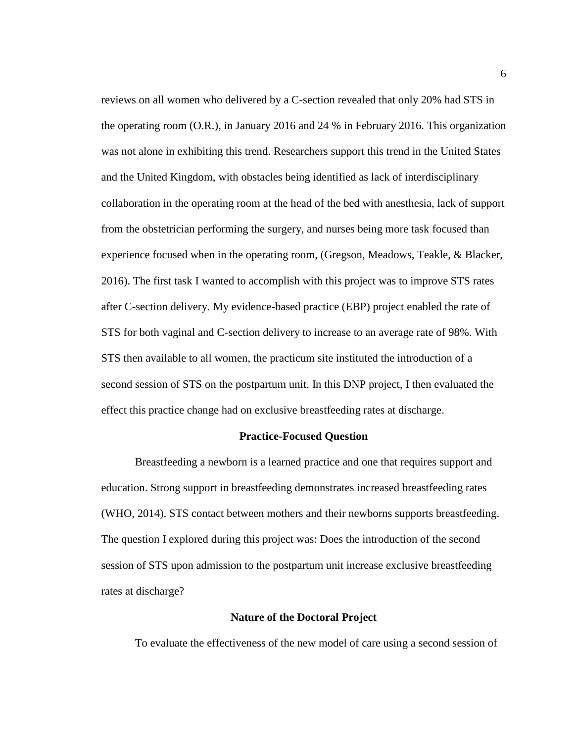reviews on all women who delivered by a C-section revealed that only 20% had STS in the operating room (O.R.), in January 2016 and 24 % in February 2016. This organization was not alone in exhibiting this trend. Researchers support this trend in the United States and the United Kingdom, with obstacles being identified as lack of interdisciplinary collaboration in the operating room at the head of the bed with anesthesia, lack of support from the obstetrician performing the surgery, and nurses being more task focused than experience focused when in the operating room, (Gregson, Meadows, Teakle, & Blacker, 2016). The first task I wanted to accomplish with this project was to improve STS rates after C-section delivery. My evidence-based practice (EBP) project enabled the rate of STS for both vaginal and C-section delivery to increase to an average rate of 98%. With STS then available to all women, the practicum site instituted the introduction of a second session of STS on the postpartum unit. In this DNP project, I then evaluated the effect this practice change had on exclusive breastfeeding rates at discharge.

## Practice-Focused Question

Breastfeeding a newborn is a learned practice and one that requires support and education. Strong support in breastfeeding demonstrates increased breastfeeding rates (WHO, 2014). STS contact between mothers and their newborns supports breastfeeding. The question I explored during this project was: Does the introduction of the second session of STS upon admission to the postpartum unit increase exclusive breastfeeding rates at discharge?

## Nature of the Doctoral Project

To evaluate the effectiveness of the new model of care using a second session of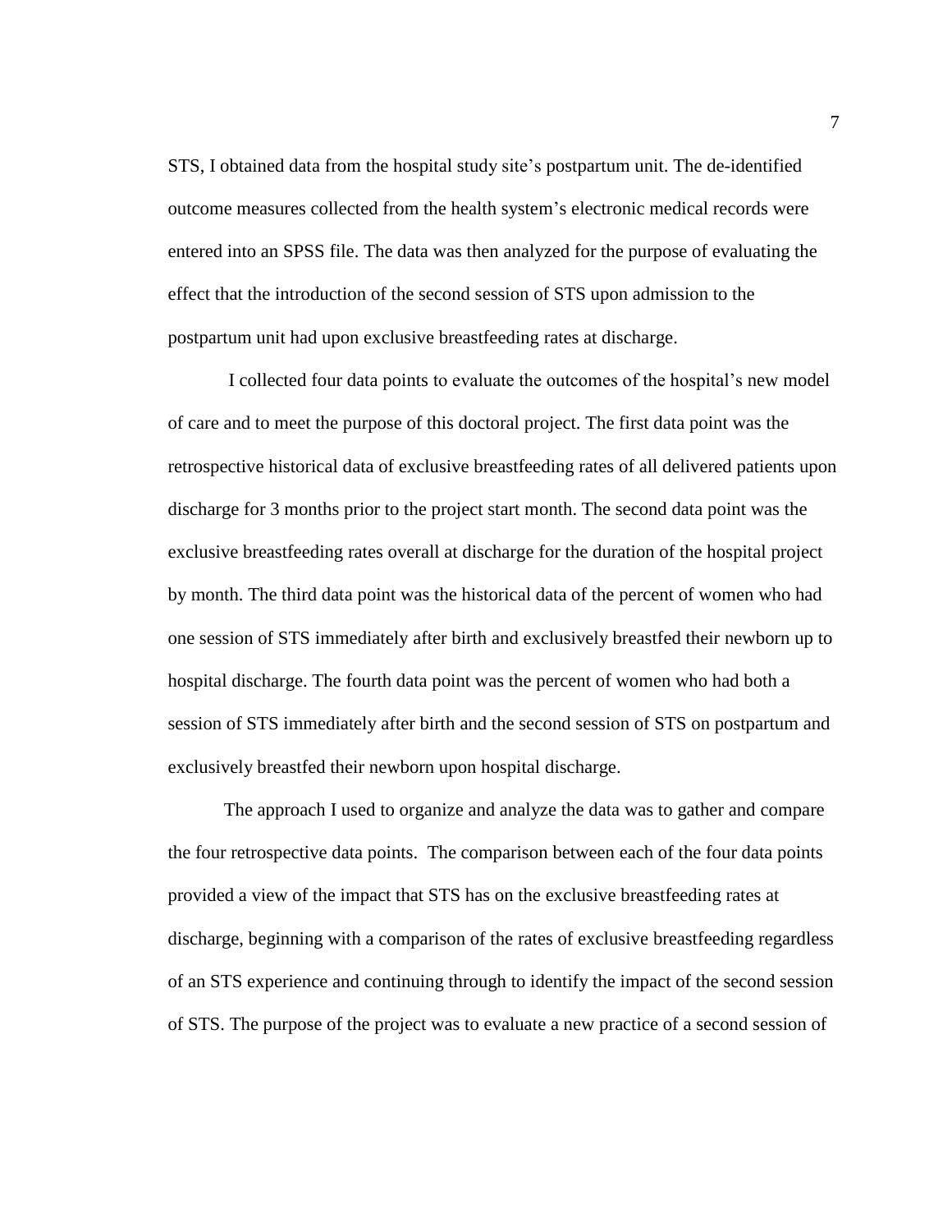STS, I obtained data from the hospital study site's postpartum unit. The de-identified outcome measures collected from the health system's electronic medical records were entered into an SPSS file. The data was then analyzed for the purpose of evaluating the effect that the introduction of the second session of STS upon admission to the postpartum unit had upon exclusive breastfeeding rates at discharge.

I collected four data points to evaluate the outcomes of the hospital's new model of care and to meet the purpose of this doctoral project. The first data point was the retrospective historical data of exclusive breastfeeding rates of all delivered patients upon discharge for 3 months prior to the project start month. The second data point was the exclusive breastfeeding rates overall at discharge for the duration of the hospital project by month. The third data point was the historical data of the percent of women who had one session of STS immediately after birth and exclusively breastfed their newborn up to hospital discharge. The fourth data point was the percent of women who had both a session of STS immediately after birth and the second session of STS on postpartum and exclusively breastfed their newborn upon hospital discharge.

The approach I used to organize and analyze the data was to gather and compare the four retrospective data points. The comparison between each of the four data points provided a view of the impact that STS has on the exclusive breastfeeding rates at discharge, beginning with a comparison of the rates of exclusive breastfeeding regardless of an STS experience and continuing through to identify the impact of the second session of STS. The purpose of the project was to evaluate a new practice of a second session of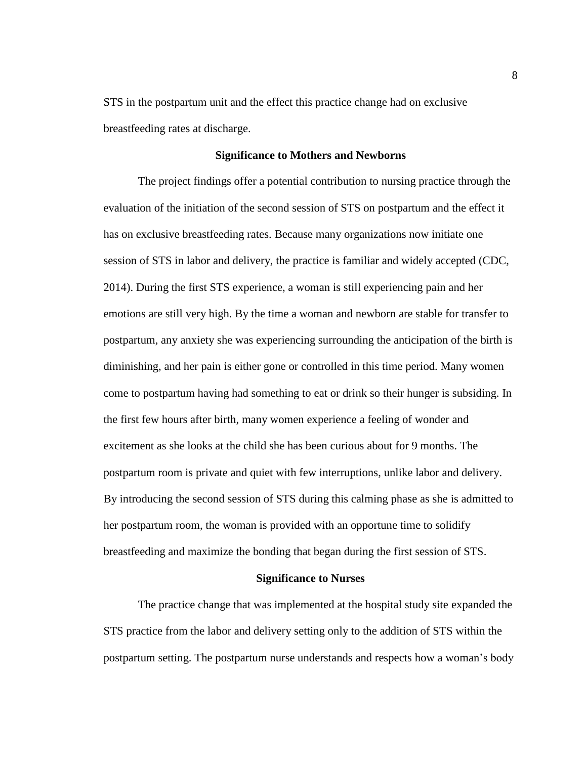STS in the postpartum unit and the effect this practice change had on exclusive breastfeeding rates at discharge.

## Significance to Mothers and Newborns

The project findings offer a potential contribution to nursing practice through the evaluation of the initiation of the second session of STS on postpartum and the effect it has on exclusive breastfeeding rates. Because many organizations now initiate one session of STS in labor and delivery, the practice is familiar and widely accepted (CDC, 2014). During the first STS experience, a woman is still experiencing pain and her emotions are still very high. By the time a woman and newborn are stable for transfer to postpartum, any anxiety she was experiencing surrounding the anticipation of the birth is diminishing, and her pain is either gone or controlled in this time period. Many women come to postpartum having had something to eat or drink so their hunger is subsiding. In the first few hours after birth, many women experience a feeling of wonder and excitement as she looks at the child she has been curious about for 9 months. The postpartum room is private and quiet with few interruptions, unlike labor and delivery. By introducing the second session of STS during this calming phase as she is admitted to her postpartum room, the woman is provided with an opportune time to solidify breastfeeding and maximize the bonding that began during the first session of STS.

## Significance to Nurses

The practice change that was implemented at the hospital study site expanded the STS practice from the labor and delivery setting only to the addition of STS within the postpartum setting. The postpartum nurse understands and respects how a woman's body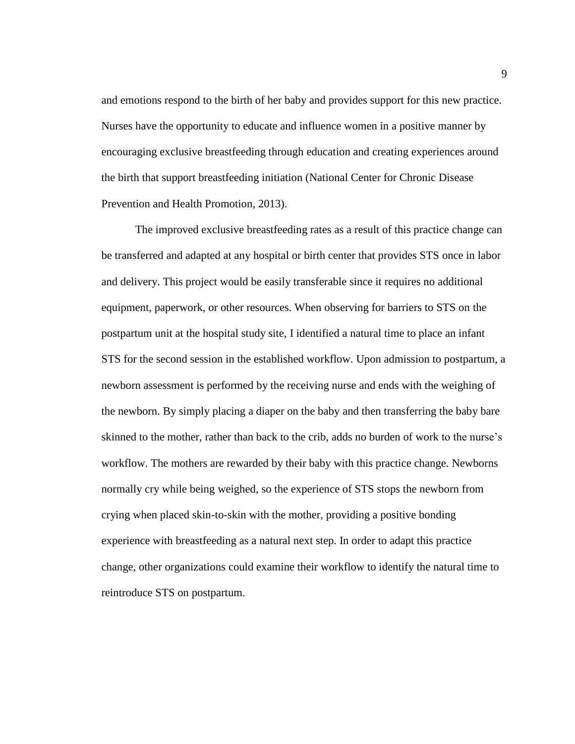and emotions respond to the birth of her baby and provides support for this new practice. Nurses have the opportunity to educate and influence women in a positive manner by encouraging exclusive breastfeeding through education and creating experiences around the birth that support breastfeeding initiation (National Center for Chronic Disease Prevention and Health Promotion, 2013).

The improved exclusive breastfeeding rates as a result of this practice change can be transferred and adapted at any hospital or birth center that provides STS once in labor and delivery. This project would be easily transferable since it requires no additional equipment, paperwork, or other resources. When observing for barriers to STS on the postpartum unit at the hospital study site, I identified a natural time to place an infant STS for the second session in the established workflow. Upon admission to postpartum, a newborn assessment is performed by the receiving nurse and ends with the weighing of the newborn. By simply placing a diaper on the baby and then transferring the baby bare skinned to the mother, rather than back to the crib, adds no burden of work to the nurse's workflow. The mothers are rewarded by their baby with this practice change. Newborns normally cry while being weighed, so the experience of STS stops the newborn from crying when placed skin-to-skin with the mother, providing a positive bonding experience with breastfeeding as a natural next step. In order to adapt this practice change, other organizations could examine their workflow to identify the natural time to reintroduce STS on postpartum.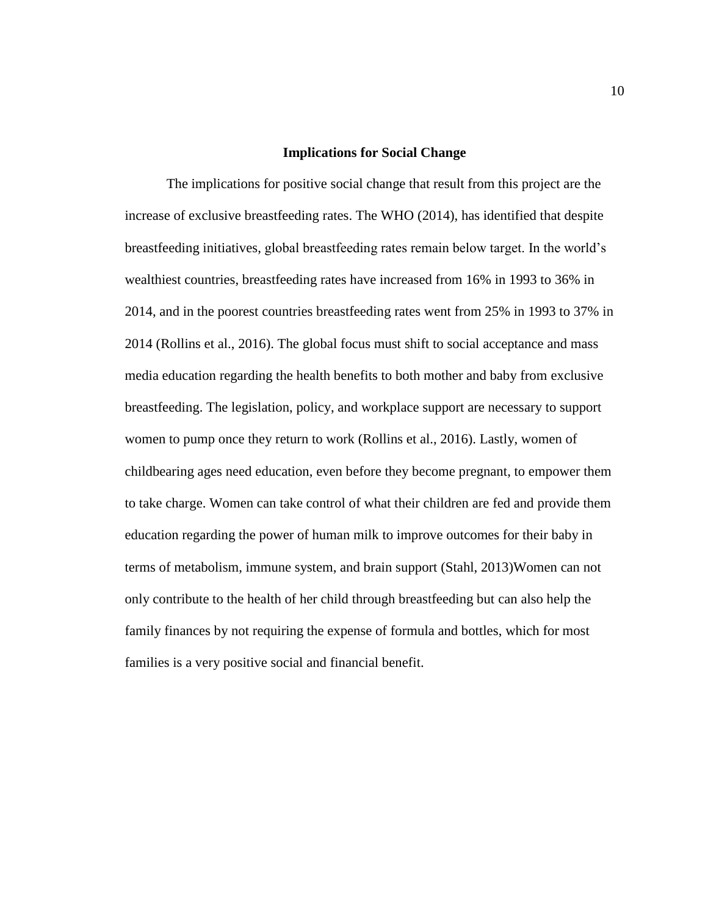## Implications for Social Change

The implications for positive social change that result from this project are the increase of exclusive breastfeeding rates. The WHO (2014), has identified that despite breastfeeding initiatives, global breastfeeding rates remain below target. In the world's wealthiest countries, breastfeeding rates have increased from 16% in 1993 to 36% in 2014, and in the poorest countries breastfeeding rates went from 25% in 1993 to 37% in 2014 (Rollins et al., 2016). The global focus must shift to social acceptance and mass media education regarding the health benefits to both mother and baby from exclusive breastfeeding. The legislation, policy, and workplace support are necessary to support women to pump once they return to work (Rollins et al., 2016). Lastly, women of childbearing ages need education, even before they become pregnant, to empower them to take charge. Women can take control of what their children are fed and provide them education regarding the power of human milk to improve outcomes for their baby in terms of metabolism, immune system, and brain support (Stahl, 2013)Women can not only contribute to the health of her child through breastfeeding but can also help the family finances by not requiring the expense of formula and bottles, which for most families is a very positive social and financial benefit.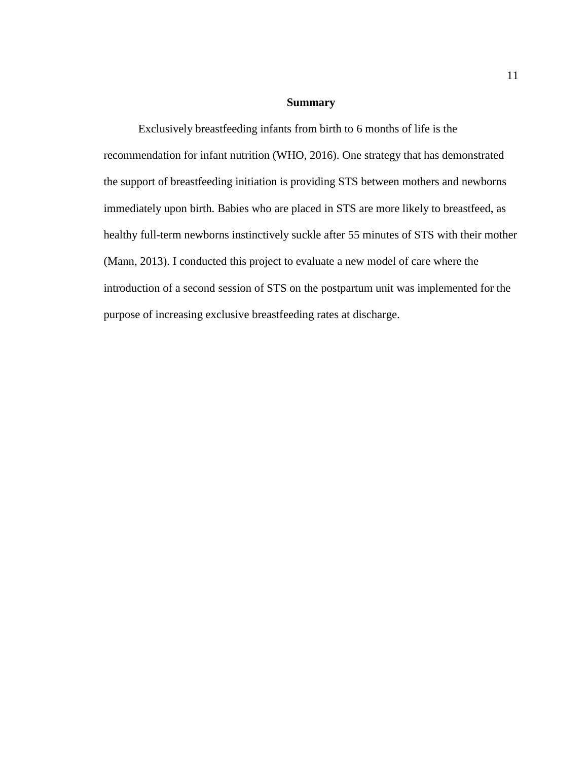## Summary

Exclusively breastfeeding infants from birth to 6 months of life is the recommendation for infant nutrition (WHO, 2016). One strategy that has demonstrated the support of breastfeeding initiation is providing STS between mothers and newborns immediately upon birth. Babies who are placed in STS are more likely to breastfeed, as healthy full-term newborns instinctively suckle after 55 minutes of STS with their mother (Mann, 2013). I conducted this project to evaluate a new model of care where the introduction of a second session of STS on the postpartum unit was implemented for the purpose of increasing exclusive breastfeeding rates at discharge.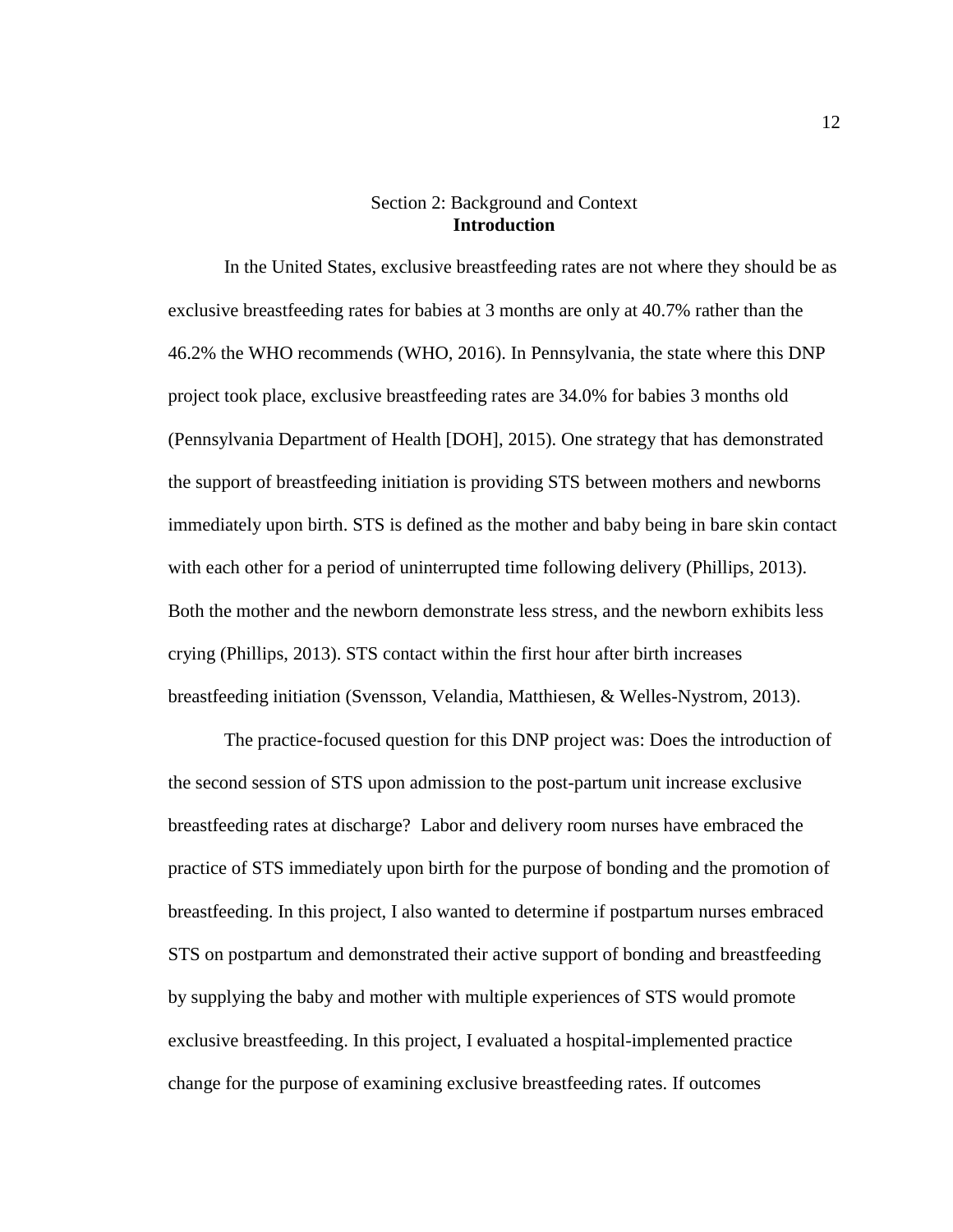# Section 2: Background and Context

## Introduction

In the United States, exclusive breastfeeding rates are not where they should be as exclusive breastfeeding rates for babies at 3 months are only at 40.7% rather than the 46.2% the WHO recommends (WHO, 2016). In Pennsylvania, the state where this DNP project took place, exclusive breastfeeding rates are 34.0% for babies 3 months old (Pennsylvania Department of Health [DOH], 2015). One strategy that has demonstrated the support of breastfeeding initiation is providing STS between mothers and newborns immediately upon birth. STS is defined as the mother and baby being in bare skin contact with each other for a period of uninterrupted time following delivery (Phillips, 2013). Both the mother and the newborn demonstrate less stress, and the newborn exhibits less crying (Phillips, 2013). STS contact within the first hour after birth increases breastfeeding initiation (Svensson, Velandia, Matthiesen, & Welles-Nystrom, 2013).

The practice-focused question for this DNP project was: Does the introduction of the second session of STS upon admission to the post-partum unit increase exclusive breastfeeding rates at discharge? Labor and delivery room nurses have embraced the practice of STS immediately upon birth for the purpose of bonding and the promotion of breastfeeding. In this project, I also wanted to determine if postpartum nurses embraced STS on postpartum and demonstrated their active support of bonding and breastfeeding by supplying the baby and mother with multiple experiences of STS would promote exclusive breastfeeding. In this project, I evaluated a hospital-implemented practice change for the purpose of examining exclusive breastfeeding rates. If outcomes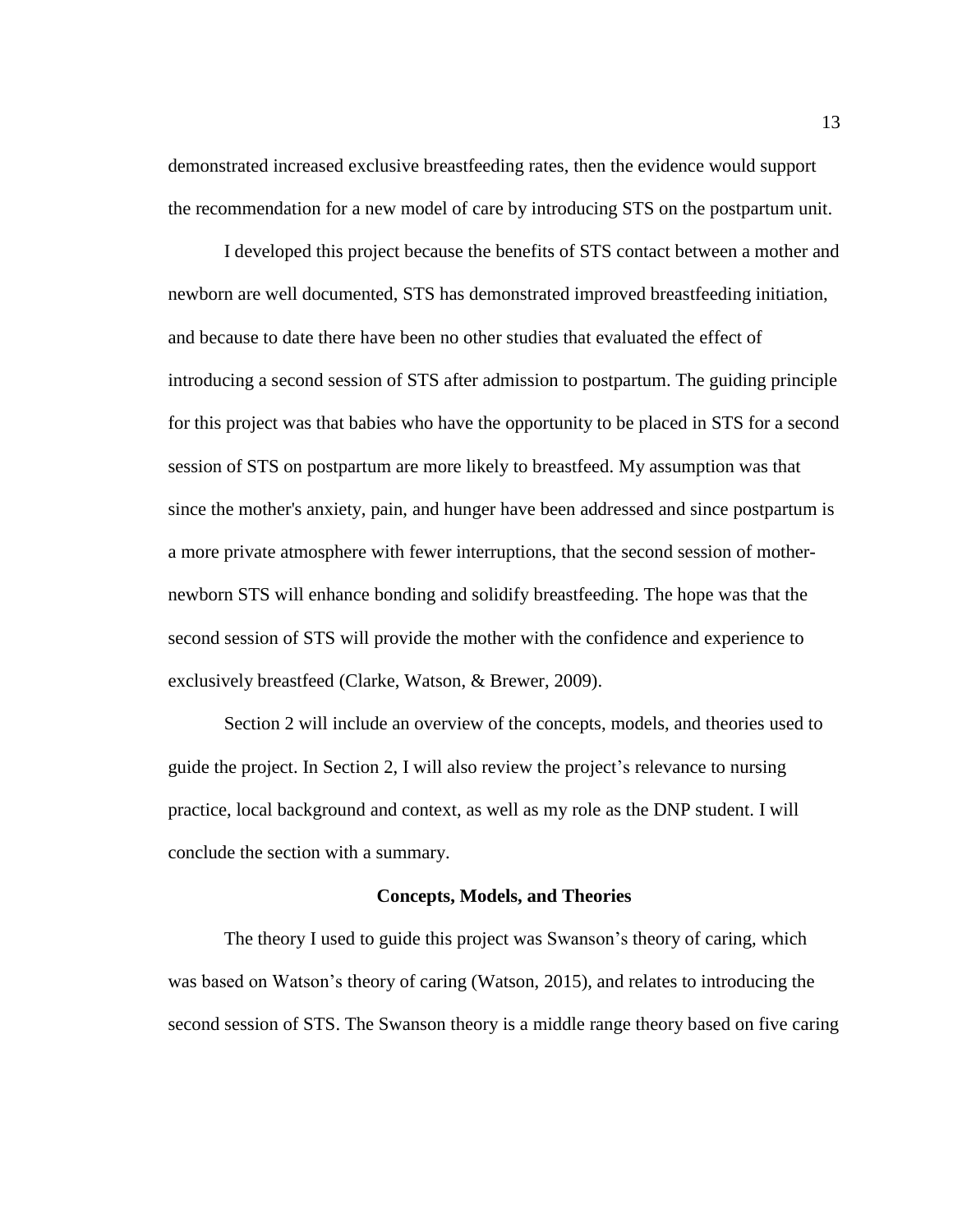demonstrated increased exclusive breastfeeding rates, then the evidence would support the recommendation for a new model of care by introducing STS on the postpartum unit.

I developed this project because the benefits of STS contact between a mother and newborn are well documented, STS has demonstrated improved breastfeeding initiation, and because to date there have been no other studies that evaluated the effect of introducing a second session of STS after admission to postpartum. The guiding principle for this project was that babies who have the opportunity to be placed in STS for a second session of STS on postpartum are more likely to breastfeed. My assumption was that since the mother's anxiety, pain, and hunger have been addressed and since postpartum is a more private atmosphere with fewer interruptions, that the second session of mother-newborn STS will enhance bonding and solidify breastfeeding. The hope was that the second session of STS will provide the mother with the confidence and experience to exclusively breastfeed (Clarke, Watson, & Brewer, 2009).

Section 2 will include an overview of the concepts, models, and theories used to guide the project. In Section 2, I will also review the project's relevance to nursing practice, local background and context, as well as my role as the DNP student. I will conclude the section with a summary.

## Concepts, Models, and Theories

The theory I used to guide this project was Swanson's theory of caring, which was based on Watson's theory of caring (Watson, 2015), and relates to introducing the second session of STS. The Swanson theory is a middle range theory based on five caring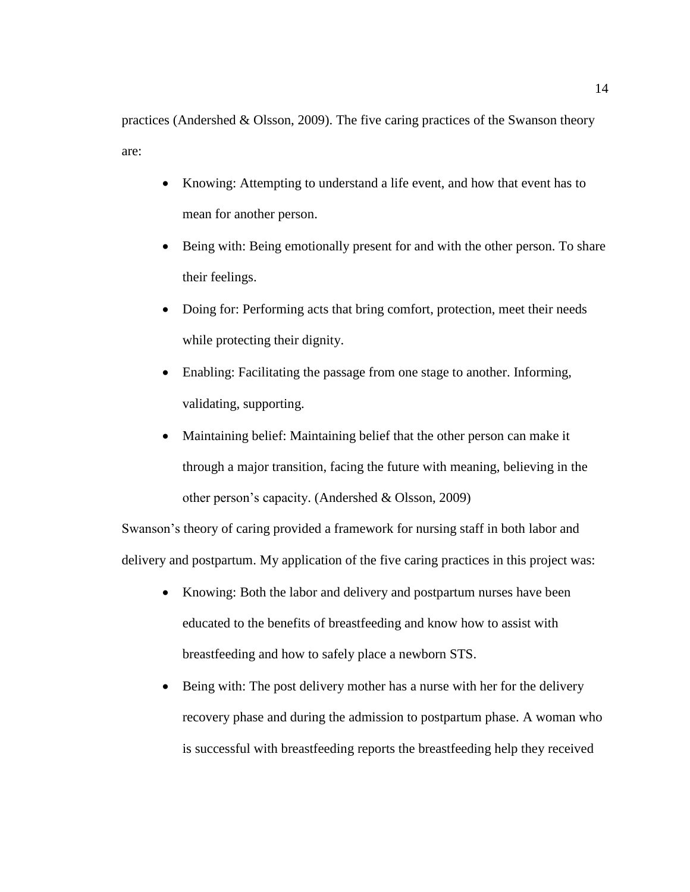practices (Andershed & Olsson, 2009). The five caring practices of the Swanson theory are:

- Knowing: Attempting to understand a life event, and how that event has to mean for another person.
- Being with: Being emotionally present for and with the other person. To share their feelings.
- Doing for: Performing acts that bring comfort, protection, meet their needs while protecting their dignity.
- Enabling: Facilitating the passage from one stage to another. Informing, validating, supporting.
- Maintaining belief: Maintaining belief that the other person can make it through a major transition, facing the future with meaning, believing in the other person's capacity. (Andershed & Olsson, 2009)

Swanson's theory of caring provided a framework for nursing staff in both labor and delivery and postpartum. My application of the five caring practices in this project was:

- Knowing: Both the labor and delivery and postpartum nurses have been educated to the benefits of breastfeeding and know how to assist with breastfeeding and how to safely place a newborn STS.
- Being with: The post delivery mother has a nurse with her for the delivery recovery phase and during the admission to postpartum phase. A woman who is successful with breastfeeding reports the breastfeeding help they received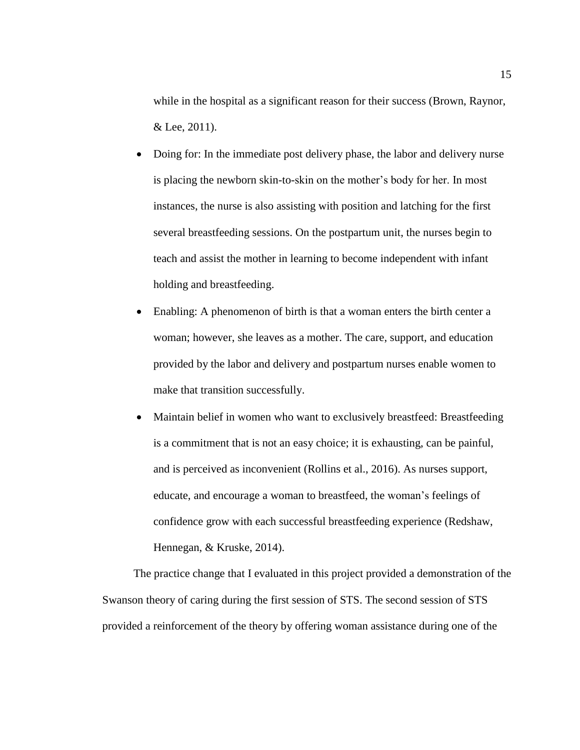while in the hospital as a significant reason for their success (Brown, Raynor, & Lee, 2011).

- Doing for: In the immediate post delivery phase, the labor and delivery nurse is placing the newborn skin-to-skin on the mother's body for her. In most instances, the nurse is also assisting with position and latching for the first several breastfeeding sessions. On the postpartum unit, the nurses begin to teach and assist the mother in learning to become independent with infant holding and breastfeeding.
- Enabling: A phenomenon of birth is that a woman enters the birth center a woman; however, she leaves as a mother. The care, support, and education provided by the labor and delivery and postpartum nurses enable women to make that transition successfully.
- Maintain belief in women who want to exclusively breastfeed: Breastfeeding is a commitment that is not an easy choice; it is exhausting, can be painful, and is perceived as inconvenient (Rollins et al., 2016). As nurses support, educate, and encourage a woman to breastfeed, the woman's feelings of confidence grow with each successful breastfeeding experience (Redshaw, Hennegan, & Kruske, 2014).

The practice change that I evaluated in this project provided a demonstration of the Swanson theory of caring during the first session of STS. The second session of STS provided a reinforcement of the theory by offering woman assistance during one of the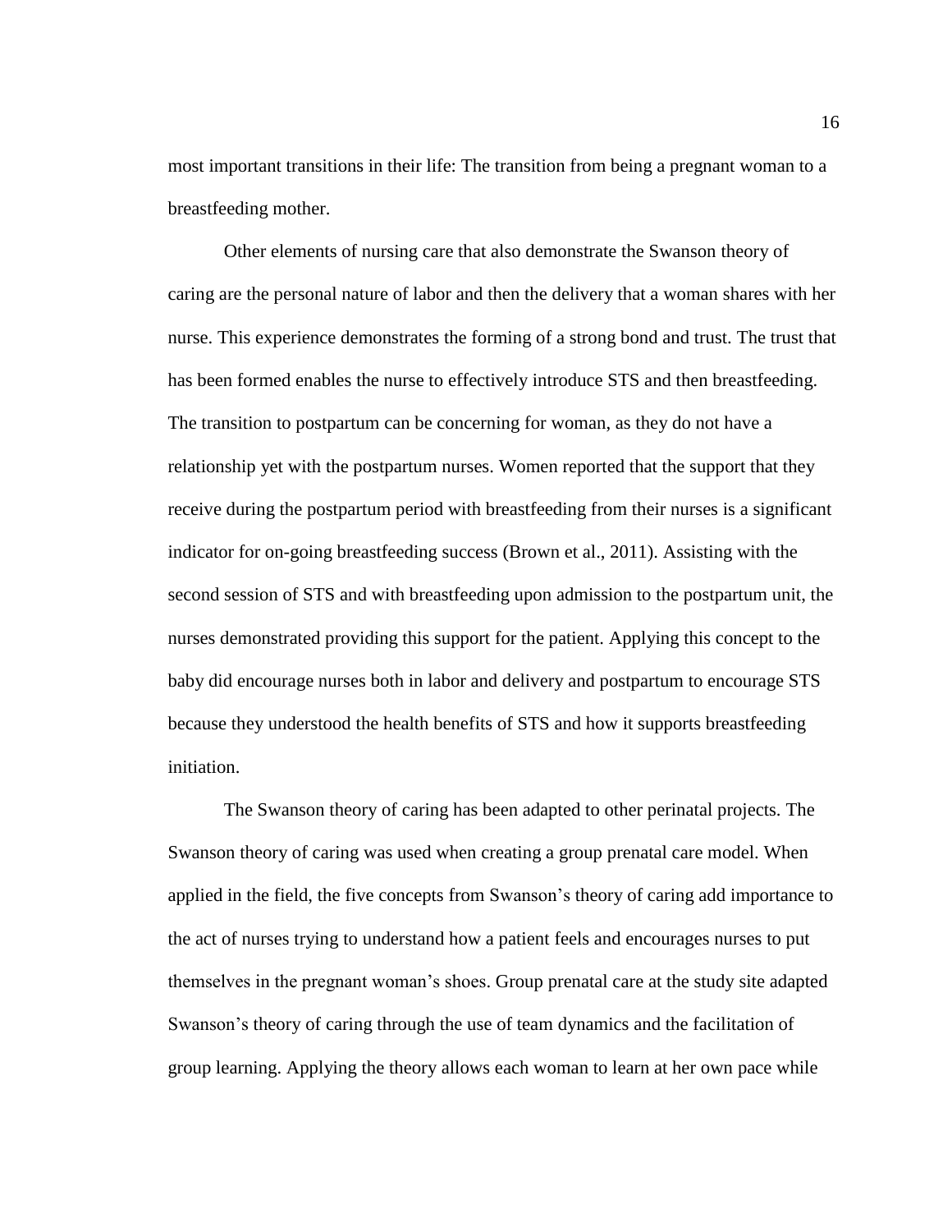most important transitions in their life: The transition from being a pregnant woman to a breastfeeding mother.

Other elements of nursing care that also demonstrate the Swanson theory of caring are the personal nature of labor and then the delivery that a woman shares with her nurse. This experience demonstrates the forming of a strong bond and trust. The trust that has been formed enables the nurse to effectively introduce STS and then breastfeeding. The transition to postpartum can be concerning for woman, as they do not have a relationship yet with the postpartum nurses. Women reported that the support that they receive during the postpartum period with breastfeeding from their nurses is a significant indicator for on-going breastfeeding success (Brown et al., 2011). Assisting with the second session of STS and with breastfeeding upon admission to the postpartum unit, the nurses demonstrated providing this support for the patient. Applying this concept to the baby did encourage nurses both in labor and delivery and postpartum to encourage STS because they understood the health benefits of STS and how it supports breastfeeding initiation.

The Swanson theory of caring has been adapted to other perinatal projects. The Swanson theory of caring was used when creating a group prenatal care model. When applied in the field, the five concepts from Swanson's theory of caring add importance to the act of nurses trying to understand how a patient feels and encourages nurses to put themselves in the pregnant woman's shoes. Group prenatal care at the study site adapted Swanson's theory of caring through the use of team dynamics and the facilitation of group learning. Applying the theory allows each woman to learn at her own pace while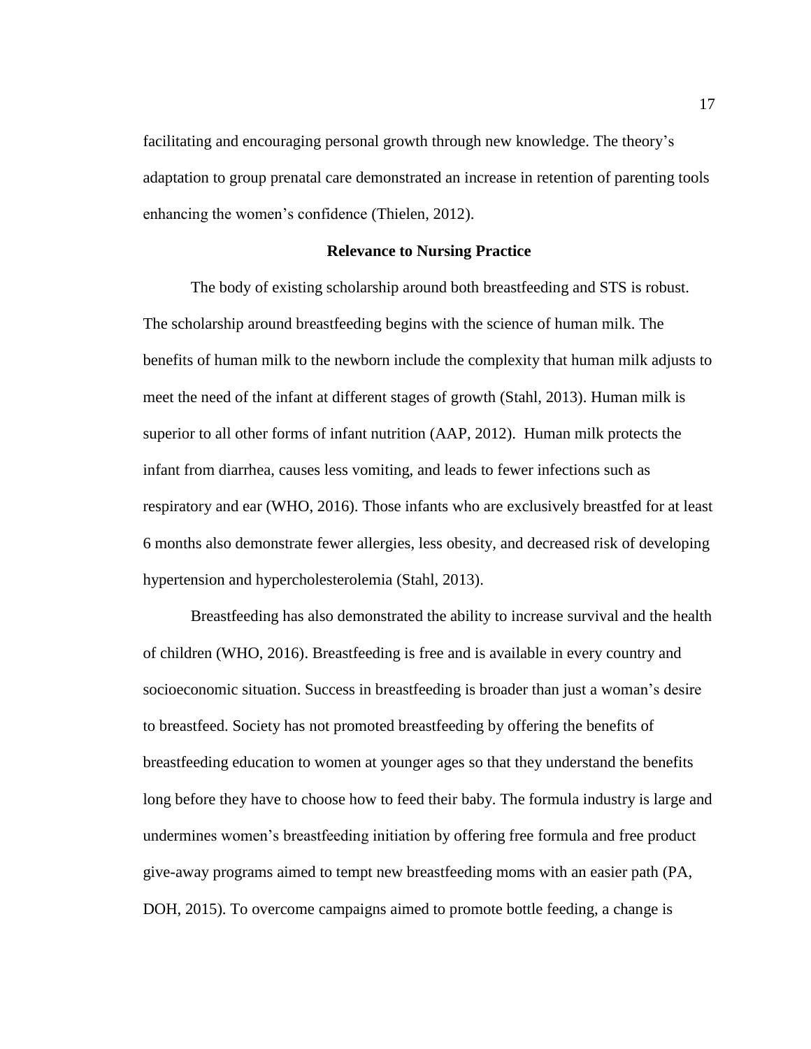facilitating and encouraging personal growth through new knowledge. The theory's adaptation to group prenatal care demonstrated an increase in retention of parenting tools enhancing the women's confidence (Thielen, 2012).

## Relevance to Nursing Practice

The body of existing scholarship around both breastfeeding and STS is robust. The scholarship around breastfeeding begins with the science of human milk. The benefits of human milk to the newborn include the complexity that human milk adjusts to meet the need of the infant at different stages of growth (Stahl, 2013). Human milk is superior to all other forms of infant nutrition (AAP, 2012). Human milk protects the infant from diarrhea, causes less vomiting, and leads to fewer infections such as respiratory and ear (WHO, 2016). Those infants who are exclusively breastfed for at least 6 months also demonstrate fewer allergies, less obesity, and decreased risk of developing hypertension and hypercholesterolemia (Stahl, 2013).

Breastfeeding has also demonstrated the ability to increase survival and the health of children (WHO, 2016). Breastfeeding is free and is available in every country and socioeconomic situation. Success in breastfeeding is broader than just a woman's desire to breastfeed. Society has not promoted breastfeeding by offering the benefits of breastfeeding education to women at younger ages so that they understand the benefits long before they have to choose how to feed their baby. The formula industry is large and undermines women's breastfeeding initiation by offering free formula and free product give-away programs aimed to tempt new breastfeeding moms with an easier path (PA, DOH, 2015). To overcome campaigns aimed to promote bottle feeding, a change is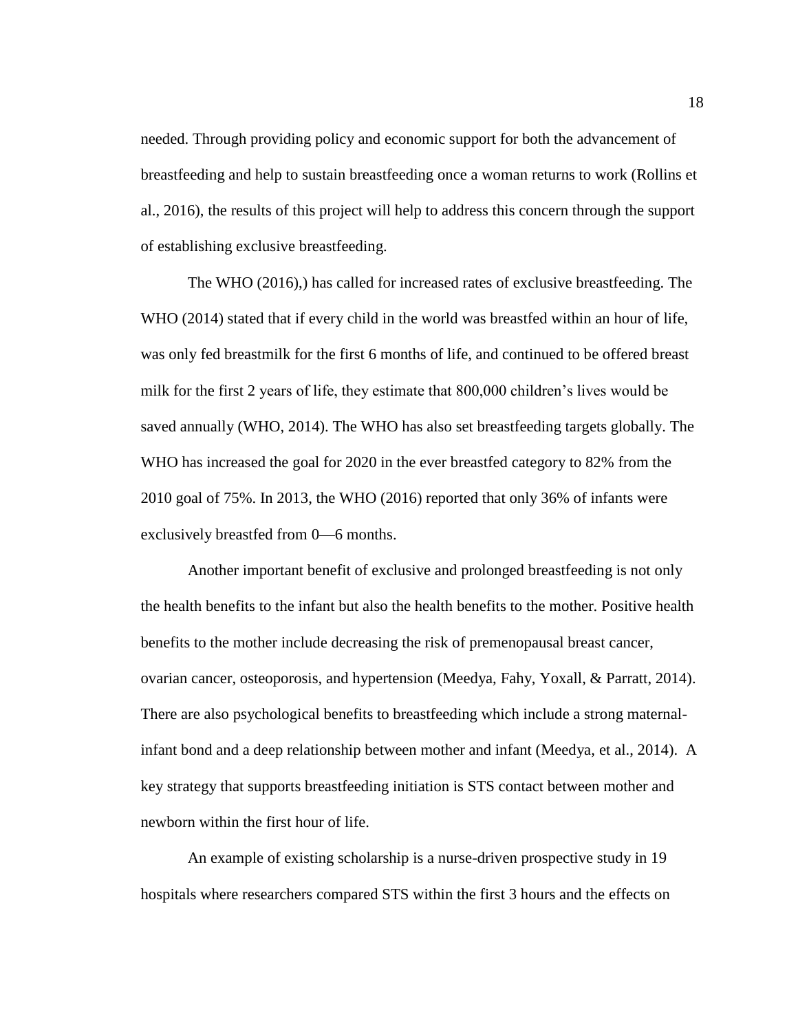needed. Through providing policy and economic support for both the advancement of breastfeeding and help to sustain breastfeeding once a woman returns to work (Rollins et al., 2016), the results of this project will help to address this concern through the support of establishing exclusive breastfeeding.

The WHO (2016),) has called for increased rates of exclusive breastfeeding. The WHO (2014) stated that if every child in the world was breastfed within an hour of life, was only fed breastmilk for the first 6 months of life, and continued to be offered breast milk for the first 2 years of life, they estimate that 800,000 children's lives would be saved annually (WHO, 2014). The WHO has also set breastfeeding targets globally. The WHO has increased the goal for 2020 in the ever breastfed category to 82% from the 2010 goal of 75%. In 2013, the WHO (2016) reported that only 36% of infants were exclusively breastfed from 0—6 months.

Another important benefit of exclusive and prolonged breastfeeding is not only the health benefits to the infant but also the health benefits to the mother. Positive health benefits to the mother include decreasing the risk of premenopausal breast cancer, ovarian cancer, osteoporosis, and hypertension (Meedya, Fahy, Yoxall, & Parratt, 2014). There are also psychological benefits to breastfeeding which include a strong maternal-infant bond and a deep relationship between mother and infant (Meedya, et al., 2014). A key strategy that supports breastfeeding initiation is STS contact between mother and newborn within the first hour of life.

An example of existing scholarship is a nurse-driven prospective study in 19 hospitals where researchers compared STS within the first 3 hours and the effects on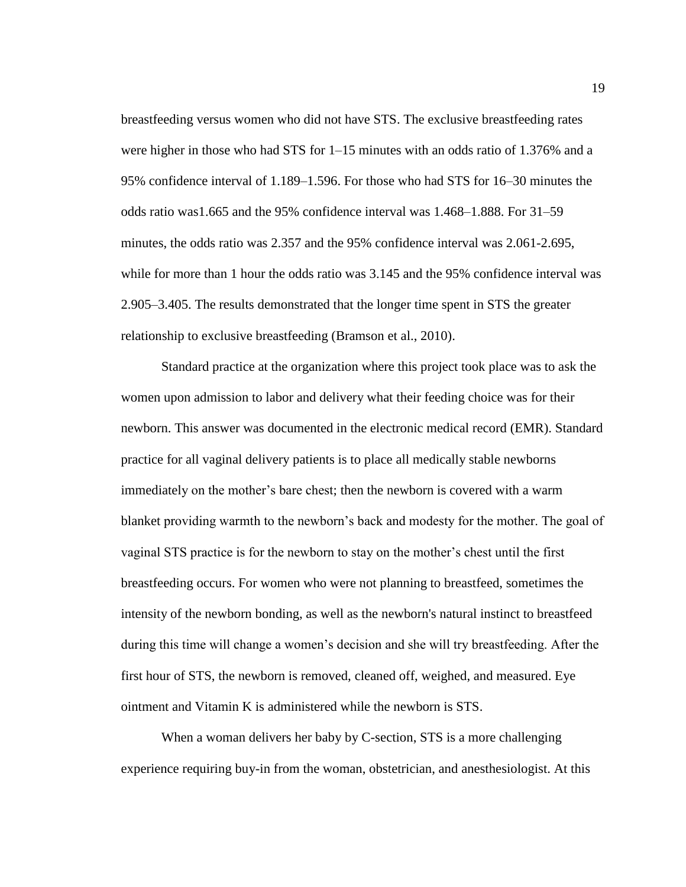breastfeeding versus women who did not have STS. The exclusive breastfeeding rates were higher in those who had STS for 1–15 minutes with an odds ratio of 1.376% and a 95% confidence interval of 1.189–1.596. For those who had STS for 16–30 minutes the odds ratio was1.665 and the 95% confidence interval was 1.468–1.888. For 31–59 minutes, the odds ratio was 2.357 and the 95% confidence interval was 2.061-2.695, while for more than 1 hour the odds ratio was 3.145 and the 95% confidence interval was 2.905–3.405. The results demonstrated that the longer time spent in STS the greater relationship to exclusive breastfeeding (Bramson et al., 2010).

Standard practice at the organization where this project took place was to ask the women upon admission to labor and delivery what their feeding choice was for their newborn. This answer was documented in the electronic medical record (EMR). Standard practice for all vaginal delivery patients is to place all medically stable newborns immediately on the mother's bare chest; then the newborn is covered with a warm blanket providing warmth to the newborn's back and modesty for the mother. The goal of vaginal STS practice is for the newborn to stay on the mother's chest until the first breastfeeding occurs. For women who were not planning to breastfeed, sometimes the intensity of the newborn bonding, as well as the newborn's natural instinct to breastfeed during this time will change a women's decision and she will try breastfeeding. After the first hour of STS, the newborn is removed, cleaned off, weighed, and measured. Eye ointment and Vitamin K is administered while the newborn is STS.

When a woman delivers her baby by C-section, STS is a more challenging experience requiring buy-in from the woman, obstetrician, and anesthesiologist. At this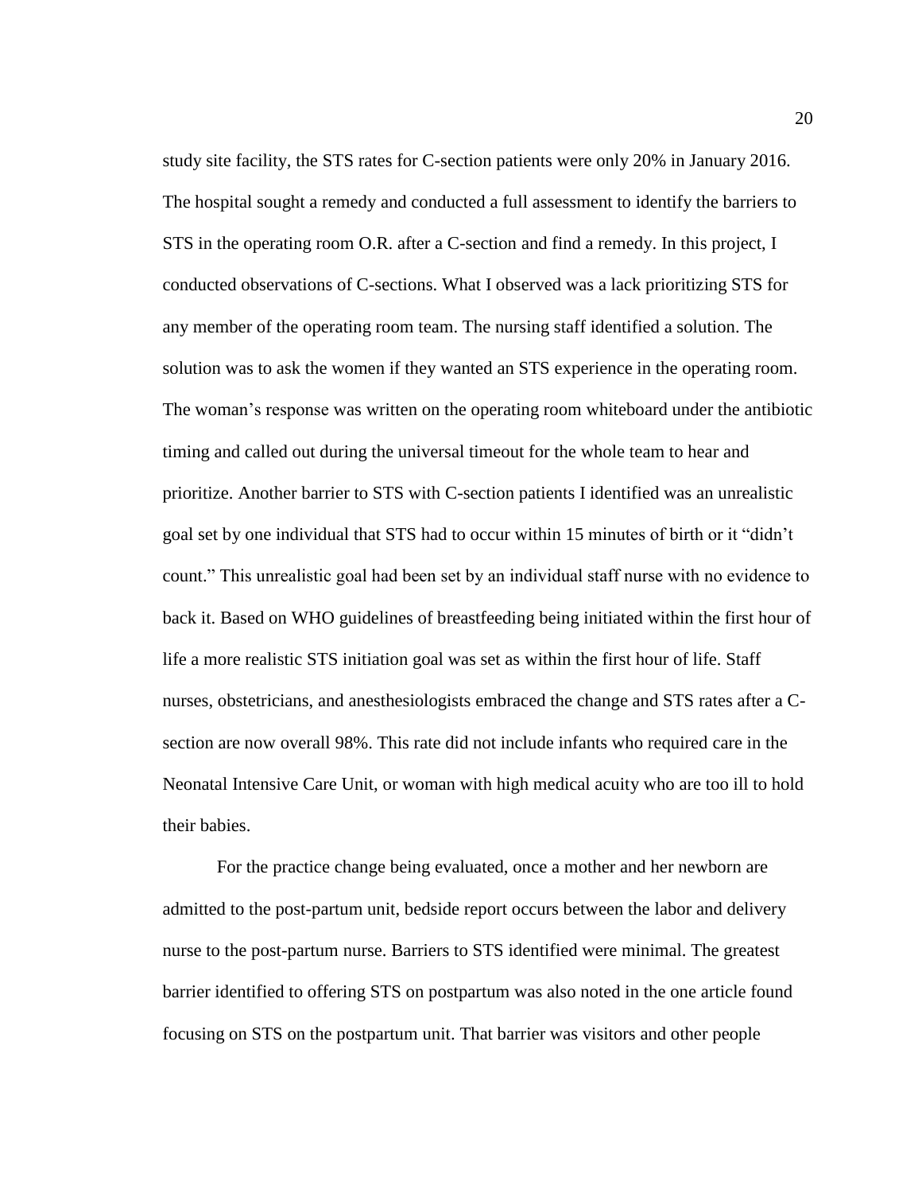study site facility, the STS rates for C-section patients were only 20% in January 2016. The hospital sought a remedy and conducted a full assessment to identify the barriers to STS in the operating room O.R. after a C-section and find a remedy. In this project, I conducted observations of C-sections. What I observed was a lack prioritizing STS for any member of the operating room team. The nursing staff identified a solution. The solution was to ask the women if they wanted an STS experience in the operating room. The woman's response was written on the operating room whiteboard under the antibiotic timing and called out during the universal timeout for the whole team to hear and prioritize. Another barrier to STS with C-section patients I identified was an unrealistic goal set by one individual that STS had to occur within 15 minutes of birth or it "didn't count." This unrealistic goal had been set by an individual staff nurse with no evidence to back it. Based on WHO guidelines of breastfeeding being initiated within the first hour of life a more realistic STS initiation goal was set as within the first hour of life. Staff nurses, obstetricians, and anesthesiologists embraced the change and STS rates after a C-section are now overall 98%. This rate did not include infants who required care in the Neonatal Intensive Care Unit, or woman with high medical acuity who are too ill to hold their babies.

For the practice change being evaluated, once a mother and her newborn are admitted to the post-partum unit, bedside report occurs between the labor and delivery nurse to the post-partum nurse. Barriers to STS identified were minimal. The greatest barrier identified to offering STS on postpartum was also noted in the one article found focusing on STS on the postpartum unit. That barrier was visitors and other people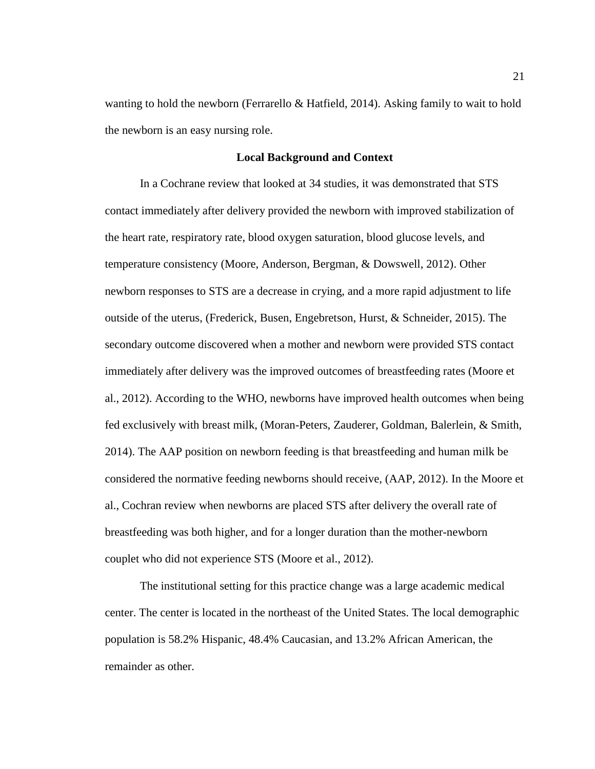wanting to hold the newborn (Ferrarello & Hatfield, 2014). Asking family to wait to hold the newborn is an easy nursing role.

## Local Background and Context

In a Cochrane review that looked at 34 studies, it was demonstrated that STS contact immediately after delivery provided the newborn with improved stabilization of the heart rate, respiratory rate, blood oxygen saturation, blood glucose levels, and temperature consistency (Moore, Anderson, Bergman, & Dowswell, 2012). Other newborn responses to STS are a decrease in crying, and a more rapid adjustment to life outside of the uterus, (Frederick, Busen, Engebretson, Hurst, & Schneider, 2015). The secondary outcome discovered when a mother and newborn were provided STS contact immediately after delivery was the improved outcomes of breastfeeding rates (Moore et al., 2012). According to the WHO, newborns have improved health outcomes when being fed exclusively with breast milk, (Moran-Peters, Zauderer, Goldman, Balerlein, & Smith, 2014). The AAP position on newborn feeding is that breastfeeding and human milk be considered the normative feeding newborns should receive, (AAP, 2012). In the Moore et al., Cochran review when newborns are placed STS after delivery the overall rate of breastfeeding was both higher, and for a longer duration than the mother-newborn couplet who did not experience STS (Moore et al., 2012).

The institutional setting for this practice change was a large academic medical center. The center is located in the northeast of the United States. The local demographic population is 58.2% Hispanic, 48.4% Caucasian, and 13.2% African American, the remainder as other.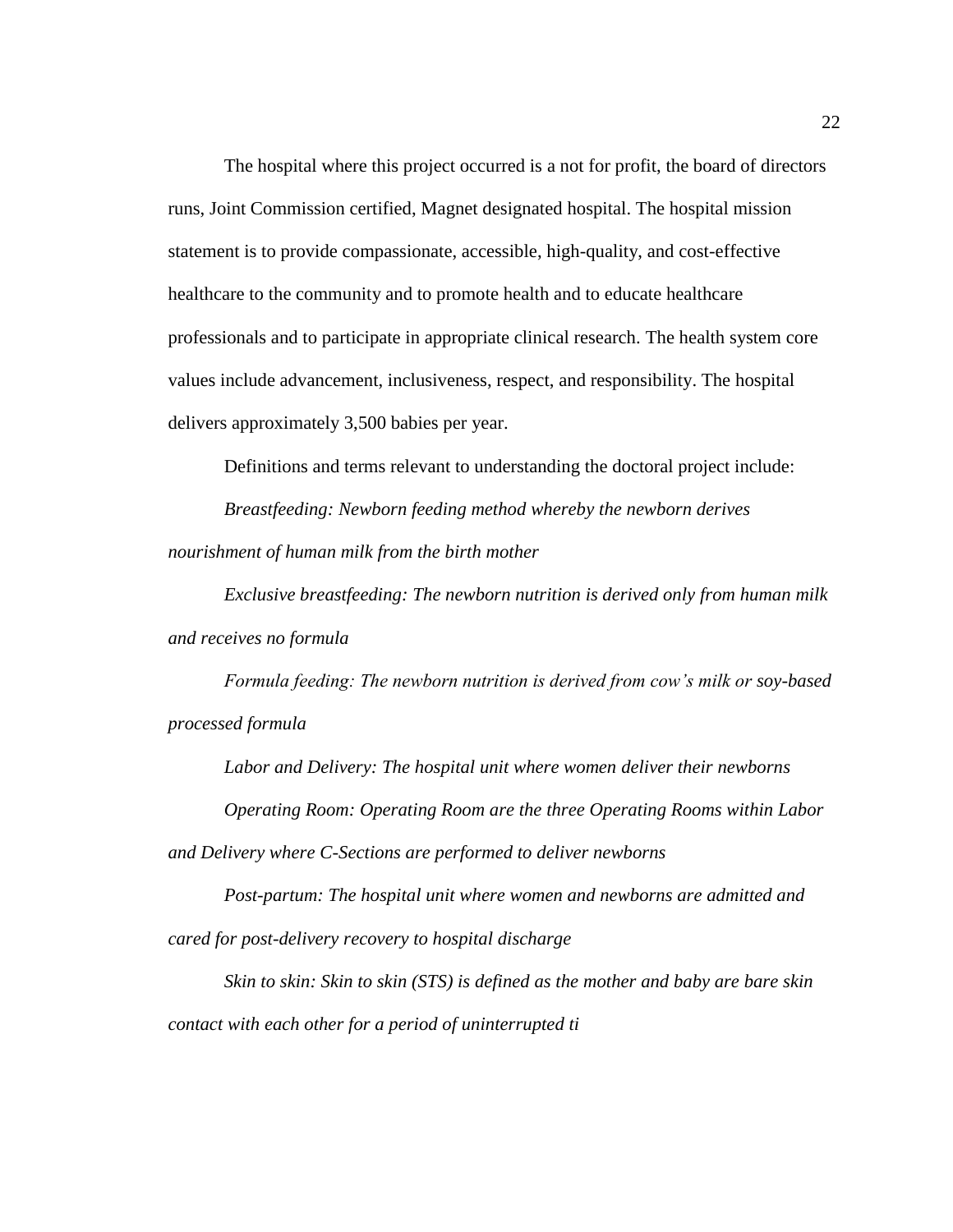The hospital where this project occurred is a not for profit, the board of directors runs, Joint Commission certified, Magnet designated hospital. The hospital mission statement is to provide compassionate, accessible, high-quality, and cost-effective healthcare to the community and to promote health and to educate healthcare professionals and to participate in appropriate clinical research. The health system core values include advancement, inclusiveness, respect, and responsibility. The hospital delivers approximately 3,500 babies per year.

Definitions and terms relevant to understanding the doctoral project include:

*Breastfeeding: Newborn feeding method whereby the newborn derives nourishment of human milk from the birth mother*

*Exclusive breastfeeding: The newborn nutrition is derived only from human milk and receives no formula*

*Formula feeding: The newborn nutrition is derived from cow's milk or soy-based processed formula*

*Labor and Delivery: The hospital unit where women deliver their newborns*

*Operating Room: Operating Room are the three Operating Rooms within Labor and Delivery where C-Sections are performed to deliver newborns*

*Post-partum: The hospital unit where women and newborns are admitted and cared for post-delivery recovery to hospital discharge*

*Skin to skin: Skin to skin (STS) is defined as the mother and baby are bare skin contact with each other for a period of uninterrupted ti*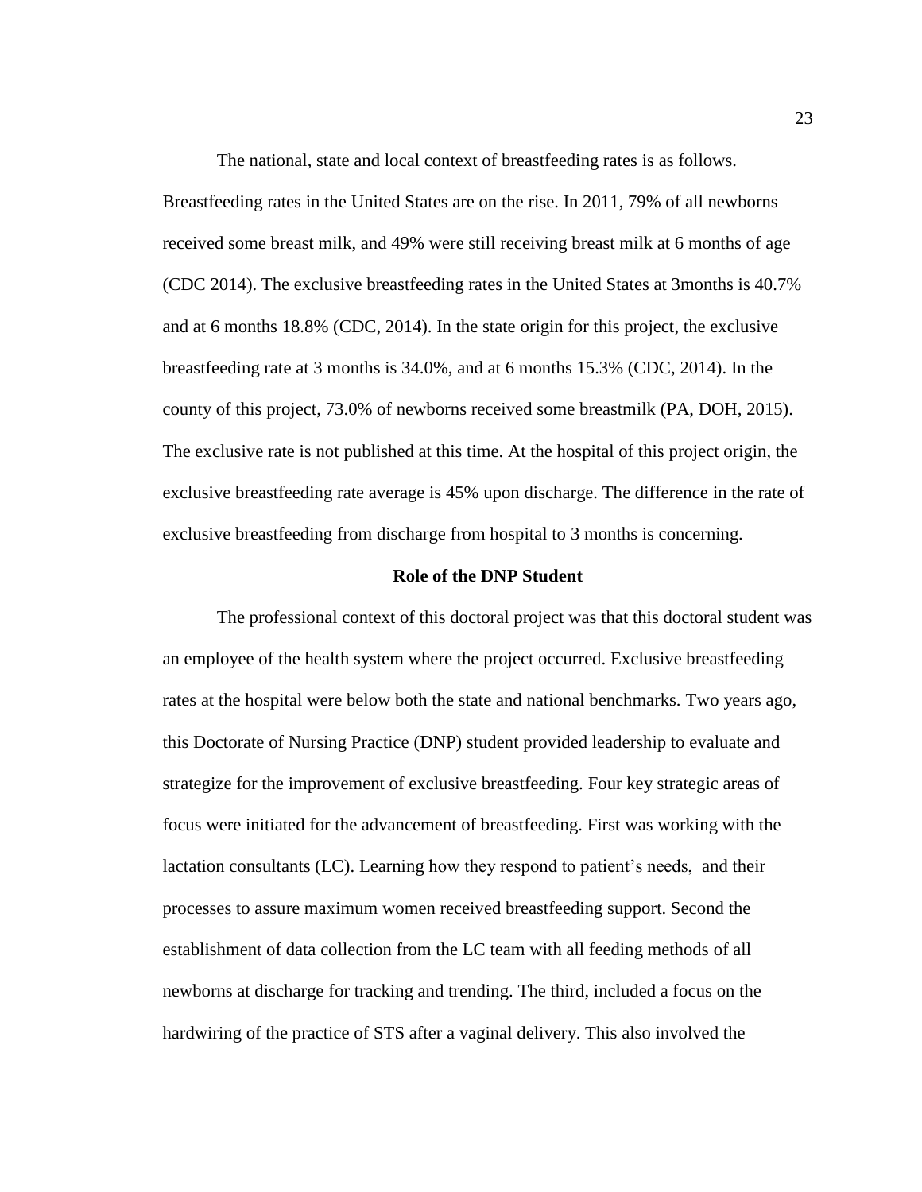The national, state and local context of breastfeeding rates is as follows. Breastfeeding rates in the United States are on the rise. In 2011, 79% of all newborns received some breast milk, and 49% were still receiving breast milk at 6 months of age (CDC 2014). The exclusive breastfeeding rates in the United States at 3months is 40.7% and at 6 months 18.8% (CDC, 2014). In the state origin for this project, the exclusive breastfeeding rate at 3 months is 34.0%, and at 6 months 15.3% (CDC, 2014). In the county of this project, 73.0% of newborns received some breastmilk (PA, DOH, 2015). The exclusive rate is not published at this time. At the hospital of this project origin, the exclusive breastfeeding rate average is 45% upon discharge. The difference in the rate of exclusive breastfeeding from discharge from hospital to 3 months is concerning.

## Role of the DNP Student

The professional context of this doctoral project was that this doctoral student was an employee of the health system where the project occurred. Exclusive breastfeeding rates at the hospital were below both the state and national benchmarks. Two years ago, this Doctorate of Nursing Practice (DNP) student provided leadership to evaluate and strategize for the improvement of exclusive breastfeeding. Four key strategic areas of focus were initiated for the advancement of breastfeeding. First was working with the lactation consultants (LC). Learning how they respond to patient's needs, and their processes to assure maximum women received breastfeeding support. Second the establishment of data collection from the LC team with all feeding methods of all newborns at discharge for tracking and trending. The third, included a focus on the hardwiring of the practice of STS after a vaginal delivery. This also involved the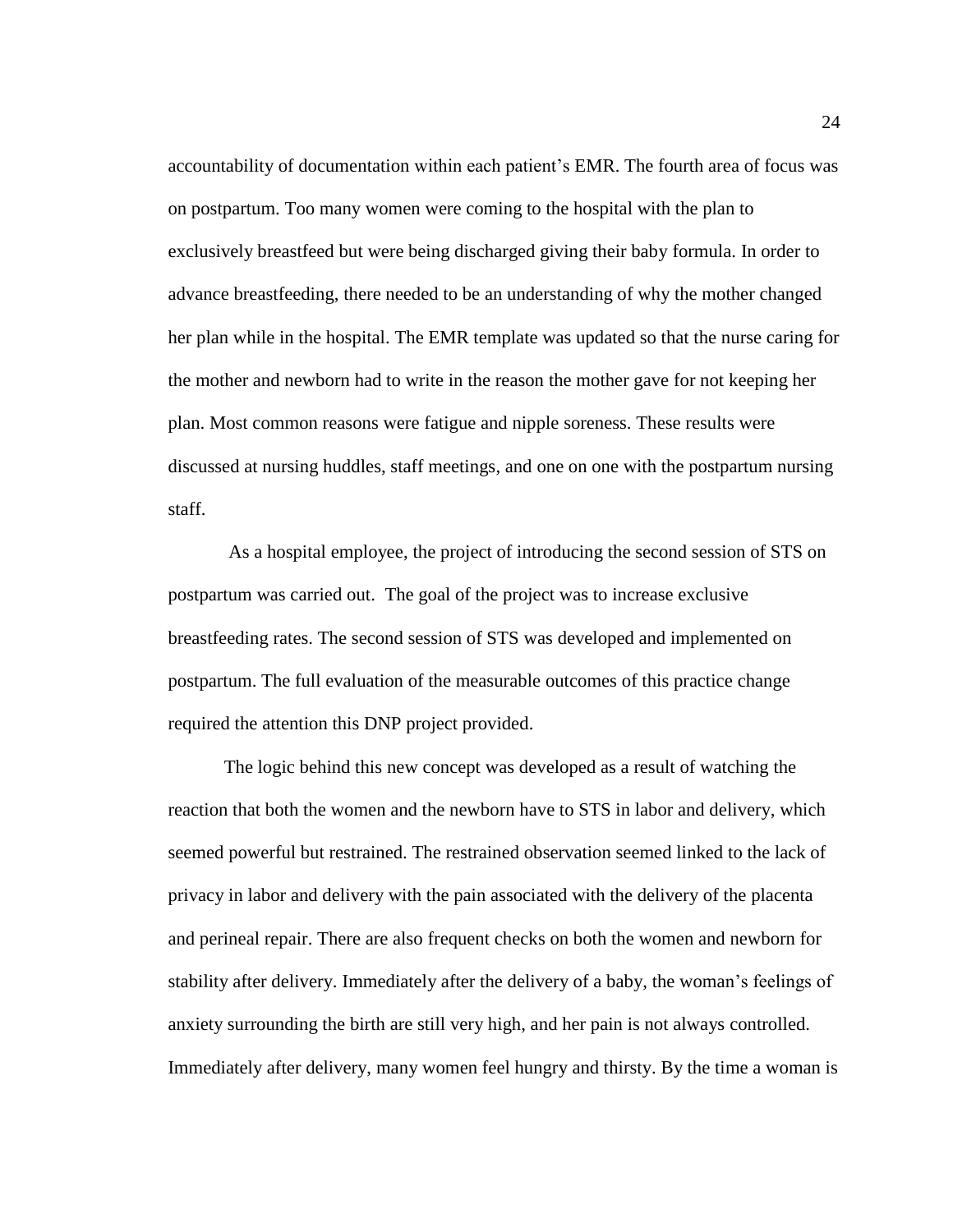accountability of documentation within each patient's EMR. The fourth area of focus was on postpartum. Too many women were coming to the hospital with the plan to exclusively breastfeed but were being discharged giving their baby formula. In order to advance breastfeeding, there needed to be an understanding of why the mother changed her plan while in the hospital. The EMR template was updated so that the nurse caring for the mother and newborn had to write in the reason the mother gave for not keeping her plan. Most common reasons were fatigue and nipple soreness. These results were discussed at nursing huddles, staff meetings, and one on one with the postpartum nursing staff.

As a hospital employee, the project of introducing the second session of STS on postpartum was carried out. The goal of the project was to increase exclusive breastfeeding rates. The second session of STS was developed and implemented on postpartum. The full evaluation of the measurable outcomes of this practice change required the attention this DNP project provided.

The logic behind this new concept was developed as a result of watching the reaction that both the women and the newborn have to STS in labor and delivery, which seemed powerful but restrained. The restrained observation seemed linked to the lack of privacy in labor and delivery with the pain associated with the delivery of the placenta and perineal repair. There are also frequent checks on both the women and newborn for stability after delivery. Immediately after the delivery of a baby, the woman's feelings of anxiety surrounding the birth are still very high, and her pain is not always controlled. Immediately after delivery, many women feel hungry and thirsty. By the time a woman is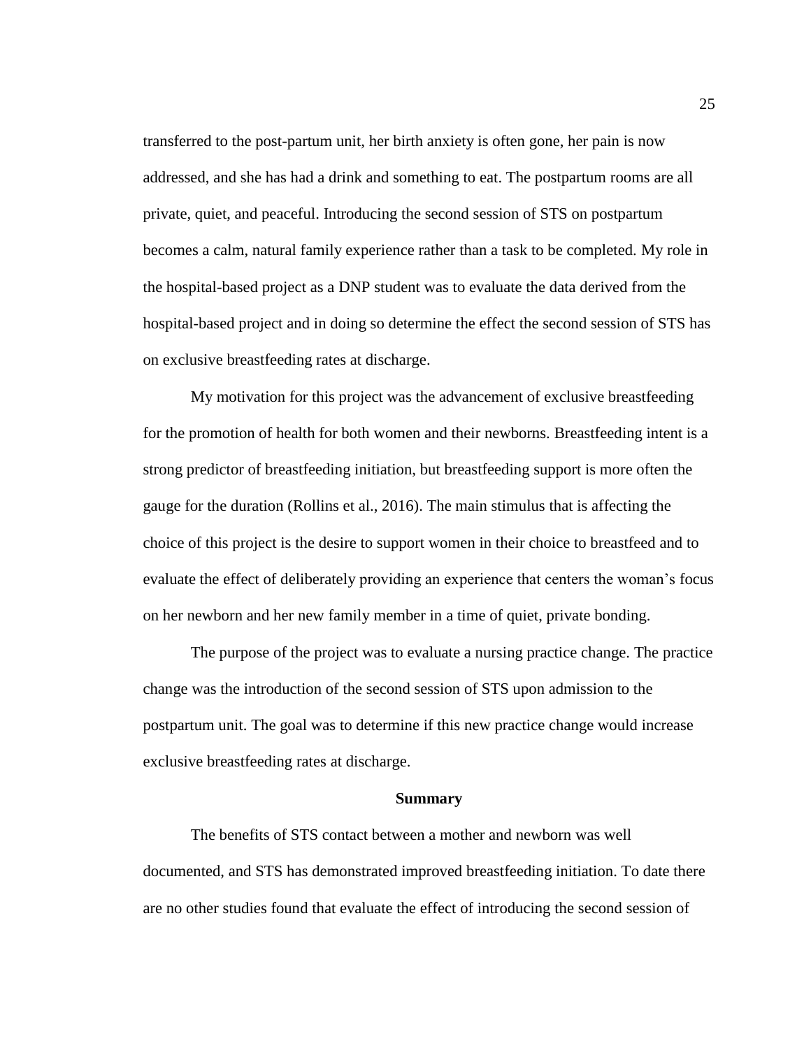transferred to the post-partum unit, her birth anxiety is often gone, her pain is now addressed, and she has had a drink and something to eat. The postpartum rooms are all private, quiet, and peaceful. Introducing the second session of STS on postpartum becomes a calm, natural family experience rather than a task to be completed. My role in the hospital-based project as a DNP student was to evaluate the data derived from the hospital-based project and in doing so determine the effect the second session of STS has on exclusive breastfeeding rates at discharge.

My motivation for this project was the advancement of exclusive breastfeeding for the promotion of health for both women and their newborns. Breastfeeding intent is a strong predictor of breastfeeding initiation, but breastfeeding support is more often the gauge for the duration (Rollins et al., 2016). The main stimulus that is affecting the choice of this project is the desire to support women in their choice to breastfeed and to evaluate the effect of deliberately providing an experience that centers the woman's focus on her newborn and her new family member in a time of quiet, private bonding.

The purpose of the project was to evaluate a nursing practice change. The practice change was the introduction of the second session of STS upon admission to the postpartum unit. The goal was to determine if this new practice change would increase exclusive breastfeeding rates at discharge.

## Summary

The benefits of STS contact between a mother and newborn was well documented, and STS has demonstrated improved breastfeeding initiation. To date there are no other studies found that evaluate the effect of introducing the second session of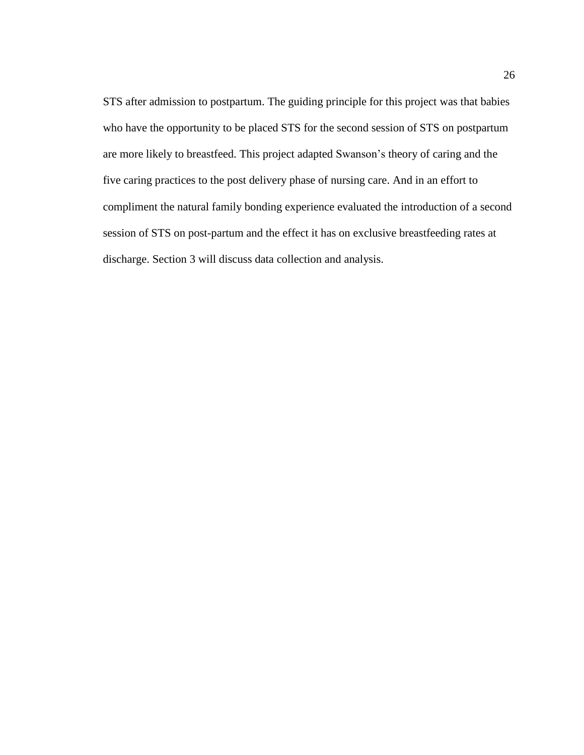STS after admission to postpartum. The guiding principle for this project was that babies who have the opportunity to be placed STS for the second session of STS on postpartum are more likely to breastfeed. This project adapted Swanson's theory of caring and the five caring practices to the post delivery phase of nursing care. And in an effort to compliment the natural family bonding experience evaluated the introduction of a second session of STS on post-partum and the effect it has on exclusive breastfeeding rates at discharge. Section 3 will discuss data collection and analysis.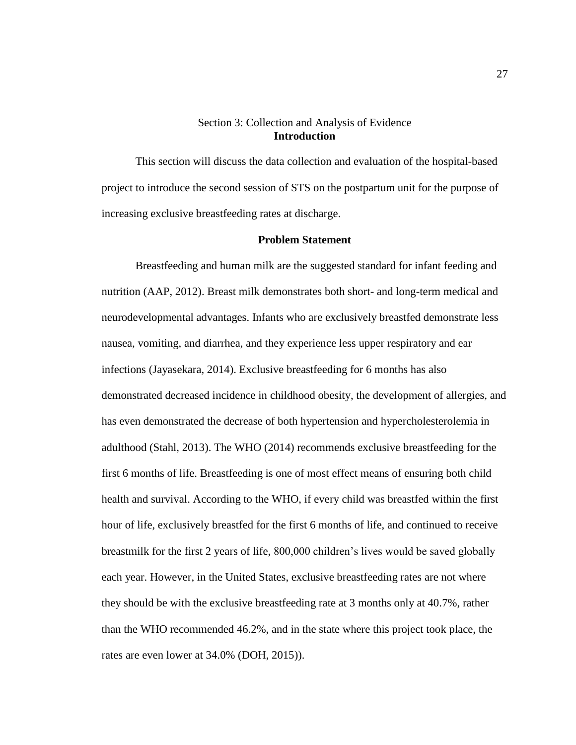Section 3: Collection and Analysis of Evidence

## Introduction

This section will discuss the data collection and evaluation of the hospital-based project to introduce the second session of STS on the postpartum unit for the purpose of increasing exclusive breastfeeding rates at discharge.

## Problem Statement

Breastfeeding and human milk are the suggested standard for infant feeding and nutrition (AAP, 2012). Breast milk demonstrates both short- and long-term medical and neurodevelopmental advantages. Infants who are exclusively breastfed demonstrate less nausea, vomiting, and diarrhea, and they experience less upper respiratory and ear infections (Jayasekara, 2014). Exclusive breastfeeding for 6 months has also demonstrated decreased incidence in childhood obesity, the development of allergies, and has even demonstrated the decrease of both hypertension and hypercholesterolemia in adulthood (Stahl, 2013). The WHO (2014) recommends exclusive breastfeeding for the first 6 months of life. Breastfeeding is one of most effect means of ensuring both child health and survival. According to the WHO, if every child was breastfed within the first hour of life, exclusively breastfed for the first 6 months of life, and continued to receive breastmilk for the first 2 years of life, 800,000 children's lives would be saved globally each year. However, in the United States, exclusive breastfeeding rates are not where they should be with the exclusive breastfeeding rate at 3 months only at 40.7%, rather than the WHO recommended 46.2%, and in the state where this project took place, the rates are even lower at 34.0% (DOH, 2015)).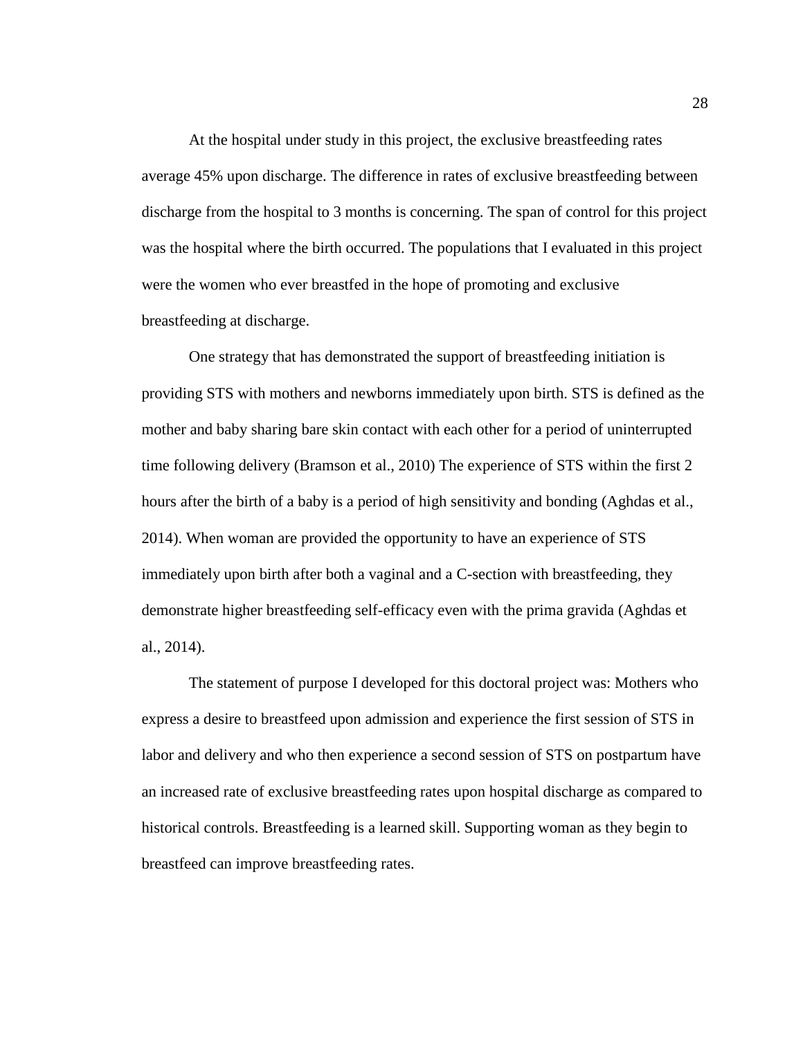At the hospital under study in this project, the exclusive breastfeeding rates average 45% upon discharge. The difference in rates of exclusive breastfeeding between discharge from the hospital to 3 months is concerning. The span of control for this project was the hospital where the birth occurred. The populations that I evaluated in this project were the women who ever breastfed in the hope of promoting and exclusive breastfeeding at discharge.

One strategy that has demonstrated the support of breastfeeding initiation is providing STS with mothers and newborns immediately upon birth. STS is defined as the mother and baby sharing bare skin contact with each other for a period of uninterrupted time following delivery (Bramson et al., 2010) The experience of STS within the first 2 hours after the birth of a baby is a period of high sensitivity and bonding (Aghdas et al., 2014). When woman are provided the opportunity to have an experience of STS immediately upon birth after both a vaginal and a C-section with breastfeeding, they demonstrate higher breastfeeding self-efficacy even with the prima gravida (Aghdas et al., 2014).

The statement of purpose I developed for this doctoral project was: Mothers who express a desire to breastfeed upon admission and experience the first session of STS in labor and delivery and who then experience a second session of STS on postpartum have an increased rate of exclusive breastfeeding rates upon hospital discharge as compared to historical controls. Breastfeeding is a learned skill. Supporting woman as they begin to breastfeed can improve breastfeeding rates.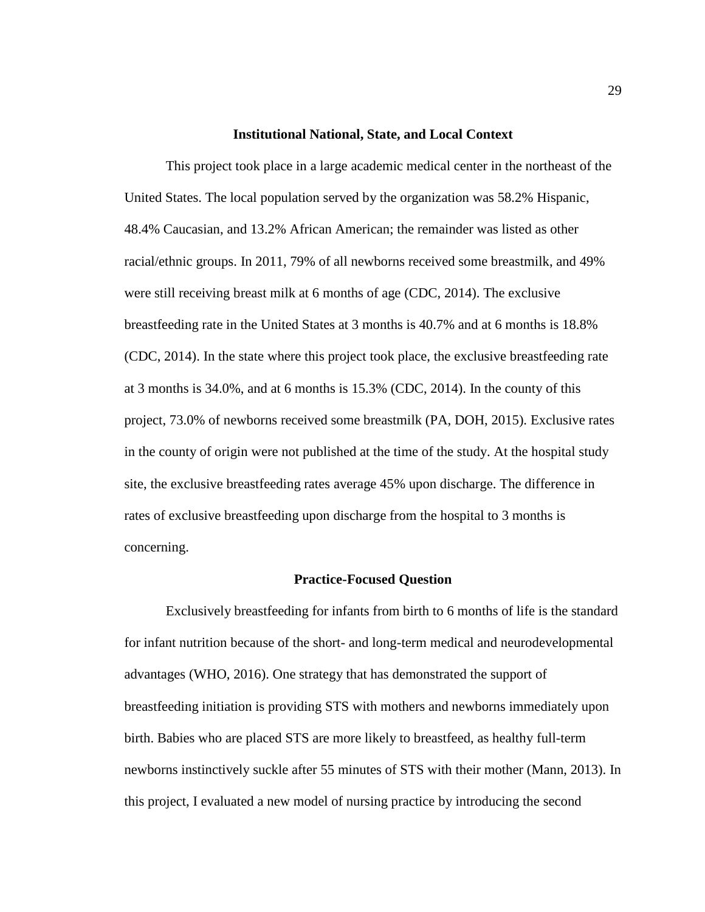### Institutional National, State, and Local Context

This project took place in a large academic medical center in the northeast of the United States. The local population served by the organization was 58.2% Hispanic, 48.4% Caucasian, and 13.2% African American; the remainder was listed as other racial/ethnic groups. In 2011, 79% of all newborns received some breastmilk, and 49% were still receiving breast milk at 6 months of age (CDC, 2014). The exclusive breastfeeding rate in the United States at 3 months is 40.7% and at 6 months is 18.8% (CDC, 2014). In the state where this project took place, the exclusive breastfeeding rate at 3 months is 34.0%, and at 6 months is 15.3% (CDC, 2014). In the county of this project, 73.0% of newborns received some breastmilk (PA, DOH, 2015). Exclusive rates in the county of origin were not published at the time of the study. At the hospital study site, the exclusive breastfeeding rates average 45% upon discharge. The difference in rates of exclusive breastfeeding upon discharge from the hospital to 3 months is concerning.

### Practice-Focused Question

Exclusively breastfeeding for infants from birth to 6 months of life is the standard for infant nutrition because of the short- and long-term medical and neurodevelopmental advantages (WHO, 2016). One strategy that has demonstrated the support of breastfeeding initiation is providing STS with mothers and newborns immediately upon birth. Babies who are placed STS are more likely to breastfeed, as healthy full-term newborns instinctively suckle after 55 minutes of STS with their mother (Mann, 2013). In this project, I evaluated a new model of nursing practice by introducing the second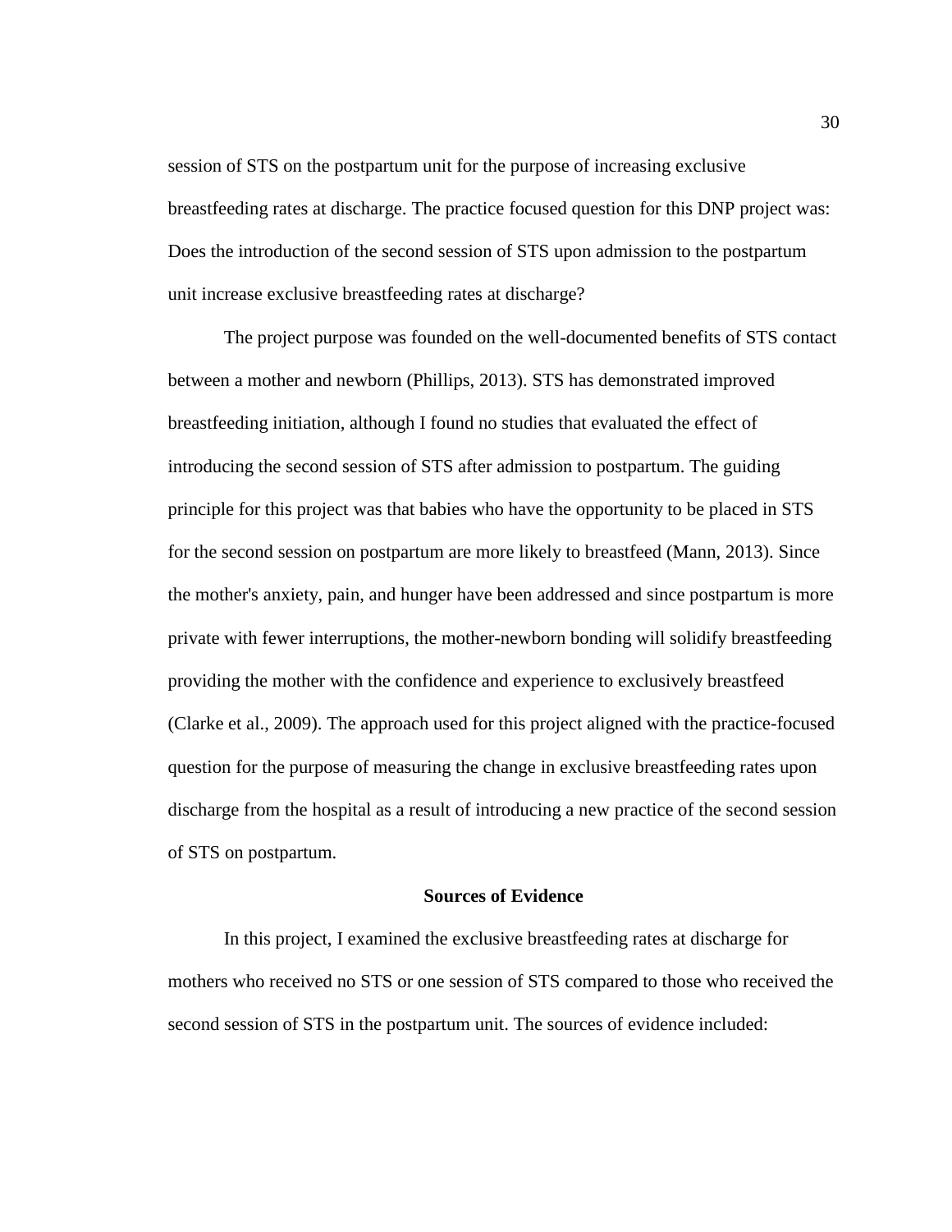session of STS on the postpartum unit for the purpose of increasing exclusive breastfeeding rates at discharge. The practice focused question for this DNP project was: Does the introduction of the second session of STS upon admission to the postpartum unit increase exclusive breastfeeding rates at discharge?

The project purpose was founded on the well-documented benefits of STS contact between a mother and newborn (Phillips, 2013). STS has demonstrated improved breastfeeding initiation, although I found no studies that evaluated the effect of introducing the second session of STS after admission to postpartum. The guiding principle for this project was that babies who have the opportunity to be placed in STS for the second session on postpartum are more likely to breastfeed (Mann, 2013). Since the mother's anxiety, pain, and hunger have been addressed and since postpartum is more private with fewer interruptions, the mother-newborn bonding will solidify breastfeeding providing the mother with the confidence and experience to exclusively breastfeed (Clarke et al., 2009). The approach used for this project aligned with the practice-focused question for the purpose of measuring the change in exclusive breastfeeding rates upon discharge from the hospital as a result of introducing a new practice of the second session of STS on postpartum.

## Sources of Evidence

In this project, I examined the exclusive breastfeeding rates at discharge for mothers who received no STS or one session of STS compared to those who received the second session of STS in the postpartum unit. The sources of evidence included: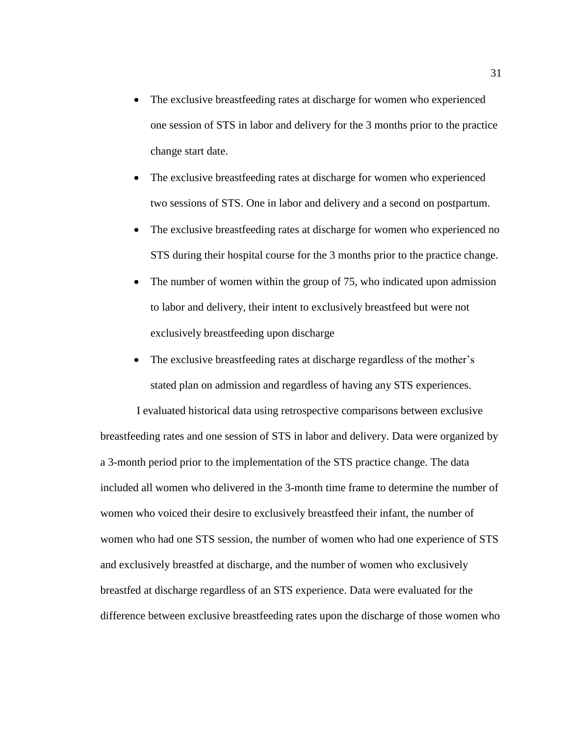- The exclusive breastfeeding rates at discharge for women who experienced one session of STS in labor and delivery for the 3 months prior to the practice change start date.
- The exclusive breastfeeding rates at discharge for women who experienced two sessions of STS. One in labor and delivery and a second on postpartum.
- The exclusive breastfeeding rates at discharge for women who experienced no STS during their hospital course for the 3 months prior to the practice change.
- The number of women within the group of 75, who indicated upon admission to labor and delivery, their intent to exclusively breastfeed but were not exclusively breastfeeding upon discharge
- The exclusive breastfeeding rates at discharge regardless of the mother's stated plan on admission and regardless of having any STS experiences.

I evaluated historical data using retrospective comparisons between exclusive breastfeeding rates and one session of STS in labor and delivery. Data were organized by a 3-month period prior to the implementation of the STS practice change. The data included all women who delivered in the 3-month time frame to determine the number of women who voiced their desire to exclusively breastfeed their infant, the number of women who had one STS session, the number of women who had one experience of STS and exclusively breastfed at discharge, and the number of women who exclusively breastfed at discharge regardless of an STS experience. Data were evaluated for the difference between exclusive breastfeeding rates upon the discharge of those women who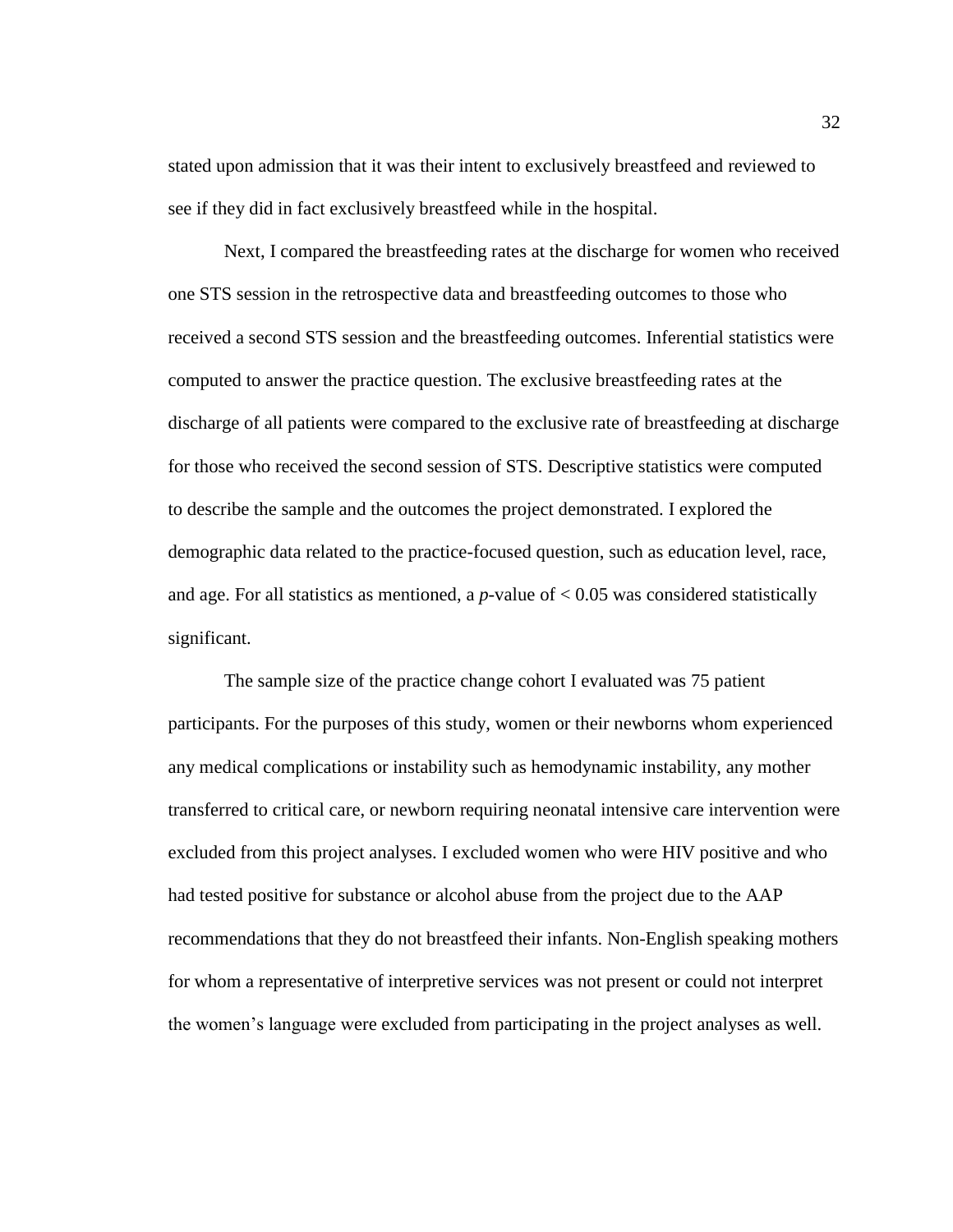stated upon admission that it was their intent to exclusively breastfeed and reviewed to see if they did in fact exclusively breastfeed while in the hospital.

Next, I compared the breastfeeding rates at the discharge for women who received one STS session in the retrospective data and breastfeeding outcomes to those who received a second STS session and the breastfeeding outcomes. Inferential statistics were computed to answer the practice question. The exclusive breastfeeding rates at the discharge of all patients were compared to the exclusive rate of breastfeeding at discharge for those who received the second session of STS. Descriptive statistics were computed to describe the sample and the outcomes the project demonstrated. I explored the demographic data related to the practice-focused question, such as education level, race, and age. For all statistics as mentioned, a *p*-value of $< 0.05$ was considered statistically significant.

The sample size of the practice change cohort I evaluated was 75 patient participants. For the purposes of this study, women or their newborns whom experienced any medical complications or instability such as hemodynamic instability, any mother transferred to critical care, or newborn requiring neonatal intensive care intervention were excluded from this project analyses. I excluded women who were HIV positive and who had tested positive for substance or alcohol abuse from the project due to the AAP recommendations that they do not breastfeed their infants. Non-English speaking mothers for whom a representative of interpretive services was not present or could not interpret the women's language were excluded from participating in the project analyses as well.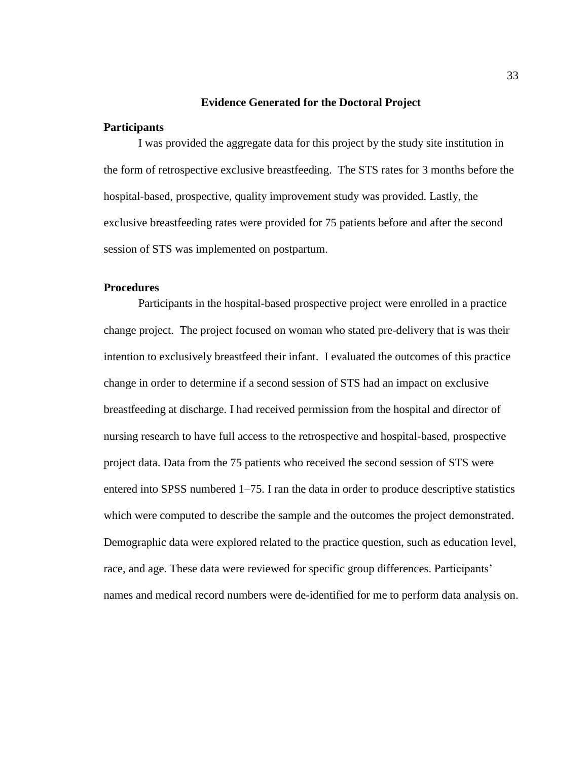## Evidence Generated for the Doctoral Project

### Participants

I was provided the aggregate data for this project by the study site institution in the form of retrospective exclusive breastfeeding. The STS rates for 3 months before the hospital-based, prospective, quality improvement study was provided. Lastly, the exclusive breastfeeding rates were provided for 75 patients before and after the second session of STS was implemented on postpartum.

### Procedures

Participants in the hospital-based prospective project were enrolled in a practice change project. The project focused on woman who stated pre-delivery that is was their intention to exclusively breastfeed their infant. I evaluated the outcomes of this practice change in order to determine if a second session of STS had an impact on exclusive breastfeeding at discharge. I had received permission from the hospital and director of nursing research to have full access to the retrospective and hospital-based, prospective project data. Data from the 75 patients who received the second session of STS were entered into SPSS numbered 1–75. I ran the data in order to produce descriptive statistics which were computed to describe the sample and the outcomes the project demonstrated. Demographic data were explored related to the practice question, such as education level, race, and age. These data were reviewed for specific group differences. Participants' names and medical record numbers were de-identified for me to perform data analysis on.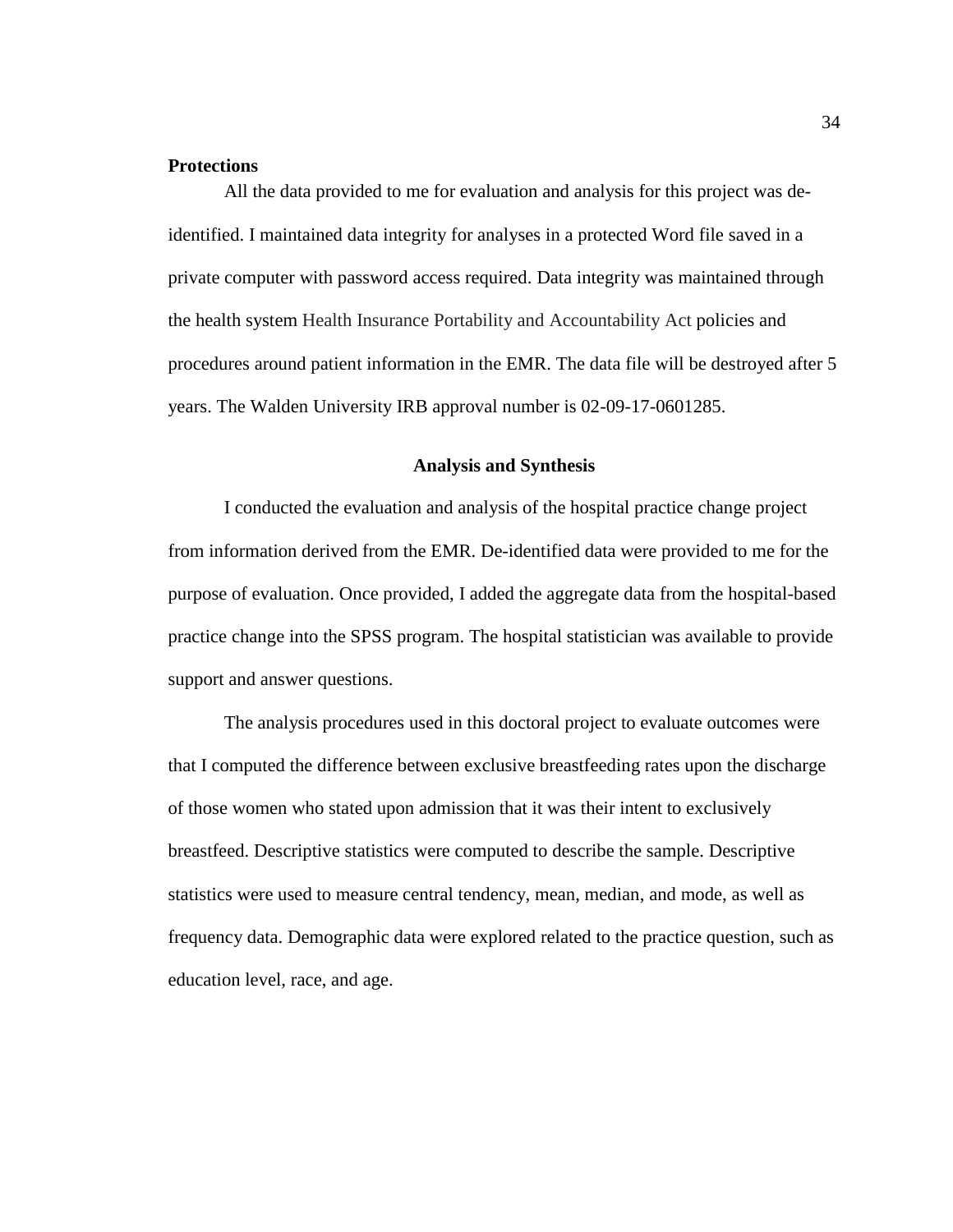**Protections**

All the data provided to me for evaluation and analysis for this project was de-identified. I maintained data integrity for analyses in a protected Word file saved in a private computer with password access required. Data integrity was maintained through the health system Health Insurance Portability and Accountability Act policies and procedures around patient information in the EMR. The data file will be destroyed after 5 years. The Walden University IRB approval number is 02-09-17-0601285.

## Analysis and Synthesis

I conducted the evaluation and analysis of the hospital practice change project from information derived from the EMR. De-identified data were provided to me for the purpose of evaluation. Once provided, I added the aggregate data from the hospital-based practice change into the SPSS program. The hospital statistician was available to provide support and answer questions.

The analysis procedures used in this doctoral project to evaluate outcomes were that I computed the difference between exclusive breastfeeding rates upon the discharge of those women who stated upon admission that it was their intent to exclusively breastfeed. Descriptive statistics were computed to describe the sample. Descriptive statistics were used to measure central tendency, mean, median, and mode, as well as frequency data. Demographic data were explored related to the practice question, such as education level, race, and age.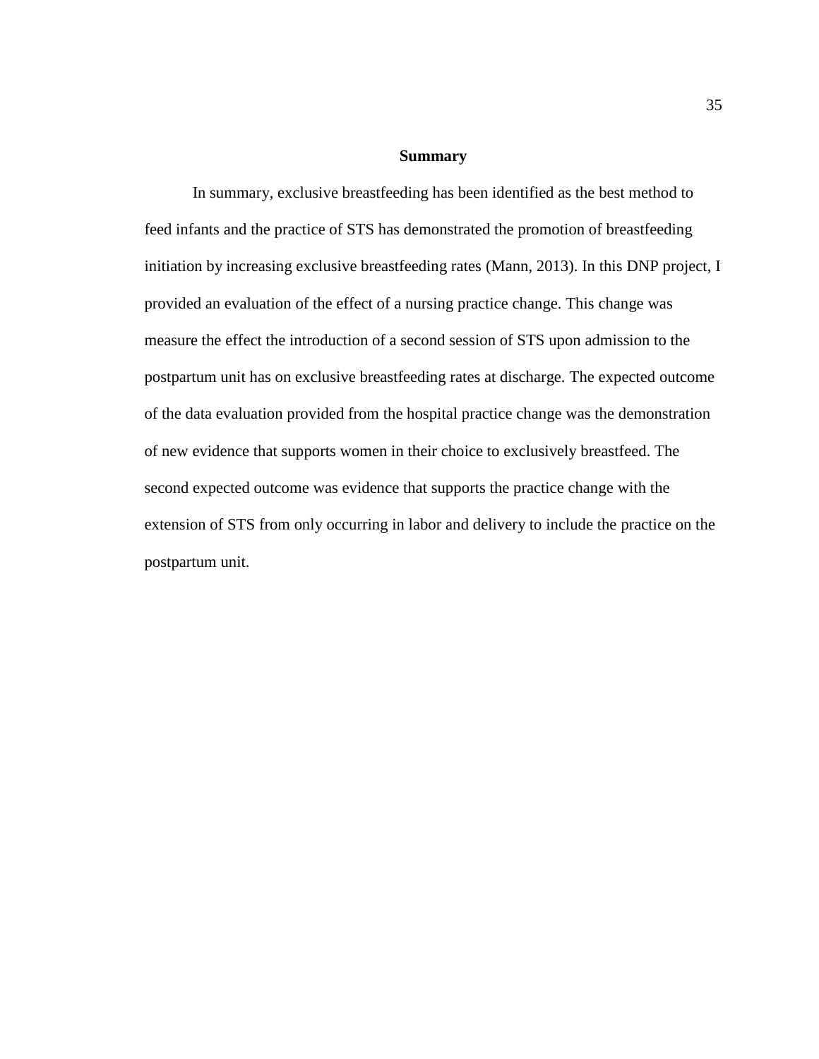## Summary

In summary, exclusive breastfeeding has been identified as the best method to feed infants and the practice of STS has demonstrated the promotion of breastfeeding initiation by increasing exclusive breastfeeding rates (Mann, 2013). In this DNP project, I provided an evaluation of the effect of a nursing practice change. This change was measure the effect the introduction of a second session of STS upon admission to the postpartum unit has on exclusive breastfeeding rates at discharge. The expected outcome of the data evaluation provided from the hospital practice change was the demonstration of new evidence that supports women in their choice to exclusively breastfeed. The second expected outcome was evidence that supports the practice change with the extension of STS from only occurring in labor and delivery to include the practice on the postpartum unit.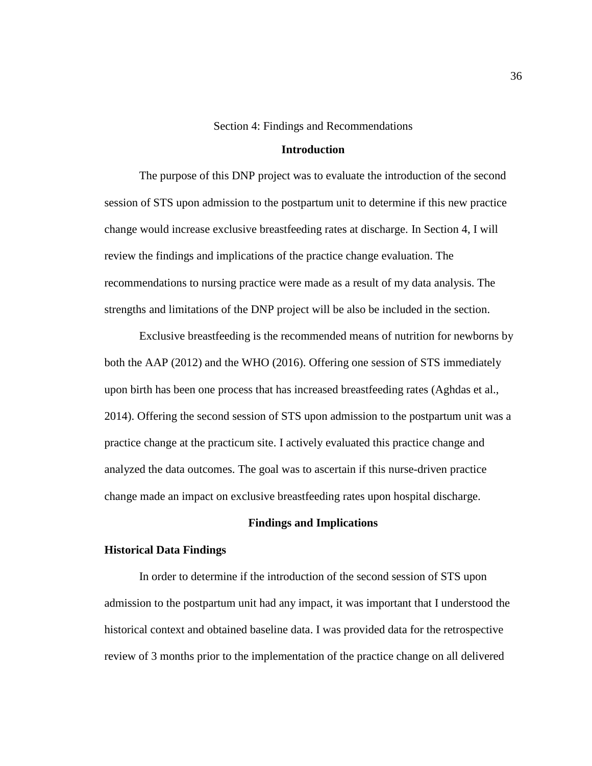# Section 4: Findings and Recommendations

## Introduction

The purpose of this DNP project was to evaluate the introduction of the second session of STS upon admission to the postpartum unit to determine if this new practice change would increase exclusive breastfeeding rates at discharge. In Section 4, I will review the findings and implications of the practice change evaluation. The recommendations to nursing practice were made as a result of my data analysis. The strengths and limitations of the DNP project will be also be included in the section.

Exclusive breastfeeding is the recommended means of nutrition for newborns by both the AAP (2012) and the WHO (2016). Offering one session of STS immediately upon birth has been one process that has increased breastfeeding rates (Aghdas et al., 2014). Offering the second session of STS upon admission to the postpartum unit was a practice change at the practicum site. I actively evaluated this practice change and analyzed the data outcomes. The goal was to ascertain if this nurse-driven practice change made an impact on exclusive breastfeeding rates upon hospital discharge.

## Findings and Implications

### Historical Data Findings

In order to determine if the introduction of the second session of STS upon admission to the postpartum unit had any impact, it was important that I understood the historical context and obtained baseline data. I was provided data for the retrospective review of 3 months prior to the implementation of the practice change on all delivered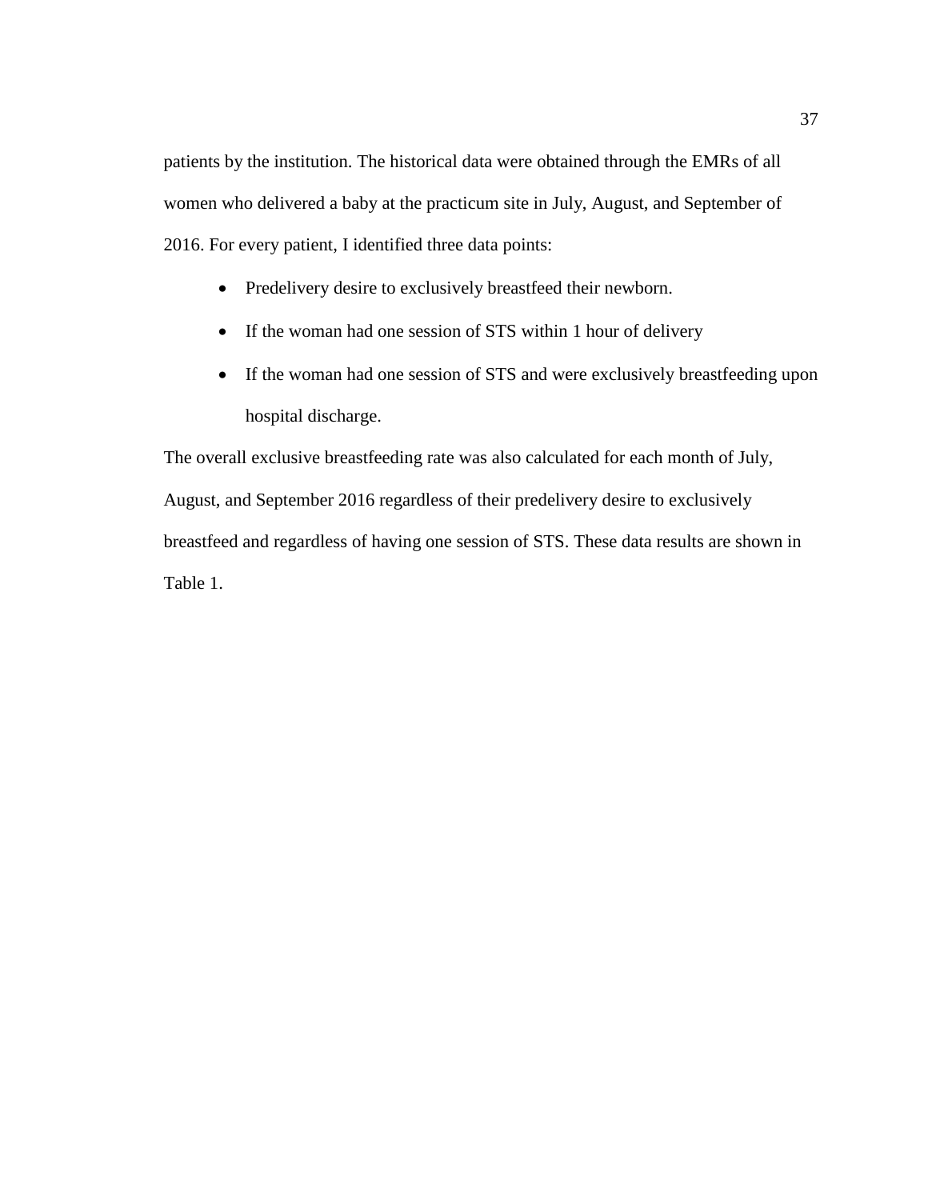patients by the institution. The historical data were obtained through the EMRs of all women who delivered a baby at the practicum site in July, August, and September of 2016. For every patient, I identified three data points:

- Predelivery desire to exclusively breastfeed their newborn.
- If the woman had one session of STS within 1 hour of delivery
- If the woman had one session of STS and were exclusively breastfeeding upon hospital discharge.

The overall exclusive breastfeeding rate was also calculated for each month of July, August, and September 2016 regardless of their predelivery desire to exclusively breastfeed and regardless of having one session of STS. These data results are shown in Table 1.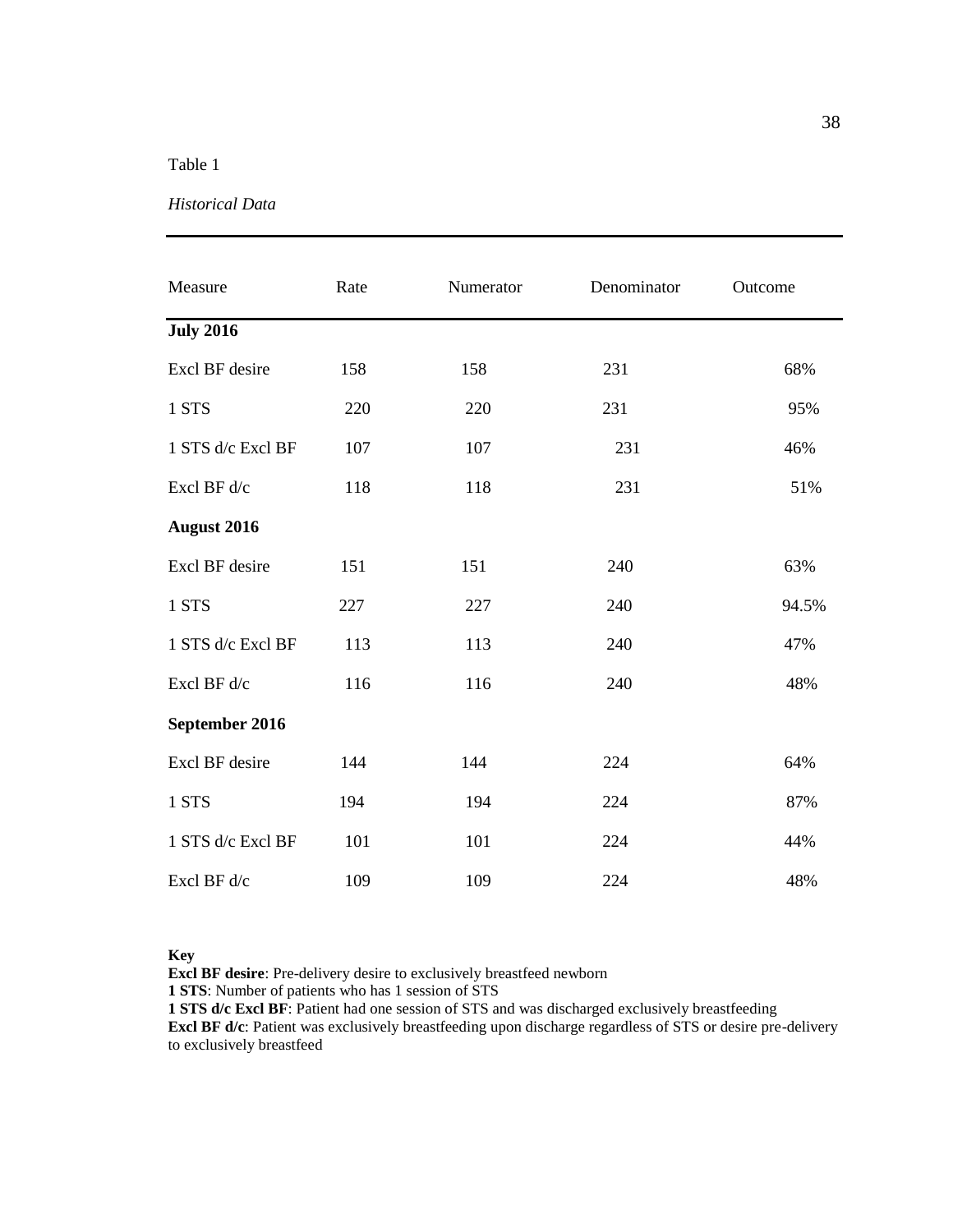Table 1

*Historical Data*

| Measure | Rate | Numerator | Denominator | Outcome |
|---|---|---|---|---|
| **July 2016** | | | | |
| Excl BF desire | 158 | 158 | 231 | 68% |
| 1 STS | 220 | 220 | 231 | 95% |
| 1 STS d/c Excl BF | 107 | 107 | 231 | 46% |
| Excl BF d/c | 118 | 118 | 231 | 51% |
| **August 2016** | | | | |
| Excl BF desire | 151 | 151 | 240 | 63% |
| 1 STS | 227 | 227 | 240 | 94.5% |
| 1 STS d/c Excl BF | 113 | 113 | 240 | 47% |
| Excl BF d/c | 116 | 116 | 240 | 48% |
| **September 2016** | | | | |
| Excl BF desire | 144 | 144 | 224 | 64% |
| 1 STS | 194 | 194 | 224 | 87% |
| 1 STS d/c Excl BF | 101 | 101 | 224 | 44% |
| Excl BF d/c | 109 | 109 | 224 | 48% |

**Key**
**Excl BF desire**: Pre-delivery desire to exclusively breastfeed newborn
**1 STS**: Number of patients who has 1 session of STS
**1 STS d/c Excl BF**: Patient had one session of STS and was discharged exclusively breastfeeding
**Excl BF d/c**: Patient was exclusively breastfeeding upon discharge regardless of STS or desire pre-delivery to exclusively breastfeed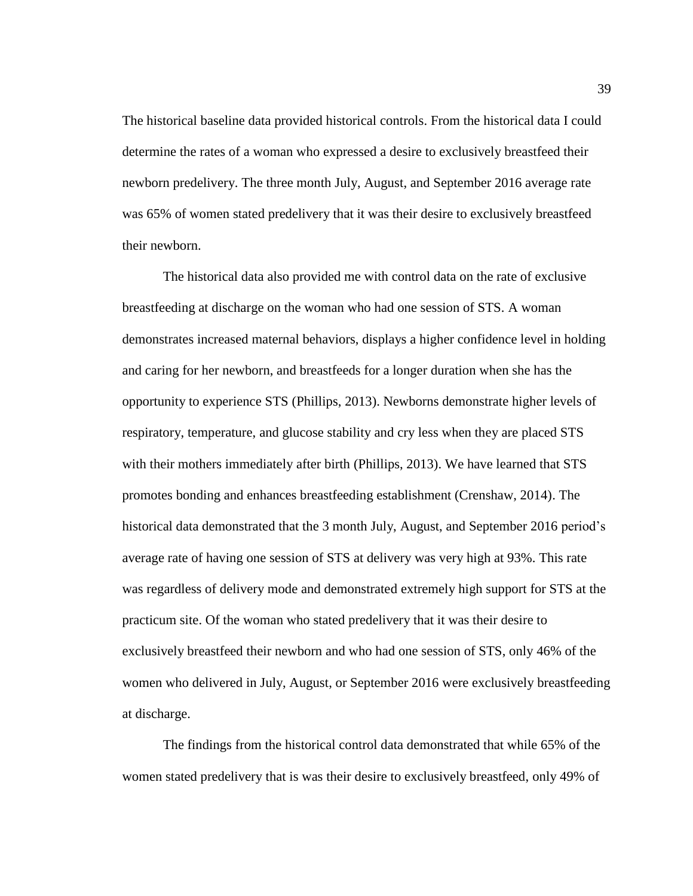The historical baseline data provided historical controls. From the historical data I could determine the rates of a woman who expressed a desire to exclusively breastfeed their newborn predelivery. The three month July, August, and September 2016 average rate was 65% of women stated predelivery that it was their desire to exclusively breastfeed their newborn.

The historical data also provided me with control data on the rate of exclusive breastfeeding at discharge on the woman who had one session of STS. A woman demonstrates increased maternal behaviors, displays a higher confidence level in holding and caring for her newborn, and breastfeeds for a longer duration when she has the opportunity to experience STS (Phillips, 2013). Newborns demonstrate higher levels of respiratory, temperature, and glucose stability and cry less when they are placed STS with their mothers immediately after birth (Phillips, 2013). We have learned that STS promotes bonding and enhances breastfeeding establishment (Crenshaw, 2014). The historical data demonstrated that the 3 month July, August, and September 2016 period's average rate of having one session of STS at delivery was very high at 93%. This rate was regardless of delivery mode and demonstrated extremely high support for STS at the practicum site. Of the woman who stated predelivery that it was their desire to exclusively breastfeed their newborn and who had one session of STS, only 46% of the women who delivered in July, August, or September 2016 were exclusively breastfeeding at discharge.

The findings from the historical control data demonstrated that while 65% of the women stated predelivery that is was their desire to exclusively breastfeed, only 49% of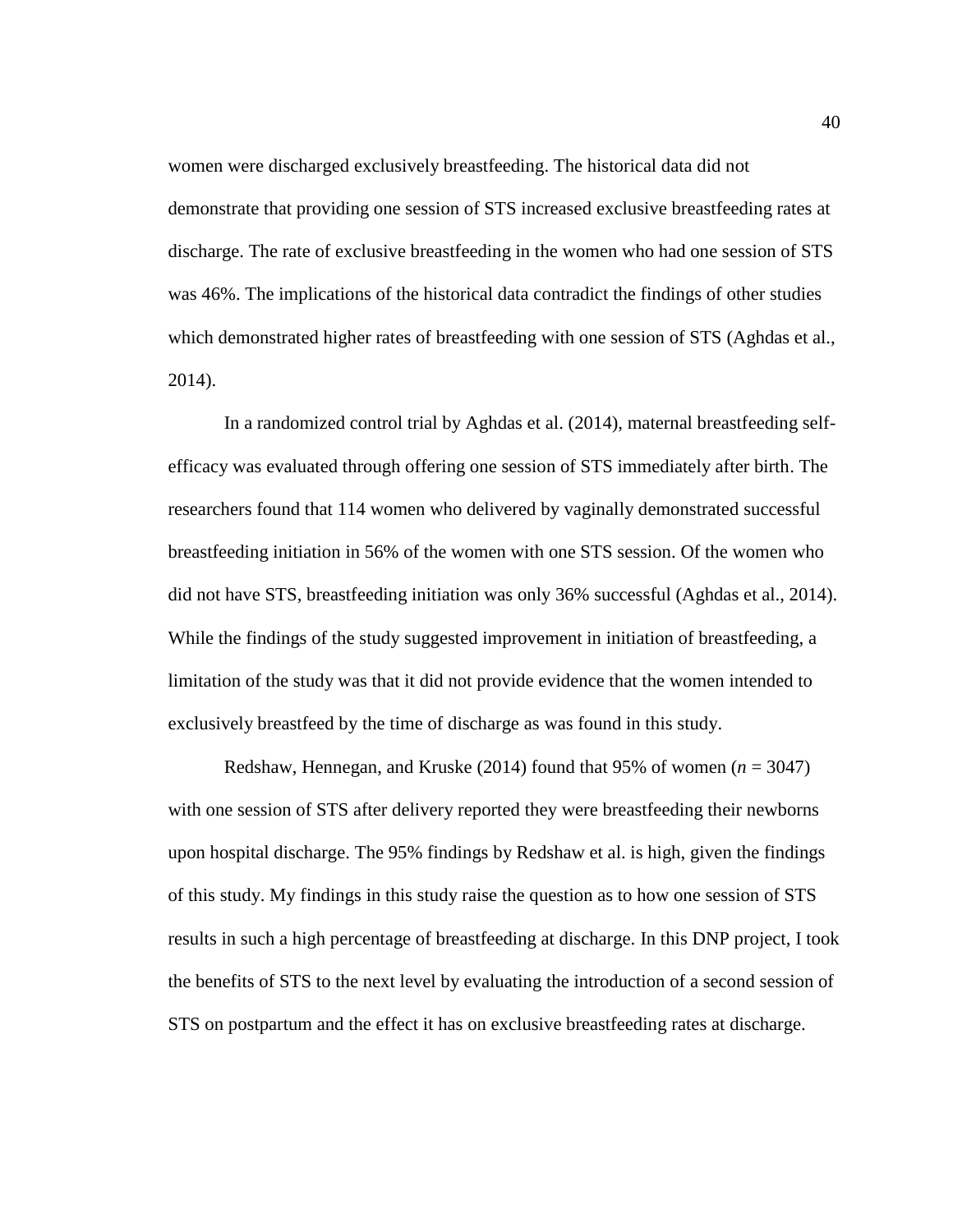women were discharged exclusively breastfeeding. The historical data did not demonstrate that providing one session of STS increased exclusive breastfeeding rates at discharge. The rate of exclusive breastfeeding in the women who had one session of STS was 46%. The implications of the historical data contradict the findings of other studies which demonstrated higher rates of breastfeeding with one session of STS (Aghdas et al., 2014).

In a randomized control trial by Aghdas et al. (2014), maternal breastfeeding self-efficacy was evaluated through offering one session of STS immediately after birth. The researchers found that 114 women who delivered by vaginally demonstrated successful breastfeeding initiation in 56% of the women with one STS session. Of the women who did not have STS, breastfeeding initiation was only 36% successful (Aghdas et al., 2014). While the findings of the study suggested improvement in initiation of breastfeeding, a limitation of the study was that it did not provide evidence that the women intended to exclusively breastfeed by the time of discharge as was found in this study.

Redshaw, Hennegan, and Kruske (2014) found that 95% of women ($n$ = 3047) with one session of STS after delivery reported they were breastfeeding their newborns upon hospital discharge. The 95% findings by Redshaw et al. is high, given the findings of this study. My findings in this study raise the question as to how one session of STS results in such a high percentage of breastfeeding at discharge. In this DNP project, I took the benefits of STS to the next level by evaluating the introduction of a second session of STS on postpartum and the effect it has on exclusive breastfeeding rates at discharge.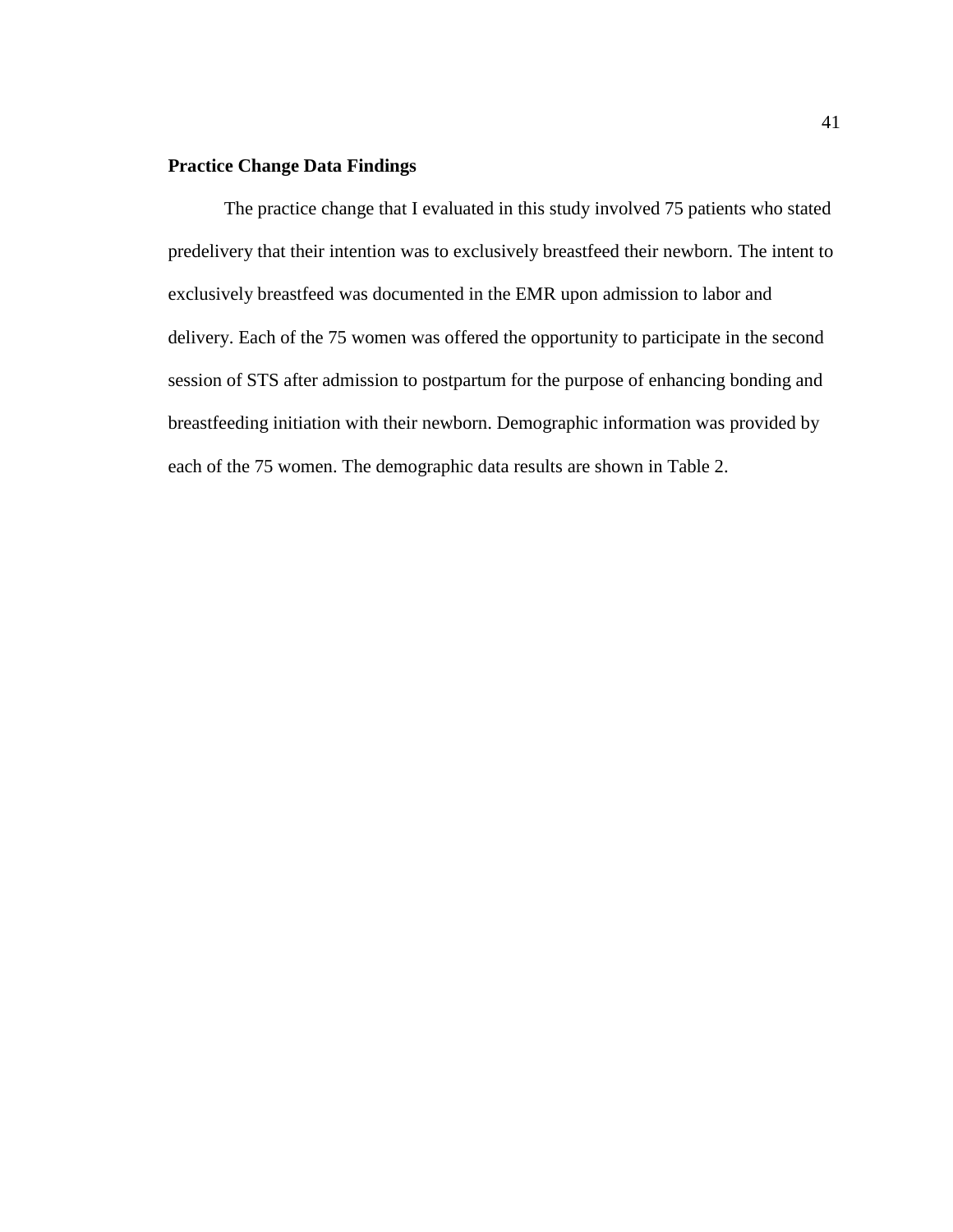### Practice Change Data Findings

The practice change that I evaluated in this study involved 75 patients who stated predelivery that their intention was to exclusively breastfeed their newborn. The intent to exclusively breastfeed was documented in the EMR upon admission to labor and delivery. Each of the 75 women was offered the opportunity to participate in the second session of STS after admission to postpartum for the purpose of enhancing bonding and breastfeeding initiation with their newborn. Demographic information was provided by each of the 75 women. The demographic data results are shown in Table 2.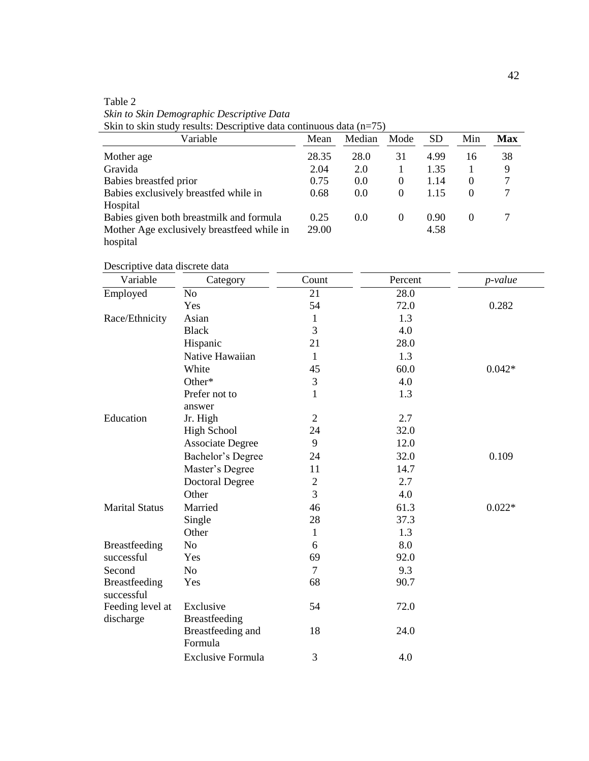Table 2

*Skin to Skin Demographic Descriptive Data*

Skin to skin study results: Descriptive data continuous data (n=75)

| Variable | Mean | Median | Mode | SD | Min | **Max** |
|---|---|---|---|---|---|---|
| Mother age | 28.35 | 28.0 | 31 | 4.99 | 16 | 38 |
| Gravida | 2.04 | 2.0 | 1 | 1.35 | 1 | 9 |
| Babies breastfed prior | 0.75 | 0.0 | 0 | 1.14 | 0 | 7 |
| Babies exclusively breastfed while in Hospital | 0.68 | 0.0 | 0 | 1.15 | 0 | 7 |
| Babies given both breastmilk and formula | 0.25 | 0.0 | 0 | 0.90 | 0 | 7 |
| Mother Age exclusively breastfeed while in hospital | 29.00 | | | 4.58 | | |

Descriptive data discrete data

| Variable | Category | Count | Percent | *p-value* |
|---|---|---|---|---|
| Employed | No | 21 | 28.0 | |
| | Yes | 54 | 72.0 | 0.282 |
| Race/Ethnicity | Asian | 1 | 1.3 | |
| | Black | 3 | 4.0 | |
| | Hispanic | 21 | 28.0 | |
| | Native Hawaiian | 1 | 1.3 | |
| | White | 45 | 60.0 | 0.042* |
| | Other* | 3 | 4.0 | |
| | Prefer not to answer | 1 | 1.3 | |
| Education | Jr. High | 2 | 2.7 | |
| | High School | 24 | 32.0 | |
| | Associate Degree | 9 | 12.0 | |
| | Bachelor's Degree | 24 | 32.0 | 0.109 |
| | Master's Degree | 11 | 14.7 | |
| | Doctoral Degree | 2 | 2.7 | |
| | Other | 3 | 4.0 | |
| Marital Status | Married | 46 | 61.3 | 0.022* |
| | Single | 28 | 37.3 | |
| | Other | 1 | 1.3 | |
| Breastfeeding successful | No | 6 | 8.0 | |
| | Yes | 69 | 92.0 | |
| Second Breastfeeding successful | No | 7 | 9.3 | |
| | Yes | 68 | 90.7 | |
| Feeding level at discharge | Exclusive Breastfeeding | 54 | 72.0 | |
| | Breastfeeding and Formula | 18 | 24.0 | |
| | Exclusive Formula | 3 | 4.0 | |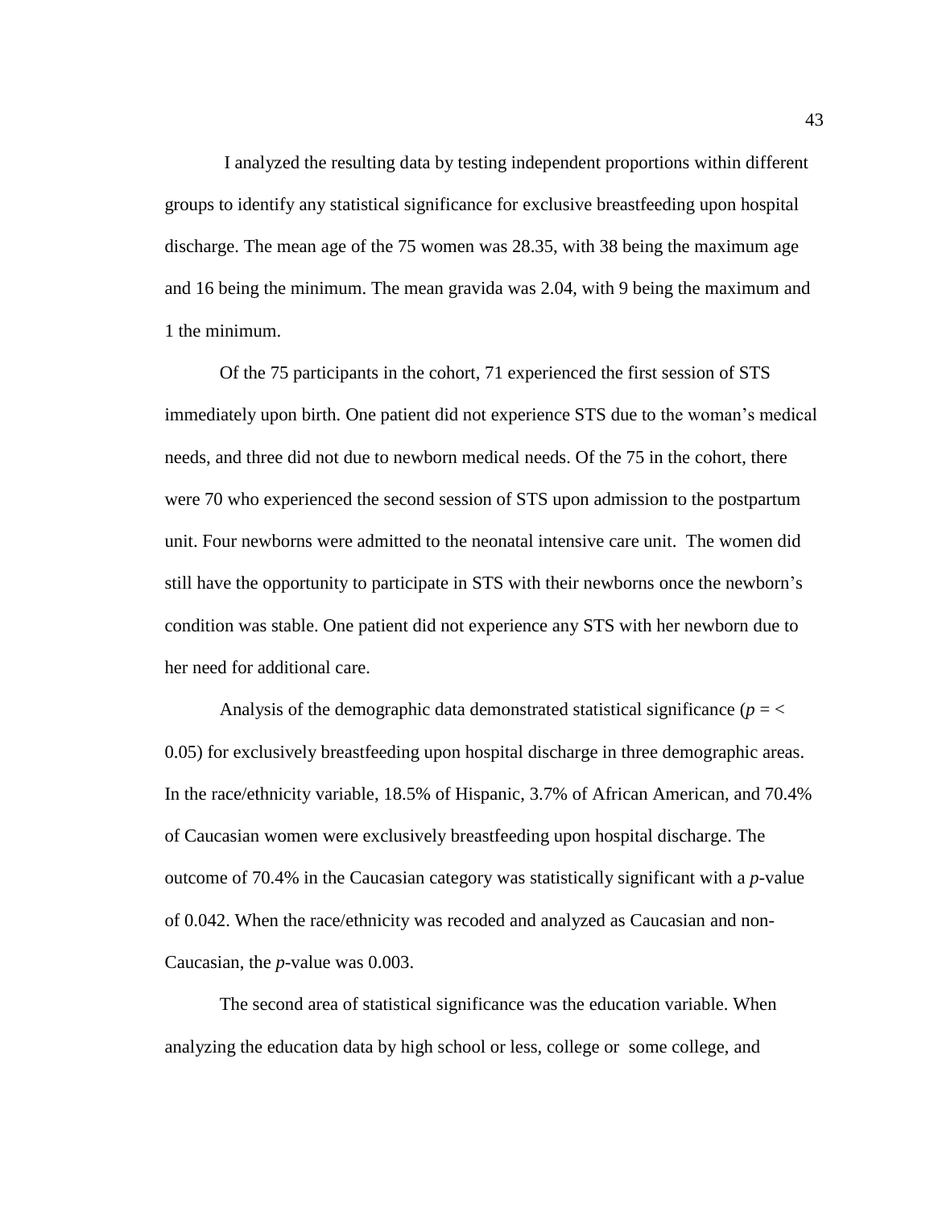I analyzed the resulting data by testing independent proportions within different groups to identify any statistical significance for exclusive breastfeeding upon hospital discharge. The mean age of the 75 women was 28.35, with 38 being the maximum age and 16 being the minimum. The mean gravida was 2.04, with 9 being the maximum and 1 the minimum.

Of the 75 participants in the cohort, 71 experienced the first session of STS immediately upon birth. One patient did not experience STS due to the woman's medical needs, and three did not due to newborn medical needs. Of the 75 in the cohort, there were 70 who experienced the second session of STS upon admission to the postpartum unit. Four newborns were admitted to the neonatal intensive care unit. The women did still have the opportunity to participate in STS with their newborns once the newborn's condition was stable. One patient did not experience any STS with her newborn due to her need for additional care.

Analysis of the demographic data demonstrated statistical significance ($p = < 0.05$) for exclusively breastfeeding upon hospital discharge in three demographic areas. In the race/ethnicity variable, 18.5% of Hispanic, 3.7% of African American, and 70.4% of Caucasian women were exclusively breastfeeding upon hospital discharge. The outcome of 70.4% in the Caucasian category was statistically significant with a *p*-value of 0.042. When the race/ethnicity was recoded and analyzed as Caucasian and non-Caucasian, the *p*-value was 0.003.

The second area of statistical significance was the education variable. When analyzing the education data by high school or less, college or some college, and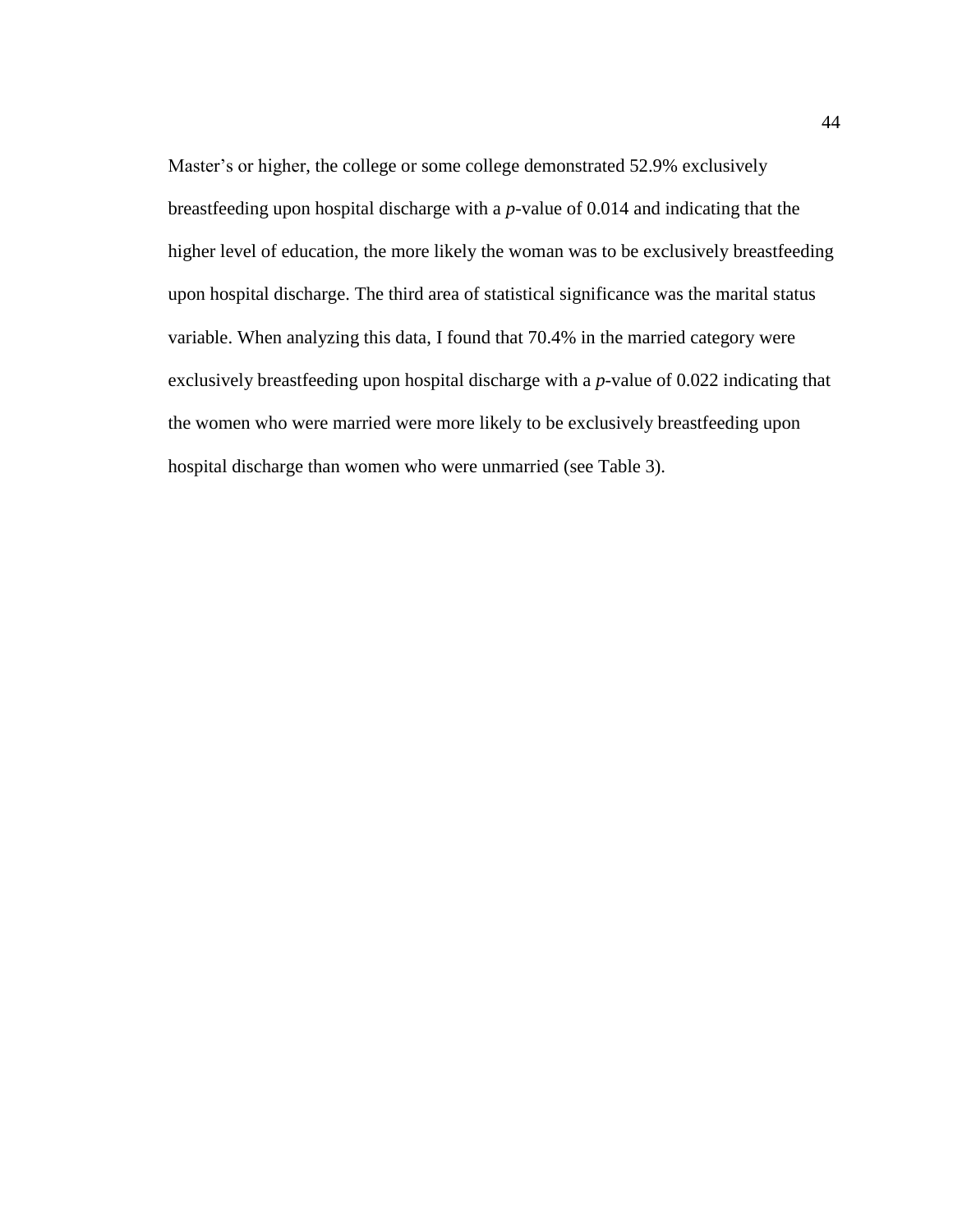Master's or higher, the college or some college demonstrated 52.9% exclusively breastfeeding upon hospital discharge with a *p*-value of 0.014 and indicating that the higher level of education, the more likely the woman was to be exclusively breastfeeding upon hospital discharge. The third area of statistical significance was the marital status variable. When analyzing this data, I found that 70.4% in the married category were exclusively breastfeeding upon hospital discharge with a *p*-value of 0.022 indicating that the women who were married were more likely to be exclusively breastfeeding upon hospital discharge than women who were unmarried (see Table 3).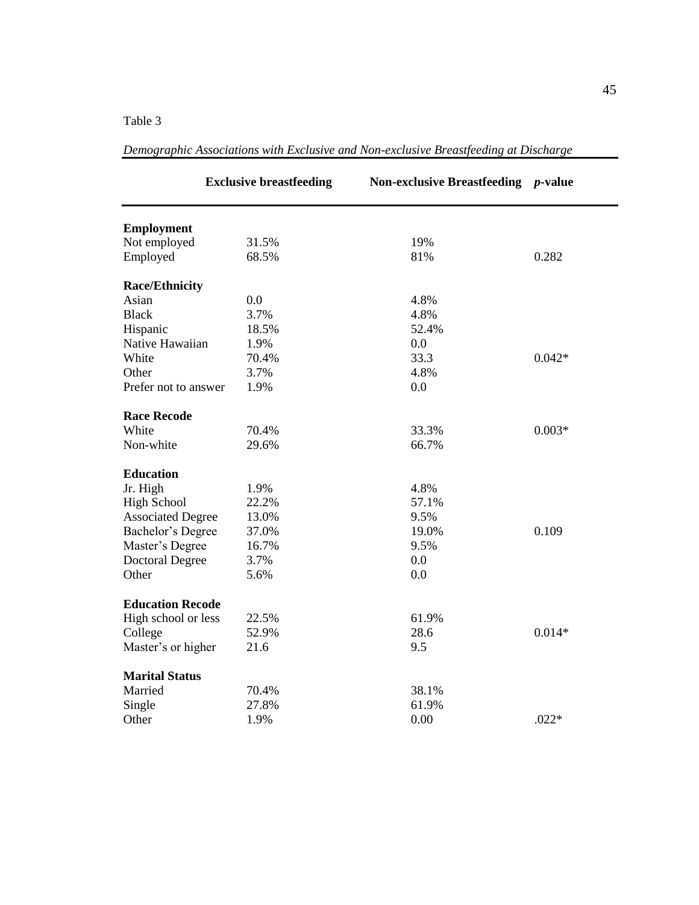Table 3

*Demographic Associations with Exclusive and Non-exclusive Breastfeeding at Discharge*

| | Exclusive breastfeeding | Non-exclusive Breastfeeding | *p*-value |
|---|---|---|---|
| **Employment** | | | |
| Not employed | 31.5% | 19% | |
| Employed | 68.5% | 81% | 0.282 |
| **Race/Ethnicity** | | | |
| Asian | 0.0 | 4.8% | |
| Black | 3.7% | 4.8% | |
| Hispanic | 18.5% | 52.4% | |
| Native Hawaiian | 1.9% | 0.0 | |
| White | 70.4% | 33.3 | 0.042* |
| Other | 3.7% | 4.8% | |
| Prefer not to answer | 1.9% | 0.0 | |
| **Race Recode** | | | |
| White | 70.4% | 33.3% | 0.003* |
| Non-white | 29.6% | 66.7% | |
| **Education** | | | |
| Jr. High | 1.9% | 4.8% | |
| High School | 22.2% | 57.1% | |
| Associated Degree | 13.0% | 9.5% | |
| Bachelor's Degree | 37.0% | 19.0% | 0.109 |
| Master's Degree | 16.7% | 9.5% | |
| Doctoral Degree | 3.7% | 0.0 | |
| Other | 5.6% | 0.0 | |
| **Education Recode** | | | |
| High school or less | 22.5% | 61.9% | |
| College | 52.9% | 28.6 | 0.014* |
| Master's or higher | 21.6 | 9.5 | |
| **Marital Status** | | | |
| Married | 70.4% | 38.1% | |
| Single | 27.8% | 61.9% | |
| Other | 1.9% | 0.00 | .022* |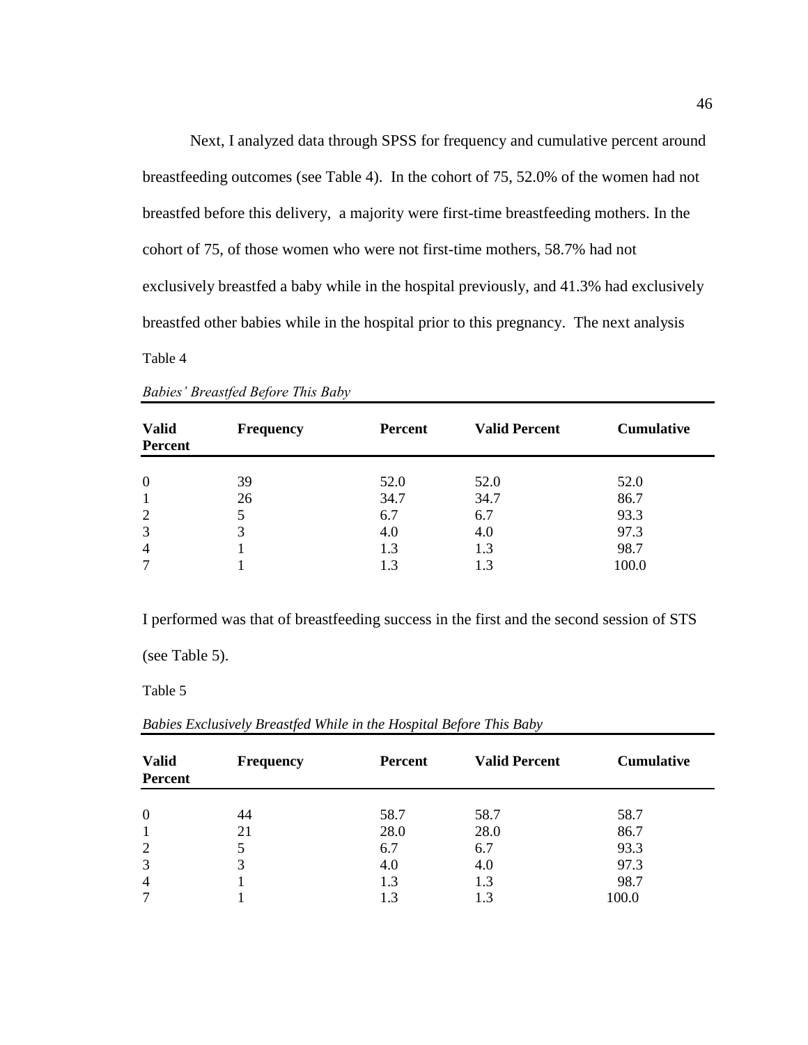Next, I analyzed data through SPSS for frequency and cumulative percent around breastfeeding outcomes (see Table 4). In the cohort of 75, 52.0% of the women had not breastfed before this delivery, a majority were first-time breastfeeding mothers. In the cohort of 75, of those women who were not first-time mothers, 58.7% had not exclusively breastfed a baby while in the hospital previously, and 41.3% had exclusively breastfed other babies while in the hospital prior to this pregnancy. The next analysis I performed was that of breastfeeding success in the first and the second session of STS (see Table 5).

Table 4

*Babies' Breastfed Before This Baby*

| Valid Percent | Frequency | Percent | Valid Percent | Cumulative |
|---|---|---|---|---|
| 0 | 39 | 52.0 | 52.0 | 52.0 |
| 1 | 26 | 34.7 | 34.7 | 86.7 |
| 2 | 5 | 6.7 | 6.7 | 93.3 |
| 3 | 3 | 4.0 | 4.0 | 97.3 |
| 4 | 1 | 1.3 | 1.3 | 98.7 |
| 7 | 1 | 1.3 | 1.3 | 100.0 |

Table 5

*Babies Exclusively Breastfed While in the Hospital Before This Baby*

| Valid Percent | Frequency | Percent | Valid Percent | Cumulative |
|---|---|---|---|---|
| 0 | 44 | 58.7 | 58.7 | 58.7 |
| 1 | 21 | 28.0 | 28.0 | 86.7 |
| 2 | 5 | 6.7 | 6.7 | 93.3 |
| 3 | 3 | 4.0 | 4.0 | 97.3 |
| 4 | 1 | 1.3 | 1.3 | 98.7 |
| 7 | 1 | 1.3 | 1.3 | 100.0 |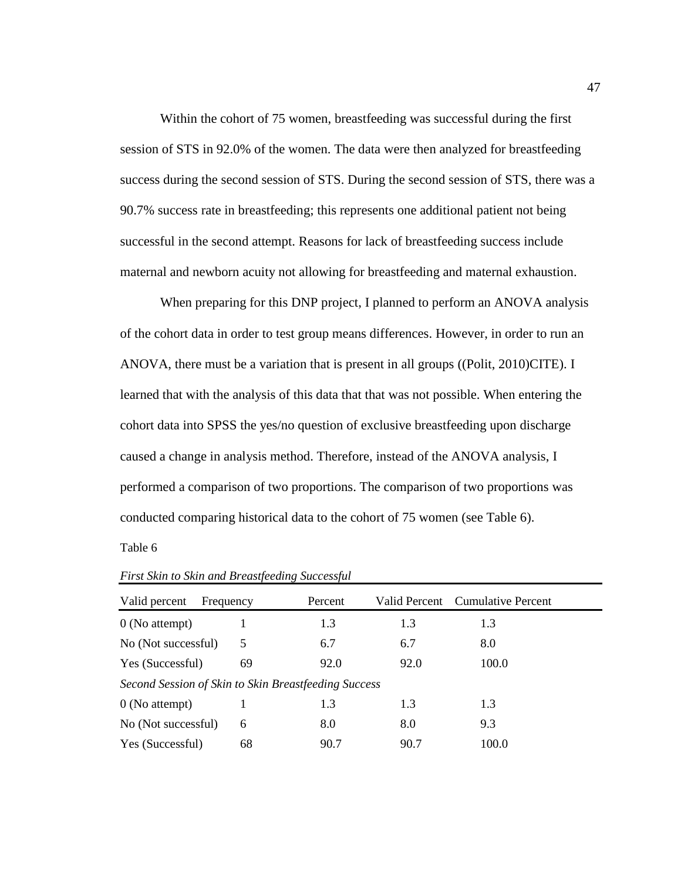Within the cohort of 75 women, breastfeeding was successful during the first session of STS in 92.0% of the women. The data were then analyzed for breastfeeding success during the second session of STS. During the second session of STS, there was a 90.7% success rate in breastfeeding; this represents one additional patient not being successful in the second attempt. Reasons for lack of breastfeeding success include maternal and newborn acuity not allowing for breastfeeding and maternal exhaustion.

When preparing for this DNP project, I planned to perform an ANOVA analysis of the cohort data in order to test group means differences. However, in order to run an ANOVA, there must be a variation that is present in all groups ((Polit, 2010)CITE). I learned that with the analysis of this data that that was not possible. When entering the cohort data into SPSS the yes/no question of exclusive breastfeeding upon discharge caused a change in analysis method. Therefore, instead of the ANOVA analysis, I performed a comparison of two proportions. The comparison of two proportions was conducted comparing historical data to the cohort of 75 women (see Table 6).

Table 6

*First Skin to Skin and Breastfeeding Successful*

| Valid percent | Frequency | Percent | Valid Percent | Cumulative Percent |
|---|---|---|---|---|
| 0 (No attempt) | 1 | 1.3 | 1.3 | 1.3 |
| No (Not successful) | 5 | 6.7 | 6.7 | 8.0 |
| Yes (Successful) | 69 | 92.0 | 92.0 | 100.0 |
| *Second Session of Skin to Skin Breastfeeding Success* | | | | |
| 0 (No attempt) | 1 | 1.3 | 1.3 | 1.3 |
| No (Not successful) | 6 | 8.0 | 8.0 | 9.3 |
| Yes (Successful) | 68 | 90.7 | 90.7 | 100.0 |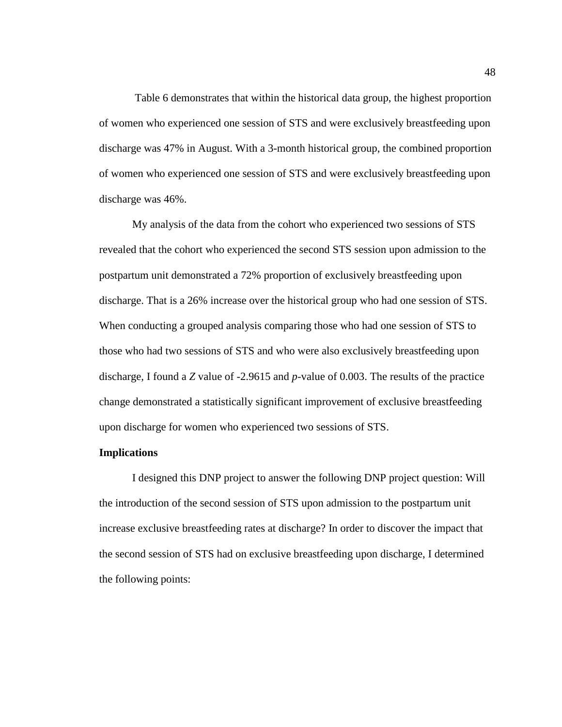Table 6 demonstrates that within the historical data group, the highest proportion of women who experienced one session of STS and were exclusively breastfeeding upon discharge was 47% in August. With a 3-month historical group, the combined proportion of women who experienced one session of STS and were exclusively breastfeeding upon discharge was 46%.

My analysis of the data from the cohort who experienced two sessions of STS revealed that the cohort who experienced the second STS session upon admission to the postpartum unit demonstrated a 72% proportion of exclusively breastfeeding upon discharge. That is a 26% increase over the historical group who had one session of STS. When conducting a grouped analysis comparing those who had one session of STS to those who had two sessions of STS and who were also exclusively breastfeeding upon discharge, I found a $Z$ value of -2.9615 and $p$-value of 0.003. The results of the practice change demonstrated a statistically significant improvement of exclusive breastfeeding upon discharge for women who experienced two sessions of STS.

**Implications**

I designed this DNP project to answer the following DNP project question: Will the introduction of the second session of STS upon admission to the postpartum unit increase exclusive breastfeeding rates at discharge? In order to discover the impact that the second session of STS had on exclusive breastfeeding upon discharge, I determined the following points: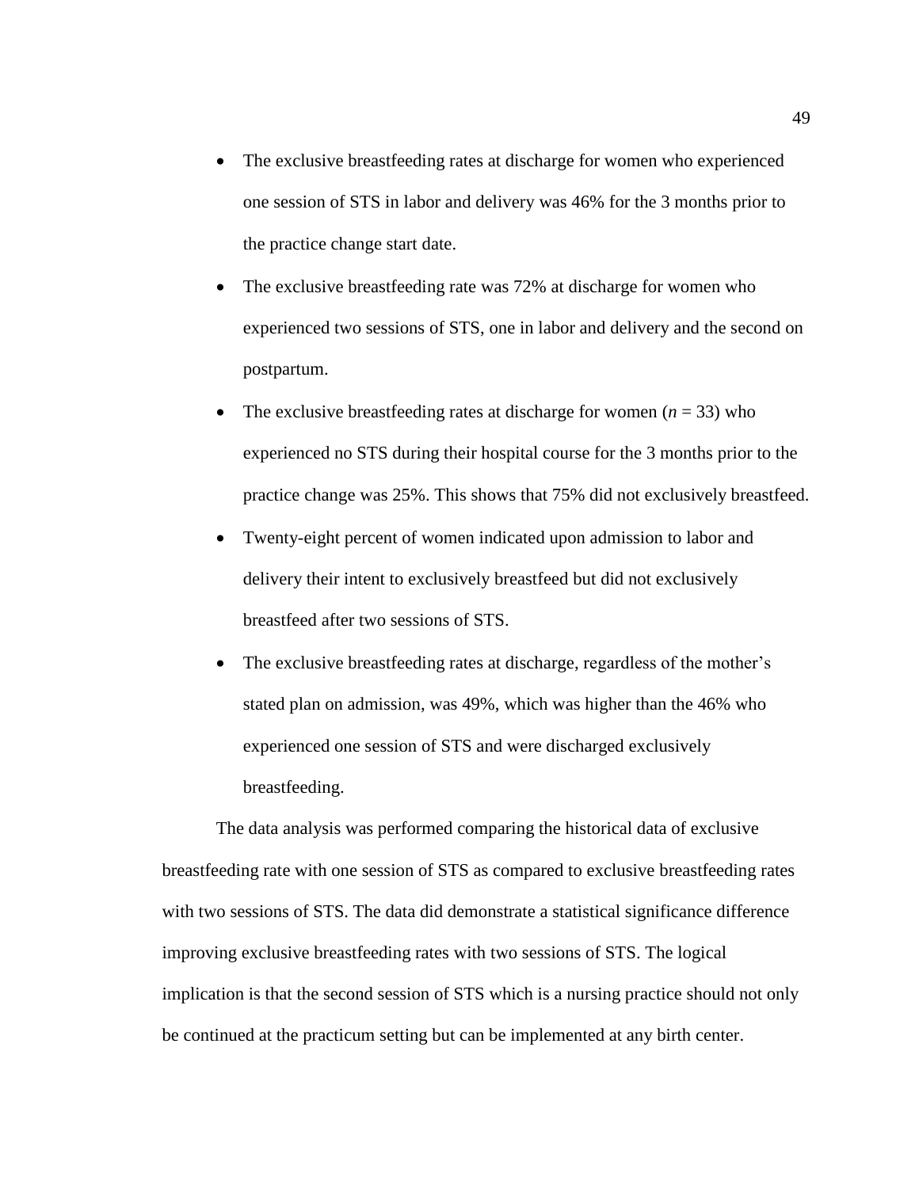- The exclusive breastfeeding rates at discharge for women who experienced one session of STS in labor and delivery was 46% for the 3 months prior to the practice change start date.
- The exclusive breastfeeding rate was 72% at discharge for women who experienced two sessions of STS, one in labor and delivery and the second on postpartum.
- The exclusive breastfeeding rates at discharge for women ($n$ = 33) who experienced no STS during their hospital course for the 3 months prior to the practice change was 25%. This shows that 75% did not exclusively breastfeed.
- Twenty-eight percent of women indicated upon admission to labor and delivery their intent to exclusively breastfeed but did not exclusively breastfeed after two sessions of STS.
- The exclusive breastfeeding rates at discharge, regardless of the mother's stated plan on admission, was 49%, which was higher than the 46% who experienced one session of STS and were discharged exclusively breastfeeding.

The data analysis was performed comparing the historical data of exclusive breastfeeding rate with one session of STS as compared to exclusive breastfeeding rates with two sessions of STS. The data did demonstrate a statistical significance difference improving exclusive breastfeeding rates with two sessions of STS. The logical implication is that the second session of STS which is a nursing practice should not only be continued at the practicum setting but can be implemented at any birth center.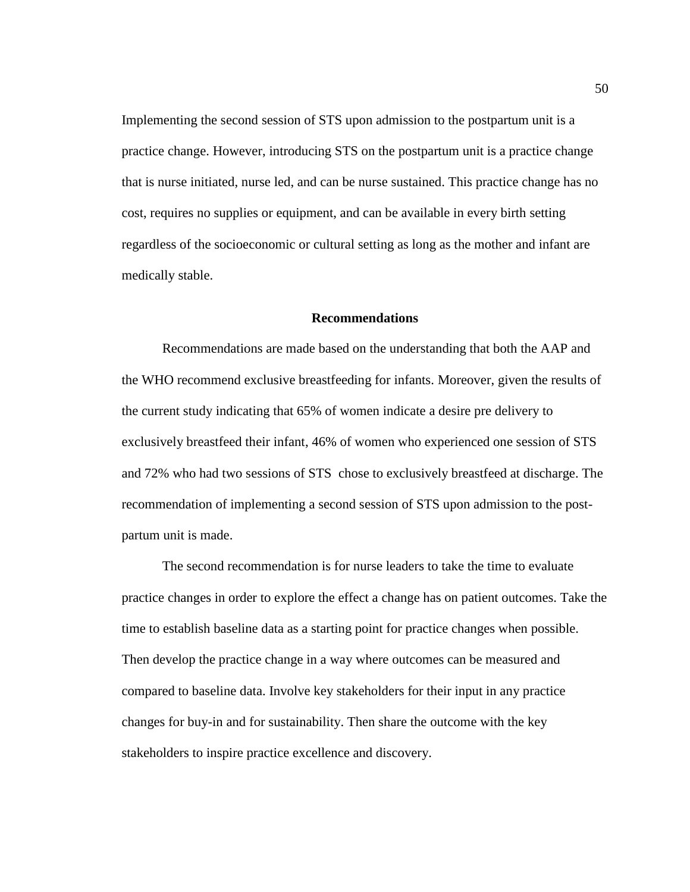Implementing the second session of STS upon admission to the postpartum unit is a practice change. However, introducing STS on the postpartum unit is a practice change that is nurse initiated, nurse led, and can be nurse sustained. This practice change has no cost, requires no supplies or equipment, and can be available in every birth setting regardless of the socioeconomic or cultural setting as long as the mother and infant are medically stable.

## Recommendations

Recommendations are made based on the understanding that both the AAP and the WHO recommend exclusive breastfeeding for infants. Moreover, given the results of the current study indicating that 65% of women indicate a desire pre delivery to exclusively breastfeed their infant, 46% of women who experienced one session of STS and 72% who had two sessions of STS chose to exclusively breastfeed at discharge. The recommendation of implementing a second session of STS upon admission to the post-partum unit is made.

The second recommendation is for nurse leaders to take the time to evaluate practice changes in order to explore the effect a change has on patient outcomes. Take the time to establish baseline data as a starting point for practice changes when possible. Then develop the practice change in a way where outcomes can be measured and compared to baseline data. Involve key stakeholders for their input in any practice changes for buy-in and for sustainability. Then share the outcome with the key stakeholders to inspire practice excellence and discovery.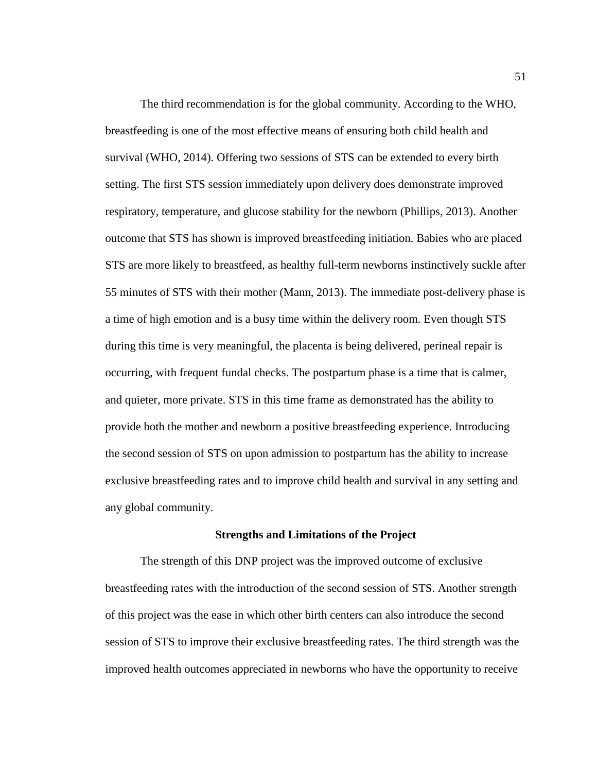The third recommendation is for the global community. According to the WHO, breastfeeding is one of the most effective means of ensuring both child health and survival (WHO, 2014). Offering two sessions of STS can be extended to every birth setting. The first STS session immediately upon delivery does demonstrate improved respiratory, temperature, and glucose stability for the newborn (Phillips, 2013). Another outcome that STS has shown is improved breastfeeding initiation. Babies who are placed STS are more likely to breastfeed, as healthy full-term newborns instinctively suckle after 55 minutes of STS with their mother (Mann, 2013). The immediate post-delivery phase is a time of high emotion and is a busy time within the delivery room. Even though STS during this time is very meaningful, the placenta is being delivered, perineal repair is occurring, with frequent fundal checks. The postpartum phase is a time that is calmer, and quieter, more private. STS in this time frame as demonstrated has the ability to provide both the mother and newborn a positive breastfeeding experience. Introducing the second session of STS on upon admission to postpartum has the ability to increase exclusive breastfeeding rates and to improve child health and survival in any setting and any global community.

## Strengths and Limitations of the Project

The strength of this DNP project was the improved outcome of exclusive breastfeeding rates with the introduction of the second session of STS. Another strength of this project was the ease in which other birth centers can also introduce the second session of STS to improve their exclusive breastfeeding rates. The third strength was the improved health outcomes appreciated in newborns who have the opportunity to receive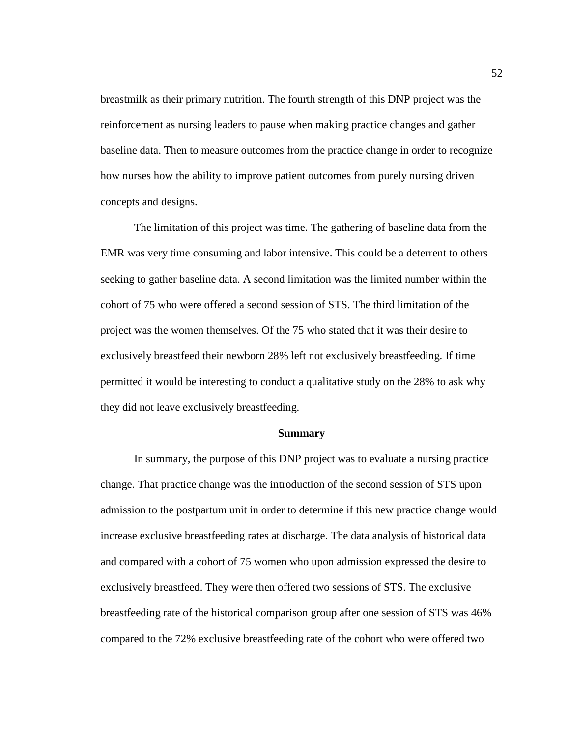breastmilk as their primary nutrition. The fourth strength of this DNP project was the reinforcement as nursing leaders to pause when making practice changes and gather baseline data. Then to measure outcomes from the practice change in order to recognize how nurses how the ability to improve patient outcomes from purely nursing driven concepts and designs.

The limitation of this project was time. The gathering of baseline data from the EMR was very time consuming and labor intensive. This could be a deterrent to others seeking to gather baseline data. A second limitation was the limited number within the cohort of 75 who were offered a second session of STS. The third limitation of the project was the women themselves. Of the 75 who stated that it was their desire to exclusively breastfeed their newborn 28% left not exclusively breastfeeding. If time permitted it would be interesting to conduct a qualitative study on the 28% to ask why they did not leave exclusively breastfeeding.

## Summary

In summary, the purpose of this DNP project was to evaluate a nursing practice change. That practice change was the introduction of the second session of STS upon admission to the postpartum unit in order to determine if this new practice change would increase exclusive breastfeeding rates at discharge. The data analysis of historical data and compared with a cohort of 75 women who upon admission expressed the desire to exclusively breastfeed. They were then offered two sessions of STS. The exclusive breastfeeding rate of the historical comparison group after one session of STS was 46% compared to the 72% exclusive breastfeeding rate of the cohort who were offered two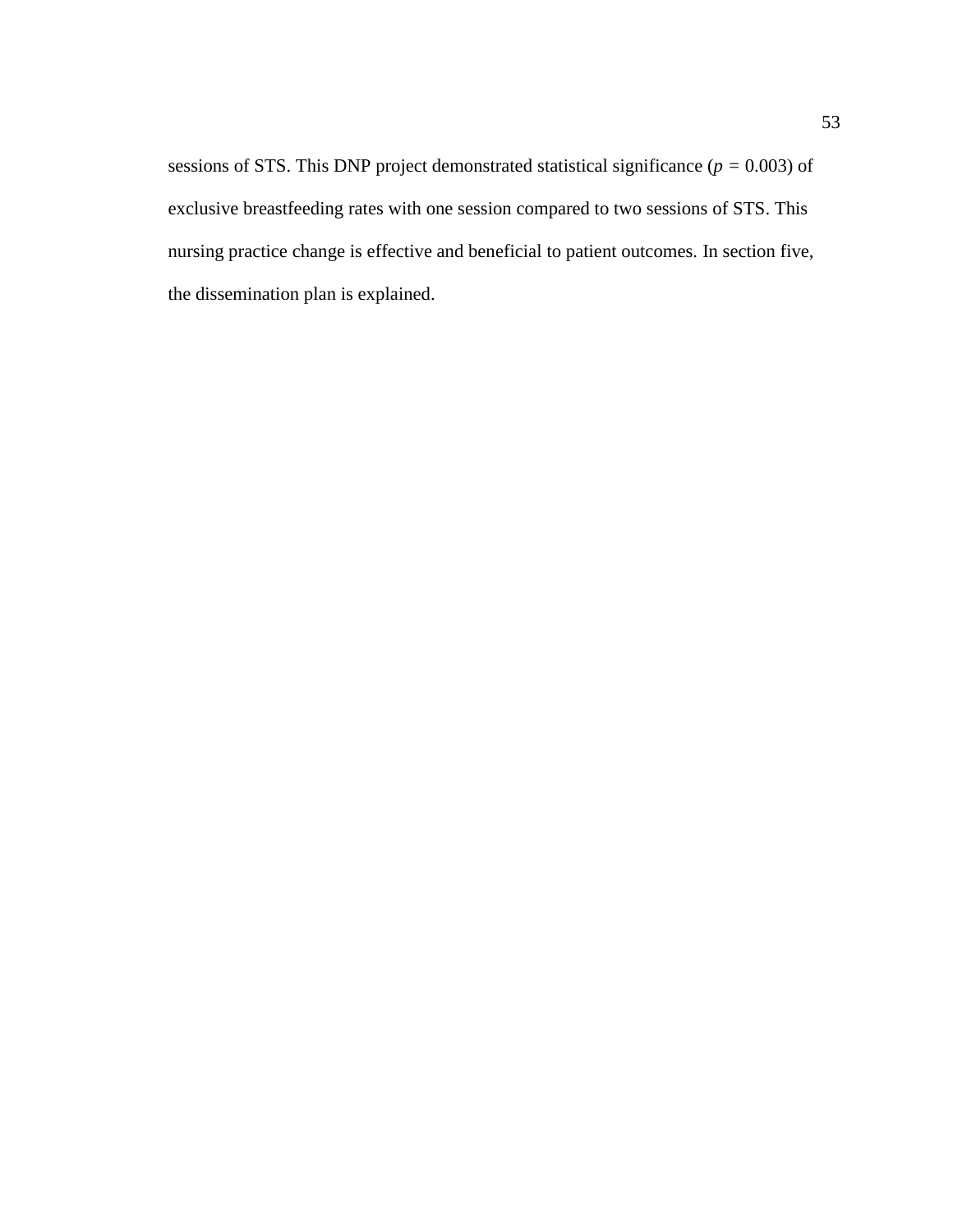sessions of STS. This DNP project demonstrated statistical significance ($p = 0.003$) of exclusive breastfeeding rates with one session compared to two sessions of STS. This nursing practice change is effective and beneficial to patient outcomes. In section five, the dissemination plan is explained.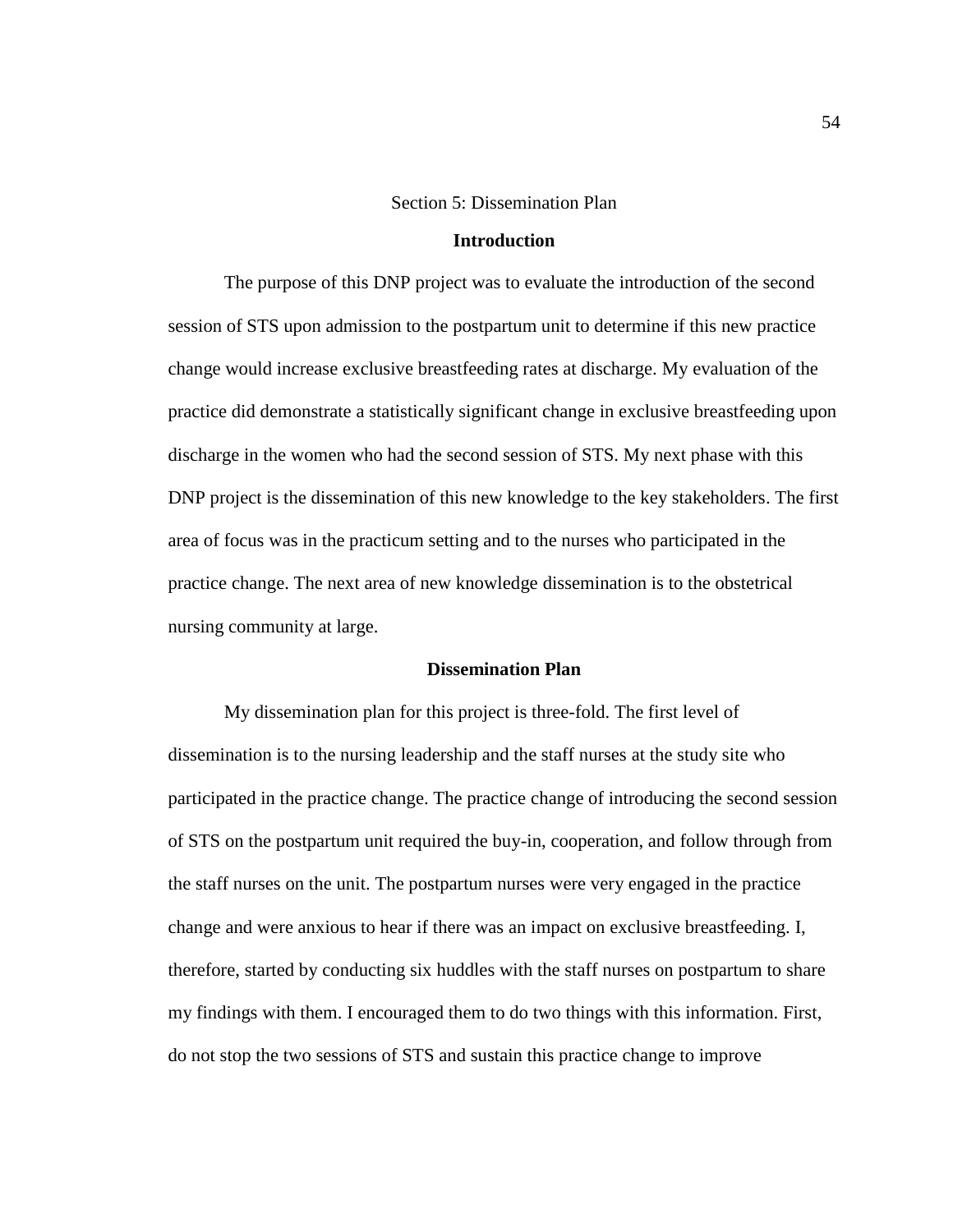## Section 5: Dissemination Plan

### Introduction

The purpose of this DNP project was to evaluate the introduction of the second session of STS upon admission to the postpartum unit to determine if this new practice change would increase exclusive breastfeeding rates at discharge. My evaluation of the practice did demonstrate a statistically significant change in exclusive breastfeeding upon discharge in the women who had the second session of STS. My next phase with this DNP project is the dissemination of this new knowledge to the key stakeholders. The first area of focus was in the practicum setting and to the nurses who participated in the practice change. The next area of new knowledge dissemination is to the obstetrical nursing community at large.

### Dissemination Plan

My dissemination plan for this project is three-fold. The first level of dissemination is to the nursing leadership and the staff nurses at the study site who participated in the practice change. The practice change of introducing the second session of STS on the postpartum unit required the buy-in, cooperation, and follow through from the staff nurses on the unit. The postpartum nurses were very engaged in the practice change and were anxious to hear if there was an impact on exclusive breastfeeding. I, therefore, started by conducting six huddles with the staff nurses on postpartum to share my findings with them. I encouraged them to do two things with this information. First, do not stop the two sessions of STS and sustain this practice change to improve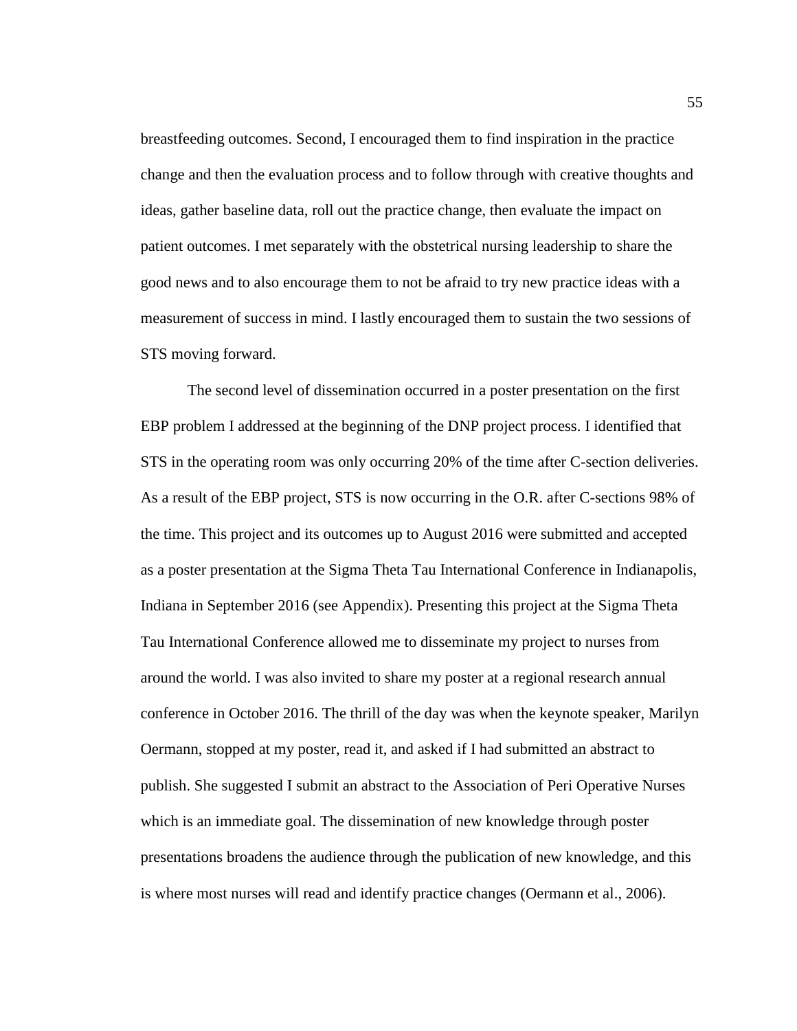breastfeeding outcomes. Second, I encouraged them to find inspiration in the practice change and then the evaluation process and to follow through with creative thoughts and ideas, gather baseline data, roll out the practice change, then evaluate the impact on patient outcomes. I met separately with the obstetrical nursing leadership to share the good news and to also encourage them to not be afraid to try new practice ideas with a measurement of success in mind. I lastly encouraged them to sustain the two sessions of STS moving forward.

The second level of dissemination occurred in a poster presentation on the first EBP problem I addressed at the beginning of the DNP project process. I identified that STS in the operating room was only occurring 20% of the time after C-section deliveries. As a result of the EBP project, STS is now occurring in the O.R. after C-sections 98% of the time. This project and its outcomes up to August 2016 were submitted and accepted as a poster presentation at the Sigma Theta Tau International Conference in Indianapolis, Indiana in September 2016 (see Appendix). Presenting this project at the Sigma Theta Tau International Conference allowed me to disseminate my project to nurses from around the world. I was also invited to share my poster at a regional research annual conference in October 2016. The thrill of the day was when the keynote speaker, Marilyn Oermann, stopped at my poster, read it, and asked if I had submitted an abstract to publish. She suggested I submit an abstract to the Association of Peri Operative Nurses which is an immediate goal. The dissemination of new knowledge through poster presentations broadens the audience through the publication of new knowledge, and this is where most nurses will read and identify practice changes (Oermann et al., 2006).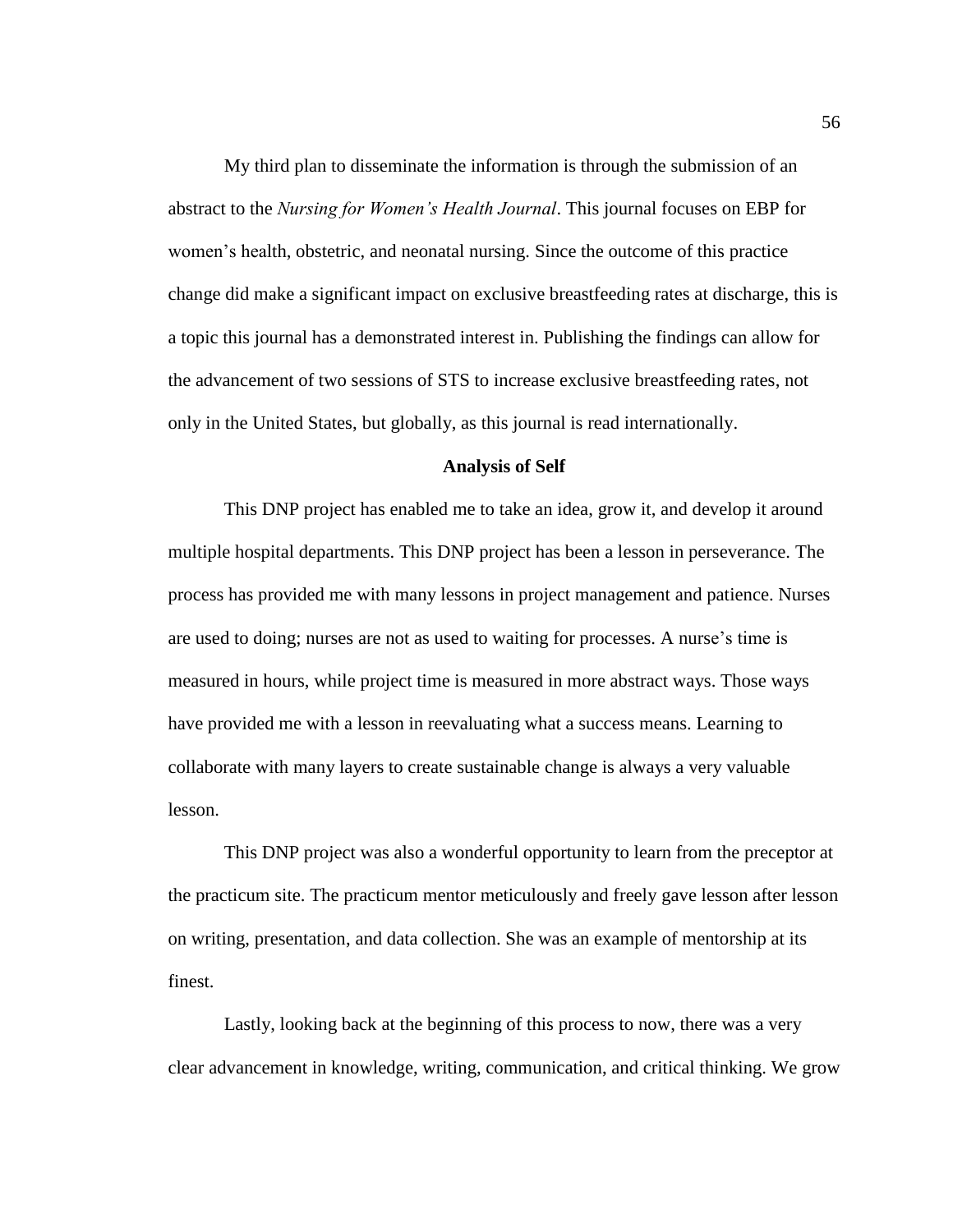My third plan to disseminate the information is through the submission of an abstract to the *Nursing for Women's Health Journal*. This journal focuses on EBP for women's health, obstetric, and neonatal nursing. Since the outcome of this practice change did make a significant impact on exclusive breastfeeding rates at discharge, this is a topic this journal has a demonstrated interest in. Publishing the findings can allow for the advancement of two sessions of STS to increase exclusive breastfeeding rates, not only in the United States, but globally, as this journal is read internationally.

## Analysis of Self

This DNP project has enabled me to take an idea, grow it, and develop it around multiple hospital departments. This DNP project has been a lesson in perseverance. The process has provided me with many lessons in project management and patience. Nurses are used to doing; nurses are not as used to waiting for processes. A nurse's time is measured in hours, while project time is measured in more abstract ways. Those ways have provided me with a lesson in reevaluating what a success means. Learning to collaborate with many layers to create sustainable change is always a very valuable lesson.

This DNP project was also a wonderful opportunity to learn from the preceptor at the practicum site. The practicum mentor meticulously and freely gave lesson after lesson on writing, presentation, and data collection. She was an example of mentorship at its finest.

Lastly, looking back at the beginning of this process to now, there was a very clear advancement in knowledge, writing, communication, and critical thinking. We grow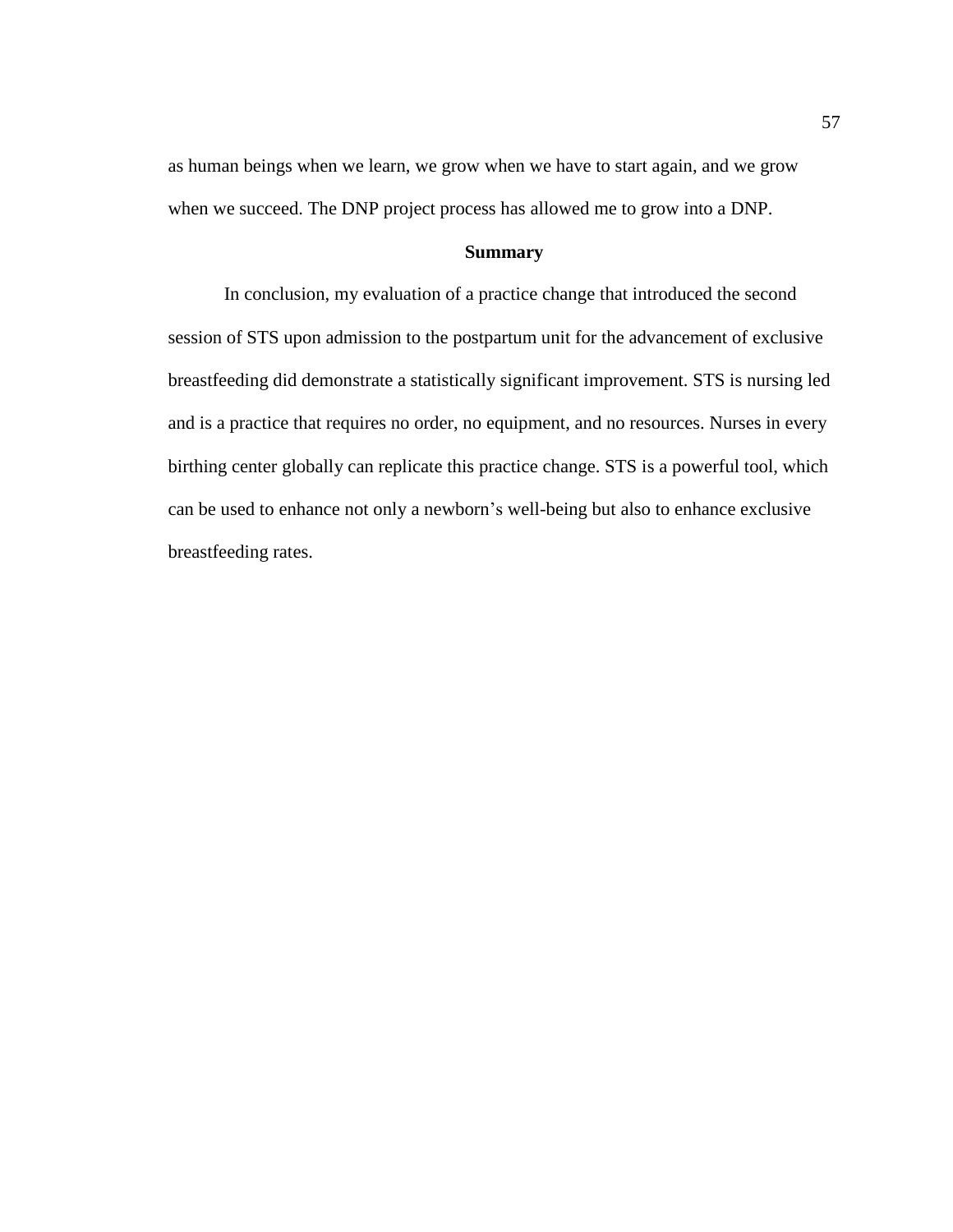as human beings when we learn, we grow when we have to start again, and we grow when we succeed. The DNP project process has allowed me to grow into a DNP.

## Summary

In conclusion, my evaluation of a practice change that introduced the second session of STS upon admission to the postpartum unit for the advancement of exclusive breastfeeding did demonstrate a statistically significant improvement. STS is nursing led and is a practice that requires no order, no equipment, and no resources. Nurses in every birthing center globally can replicate this practice change. STS is a powerful tool, which can be used to enhance not only a newborn's well-being but also to enhance exclusive breastfeeding rates.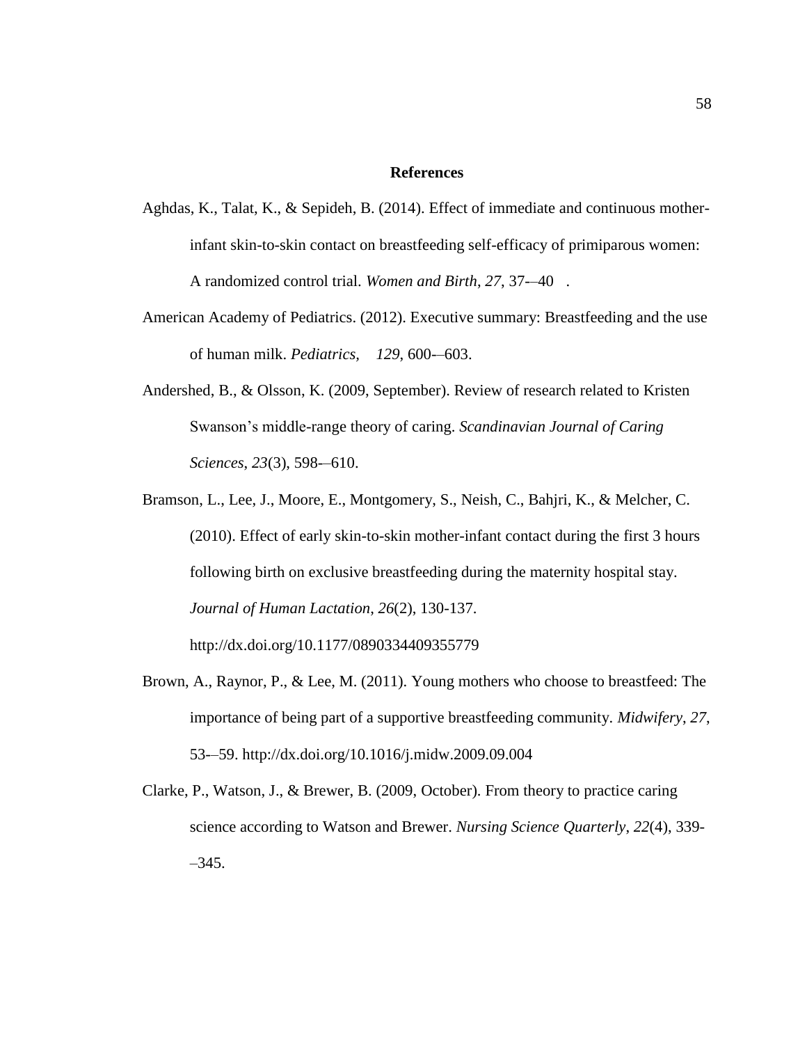**References**

Aghdas, K., Talat, K., & Sepideh, B. (2014). Effect of immediate and continuous mother-infant skin-to-skin contact on breastfeeding self-efficacy of primiparous women: A randomized control trial. *Women and Birth*, *27*, 37-–40 .

American Academy of Pediatrics. (2012). Executive summary: Breastfeeding and the use of human milk. *Pediatrics*, *129*, 600-–603.

Andershed, B., & Olsson, K. (2009, September). Review of research related to Kristen Swanson's middle-range theory of caring. *Scandinavian Journal of Caring Sciences*, *23*(3), 598-–610.

Bramson, L., Lee, J., Moore, E., Montgomery, S., Neish, C., Bahjri, K., & Melcher, C. (2010). Effect of early skin-to-skin mother-infant contact during the first 3 hours following birth on exclusive breastfeeding during the maternity hospital stay. *Journal of Human Lactation*, *26*(2), 130-137. http://dx.doi.org/10.1177/0890334409355779

Brown, A., Raynor, P., & Lee, M. (2011). Young mothers who choose to breastfeed: The importance of being part of a supportive breastfeeding community. *Midwifery*, *27*, 53-–59. http://dx.doi.org/10.1016/j.midw.2009.09.004

Clarke, P., Watson, J., & Brewer, B. (2009, October). From theory to practice caring science according to Watson and Brewer. *Nursing Science Quarterly*, *22*(4), 339-–345.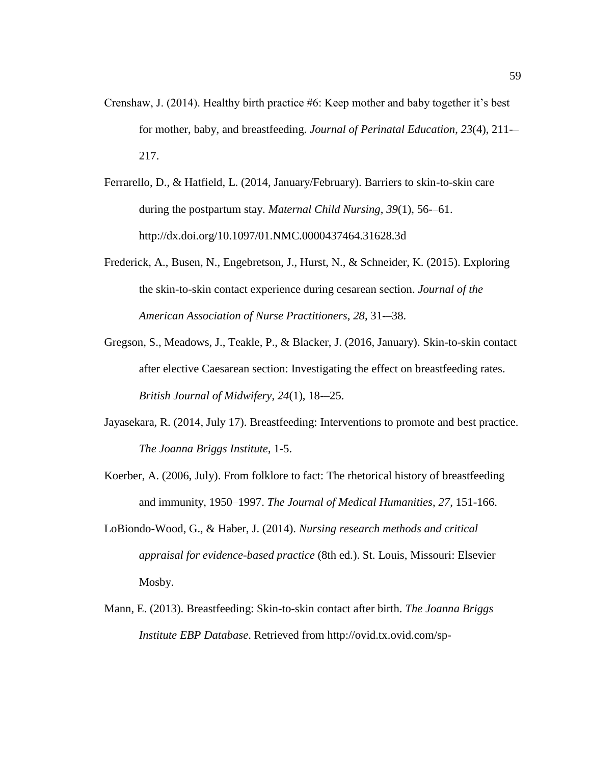Crenshaw, J. (2014). Healthy birth practice #6: Keep mother and baby together it's best for mother, baby, and breastfeeding. *Journal of Perinatal Education*, *23*(4), 211-–217.

Ferrarello, D., & Hatfield, L. (2014, January/February). Barriers to skin-to-skin care during the postpartum stay. *Maternal Child Nursing*, *39*(1), 56-–61. http://dx.doi.org/10.1097/01.NMC.0000437464.31628.3d

Frederick, A., Busen, N., Engebretson, J., Hurst, N., & Schneider, K. (2015). Exploring the skin-to-skin contact experience during cesarean section. *Journal of the American Association of Nurse Practitioners*, *28*, 31-–38.

Gregson, S., Meadows, J., Teakle, P., & Blacker, J. (2016, January). Skin-to-skin contact after elective Caesarean section: Investigating the effect on breastfeeding rates. *British Journal of Midwifery*, *24*(1), 18-–25.

Jayasekara, R. (2014, July 17). Breastfeeding: Interventions to promote and best practice. *The Joanna Briggs Institute*, 1-5.

Koerber, A. (2006, July). From folklore to fact: The rhetorical history of breastfeeding and immunity, 1950–1997. *The Journal of Medical Humanities*, *27*, 151-166.

LoBiondo-Wood, G., & Haber, J. (2014). *Nursing research methods and critical appraisal for evidence-based practice* (8th ed.). St. Louis, Missouri: Elsevier Mosby.

Mann, E. (2013). Breastfeeding: Skin-to-skin contact after birth. *The Joanna Briggs Institute EBP Database*. Retrieved from http://ovid.tx.ovid.com/sp-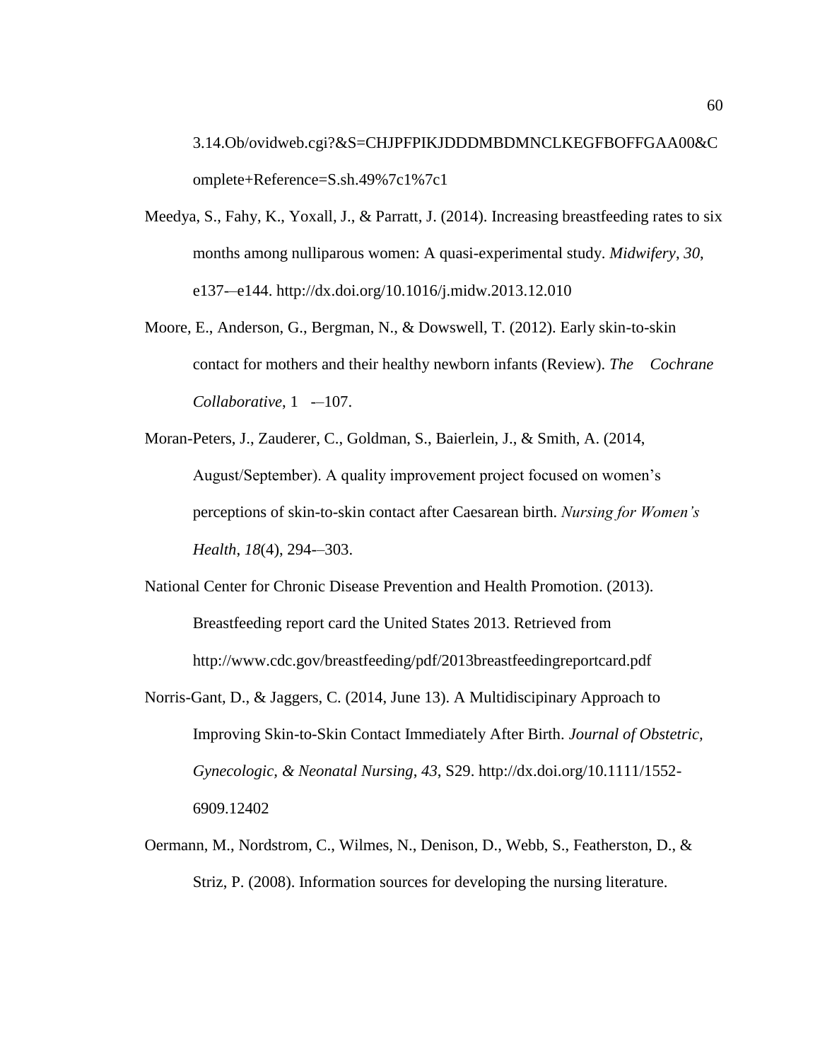3.14.Ob/ovidweb.cgi?&S=CHJPFPIKJDDDMBDMNCLKEGFBOFFGAA00&Complete+Reference=S.sh.49%7c1%7c1

Meedya, S., Fahy, K., Yoxall, J., & Parratt, J. (2014). Increasing breastfeeding rates to six months among nulliparous women: A quasi-experimental study. *Midwifery*, *30*, e137-–e144. http://dx.doi.org/10.1016/j.midw.2013.12.010

Moore, E., Anderson, G., Bergman, N., & Dowswell, T. (2012). Early skin-to-skin contact for mothers and their healthy newborn infants (Review). *The Cochrane Collaborative*, 1 -–107.

Moran-Peters, J., Zauderer, C., Goldman, S., Baierlein, J., & Smith, A. (2014, August/September). A quality improvement project focused on women's perceptions of skin-to-skin contact after Caesarean birth. *Nursing for Women's Health*, *18*(4), 294-–303.

National Center for Chronic Disease Prevention and Health Promotion. (2013). Breastfeeding report card the United States 2013. Retrieved from http://www.cdc.gov/breastfeeding/pdf/2013breastfeedingreportcard.pdf

Norris-Gant, D., & Jaggers, C. (2014, June 13). A Multidiscipinary Approach to Improving Skin-to-Skin Contact Immediately After Birth. *Journal of Obstetric, Gynecologic, & Neonatal Nursing*, *43*, S29. http://dx.doi.org/10.1111/1552-6909.12402

Oermann, M., Nordstrom, C., Wilmes, N., Denison, D., Webb, S., Featherston, D., & Striz, P. (2008). Information sources for developing the nursing literature.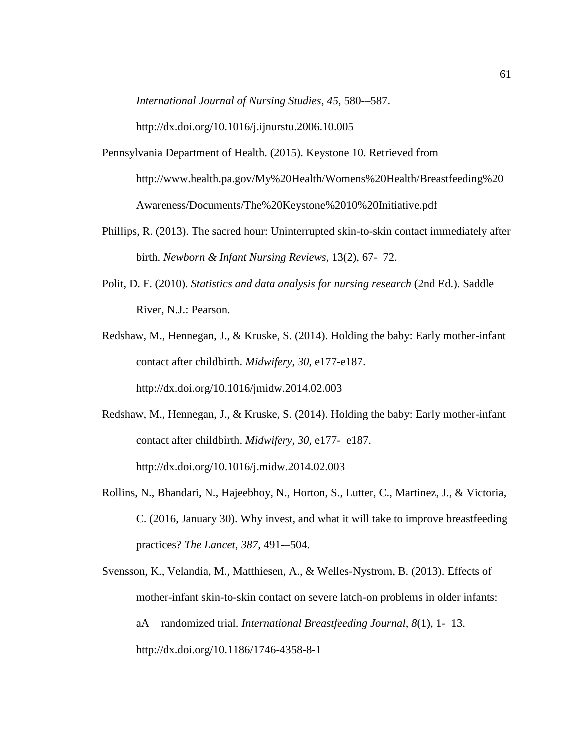*International Journal of Nursing Studies*, *45*, 580-–587. http://dx.doi.org/10.1016/j.ijnurstu.2006.10.005

Pennsylvania Department of Health. (2015). Keystone 10. Retrieved from http://www.health.pa.gov/My%20Health/Womens%20Health/Breastfeeding%20Awareness/Documents/The%20Keystone%2010%20Initiative.pdf

Phillips, R. (2013). The sacred hour: Uninterrupted skin-to-skin contact immediately after birth. *Newborn & Infant Nursing Reviews*, 13(2), 67-–72.

Polit, D. F. (2010). *Statistics and data analysis for nursing research* (2nd Ed.). Saddle River, N.J.: Pearson.

Redshaw, M., Hennegan, J., & Kruske, S. (2014). Holding the baby: Early mother-infant contact after childbirth. *Midwifery*, *30*, e177-e187. http://dx.doi.org/10.1016/jmidw.2014.02.003

Redshaw, M., Hennegan, J., & Kruske, S. (2014). Holding the baby: Early mother-infant contact after childbirth. *Midwifery*, *30*, e177-–e187. http://dx.doi.org/10.1016/j.midw.2014.02.003

Rollins, N., Bhandari, N., Hajeebhoy, N., Horton, S., Lutter, C., Martinez, J., & Victoria, C. (2016, January 30). Why invest, and what it will take to improve breastfeeding practices? *The Lancet*, *387*, 491-–504.

Svensson, K., Velandia, M., Matthiesen, A., & Welles-Nystrom, B. (2013). Effects of mother-infant skin-to-skin contact on severe latch-on problems in older infants: aA randomized trial. *International Breastfeeding Journal*, *8*(1), 1-–13. http://dx.doi.org/10.1186/1746-4358-8-1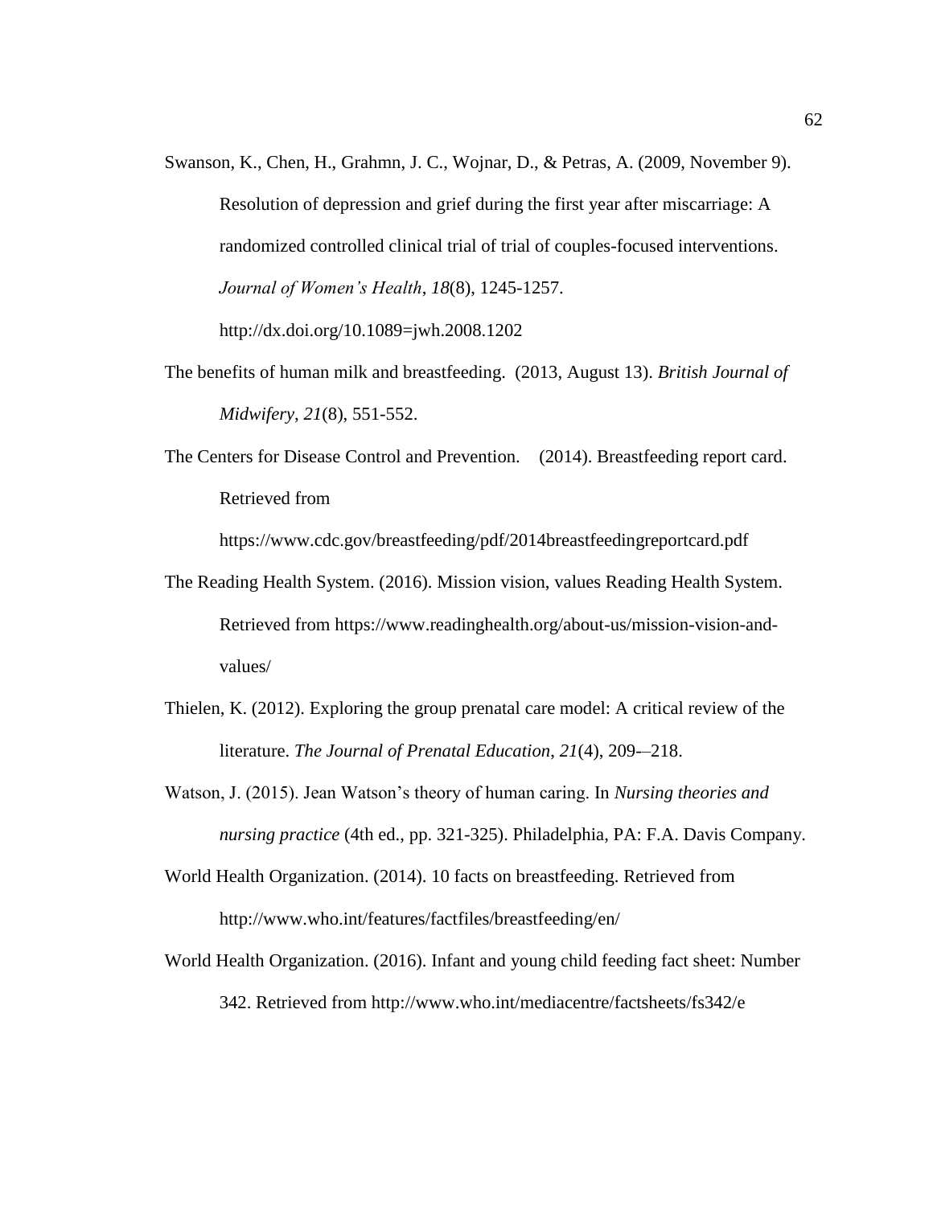Swanson, K., Chen, H., Grahmn, J. C., Wojnar, D., & Petras, A. (2009, November 9). Resolution of depression and grief during the first year after miscarriage: A randomized controlled clinical trial of trial of couples-focused interventions. *Journal of Women's Health*, *18*(8), 1245-1257. http://dx.doi.org/10.1089=jwh.2008.1202

The benefits of human milk and breastfeeding. (2013, August 13). *British Journal of Midwifery*, *21*(8), 551-552.

The Centers for Disease Control and Prevention. (2014). Breastfeeding report card. Retrieved from https://www.cdc.gov/breastfeeding/pdf/2014breastfeedingreportcard.pdf

The Reading Health System. (2016). Mission vision, values Reading Health System. Retrieved from https://www.readinghealth.org/about-us/mission-vision-and-values/

Thielen, K. (2012). Exploring the group prenatal care model: A critical review of the literature. *The Journal of Prenatal Education*, *21*(4), 209-–218.

Watson, J. (2015). Jean Watson's theory of human caring. In *Nursing theories and nursing practice* (4th ed., pp. 321-325). Philadelphia, PA: F.A. Davis Company.

World Health Organization. (2014). 10 facts on breastfeeding. Retrieved from http://www.who.int/features/factfiles/breastfeeding/en/

World Health Organization. (2016). Infant and young child feeding fact sheet: Number 342. Retrieved from http://www.who.int/mediacentre/factsheets/fs342/e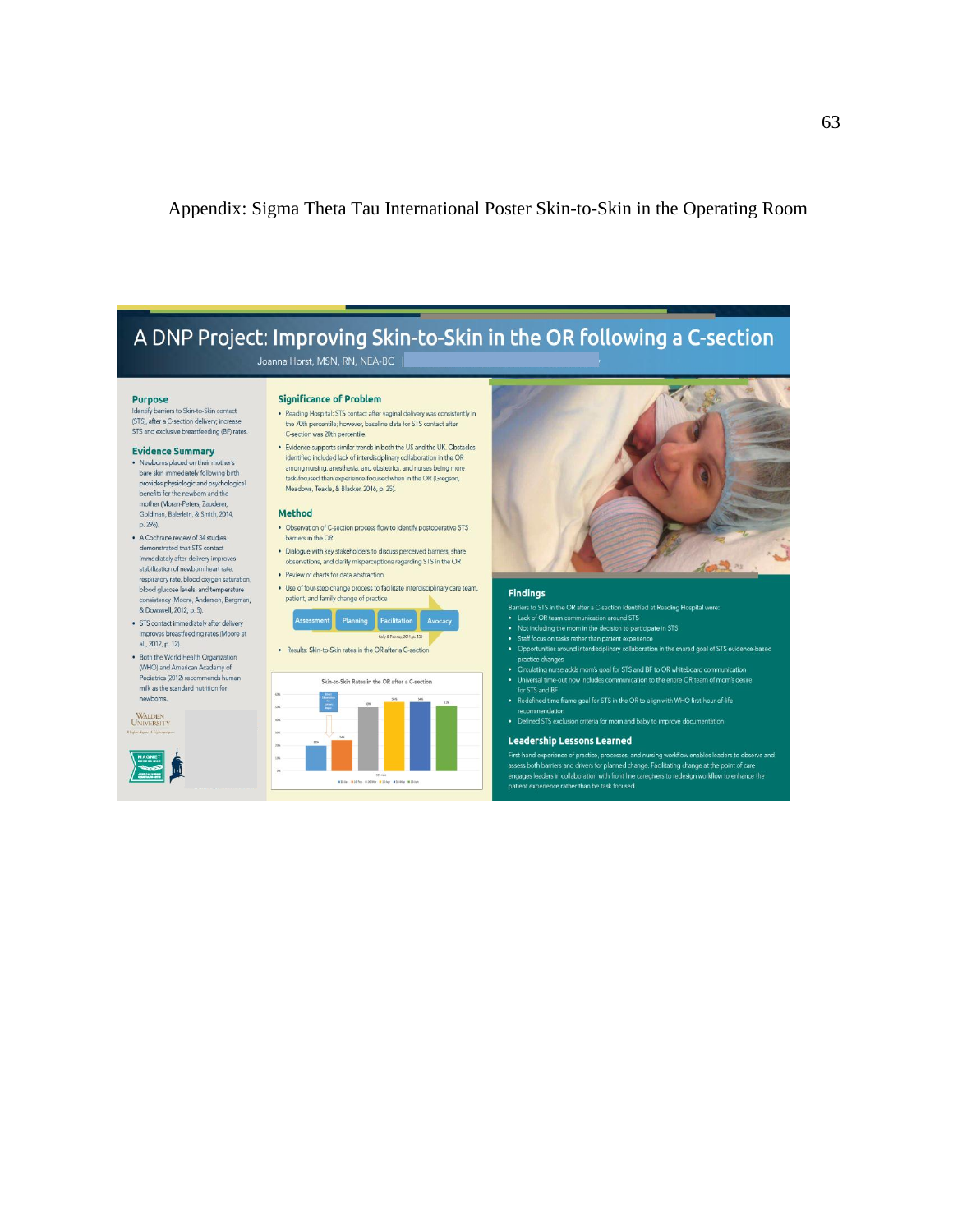Appendix: Sigma Theta Tau International Poster Skin-to-Skin in the Operating Room

# A DNP Project: Improving Skin-to-Skin in the OR following a C-section

Joanna Horst, MSN, RN, NEA-BC

## Purpose

Identify barriers to Skin-to-Skin contact (STS), after a C-section delivery; increase STS and exclusive breastfeeding (BF) rates.

## Evidence Summary

- Newborns placed on their mother's bare skin immediately following birth provides physiologic and psychological benefits for the newborn and the mother (Moran-Peters, Zauderer, Goldman, Baierlein, & Smith, 2014, p. 296).
- A Cochrane review of 34 studies demonstrated that STS contact immediately after delivery improves stabilization of newborn heart rate, respiratory rate, blood oxygen saturation, blood glucose levels, and temperature consistency (Moore, Anderson, Bergman, & Dowswell, 2012, p. 5).
- STS contact immediately after delivery improves breastfeeding rates (Moore et al., 2012, p. 12).
- Both the World Health Organization (WHO) and American Academy of Pediatrics (2012) recommends human milk as the standard nutrition for newborns.

## Significance of Problem

- Reading Hospital: STS contact after vaginal delivery was consistently in the 70th percentile; however, baseline data for STS contact after C-section was 20th percentile.
- Evidence supports similar trends in both the US and the UK. Obstacles identified included lack of interdisciplinary collaboration in the OR among nursing, anesthesia, and obstetrics, and nurses being more task-focused than experience-focused when in the OR (Gregson, Meadows, Teakle, & Blacker, 2016, p. 25).

## Method

- Observation of C-section process flow to identify postoperative STS barriers in the OR
- Dialogue with key stakeholders to discuss perceived barriers, share observations, and clarify misperceptions regarding STS in the OR
- Review of charts for data abstraction
- Use of four-step change process to facilitate interdisciplinary care team, patient, and family change of practice

Assessment → Planning → Facilitation → Advocacy

Kelly & Fawcett, 2011, p. 133

- Results: Skin-to-Skin rates in the OR after a C-section

Skin-to-Skin Rates in the OR after a C-section

## Findings

Barriers to STS in the OR after a C-section identified at Reading Hospital were:

- Lack of OR team communication around STS
- Not including the mom in the decision to participate in STS
- Staff focus on tasks rather than patient experience
- Opportunities around interdisciplinary collaboration in the shared goal of STS evidence-based practice changes
- Circulating nurse adds mom's goal for STS and BF to OR whiteboard communication
- Universal time-out now includes communication to the entire OR team of mom's desire for STS and BF
- Redefined time frame goal for STS in the OR to align with WHO first-hour-of-life recommendation
- Defined STS exclusion criteria for mom and baby to improve documentation

## Leadership Lessons Learned

First-hand experience of practice, processes, and nursing workflow enables leaders to observe and assess both barriers and drivers for planned change. Facilitating change at the point of care engages leaders in collaboration with front line caregivers to redesign workflow to enhance the patient experience rather than be task focused.